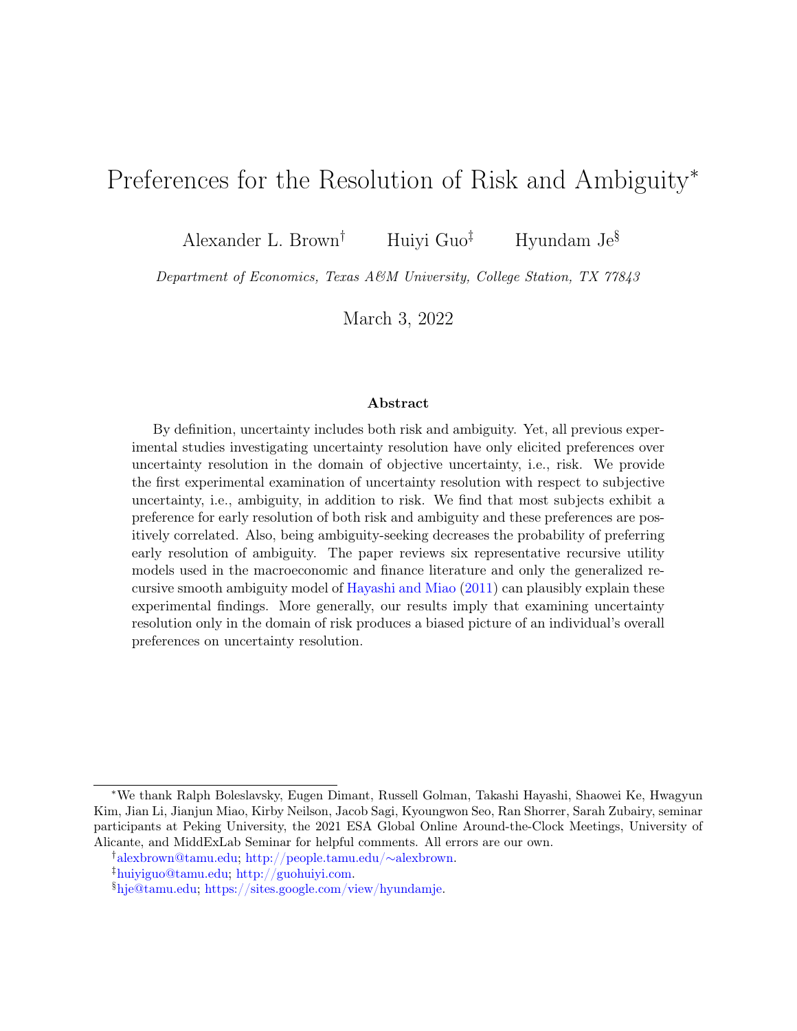# Preferences for the Resolution of Risk and Ambiguity*

Alexander L. Brown[†] Huiyi Guo[‡] Hyundam Je[§]

*Department of Economics, Texas A&M University, College Station, TX 77843*

March 3, 2022

### Abstract

By definition, uncertainty includes both risk and ambiguity. Yet, all previous experimental studies investigating uncertainty resolution have only elicited preferences over uncertainty resolution in the domain of objective uncertainty, i.e., risk. We provide the first experimental examination of uncertainty resolution with respect to subjective uncertainty, i.e., ambiguity, in addition to risk. We find that most subjects exhibit a preference for early resolution of both risk and ambiguity and these preferences are positively correlated. Also, being ambiguity-seeking decreases the probability of preferring early resolution of ambiguity. The paper reviews six representative recursive utility models used in the macroeconomic and finance literature and only the generalized recursive smooth ambiguity model of Hayashi and Miao (2011) can plausibly explain these experimental findings. More generally, our results imply that examining uncertainty resolution only in the domain of risk produces a biased picture of an individual's overall preferences on uncertainty resolution.

---

*We thank Ralph Boleslavsky, Eugen Dimant, Russell Golman, Takashi Hayashi, Shaowei Ke, Hwagyun Kim, Jian Li, Jianjun Miao, Kirby Neilson, Jacob Sagi, Kyoungwon Seo, Ran Shorrer, Sarah Zubairy, seminar participants at Peking University, the 2021 ESA Global Online Around-the-Clock Meetings, University of Alicante, and MiddExLab Seminar for helpful comments. All errors are our own.

[†]alexbrown@tamu.edu; http://people.tamu.edu/∼alexbrown.

[‡]huiyiguo@tamu.edu; http://guohuiyi.com.

[§]hje@tamu.edu; https://sites.google.com/view/hyundamje.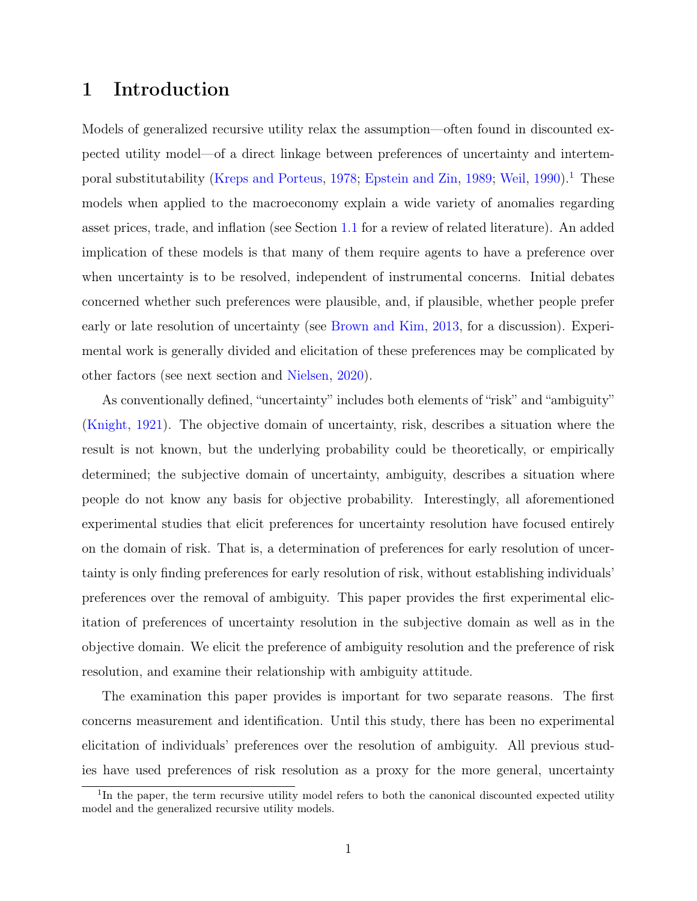# 1 Introduction

Models of generalized recursive utility relax the assumption—often found in discounted expected utility model—of a direct linkage between preferences of uncertainty and intertemporal substitutability (Kreps and Porteus, 1978; Epstein and Zin, 1989; Weil, 1990).[1] These models when applied to the macroeconomy explain a wide variety of anomalies regarding asset prices, trade, and inflation (see Section 1.1 for a review of related literature). An added implication of these models is that many of them require agents to have a preference over when uncertainty is to be resolved, independent of instrumental concerns. Initial debates concerned whether such preferences were plausible, and, if plausible, whether people prefer early or late resolution of uncertainty (see Brown and Kim, 2013, for a discussion). Experimental work is generally divided and elicitation of these preferences may be complicated by other factors (see next section and Nielsen, 2020).

As conventionally defined, "uncertainty" includes both elements of "risk" and "ambiguity" (Knight, 1921). The objective domain of uncertainty, risk, describes a situation where the result is not known, but the underlying probability could be theoretically, or empirically determined; the subjective domain of uncertainty, ambiguity, describes a situation where people do not know any basis for objective probability. Interestingly, all aforementioned experimental studies that elicit preferences for uncertainty resolution have focused entirely on the domain of risk. That is, a determination of preferences for early resolution of uncertainty is only finding preferences for early resolution of risk, without establishing individuals' preferences over the removal of ambiguity. This paper provides the first experimental elicitation of preferences of uncertainty resolution in the subjective domain as well as in the objective domain. We elicit the preference of ambiguity resolution and the preference of risk resolution, and examine their relationship with ambiguity attitude.

The examination this paper provides is important for two separate reasons. The first concerns measurement and identification. Until this study, there has been no experimental elicitation of individuals' preferences over the resolution of ambiguity. All previous studies have used preferences of risk resolution as a proxy for the more general, uncertainty

[1] In the paper, the term recursive utility model refers to both the canonical discounted expected utility model and the generalized recursive utility models.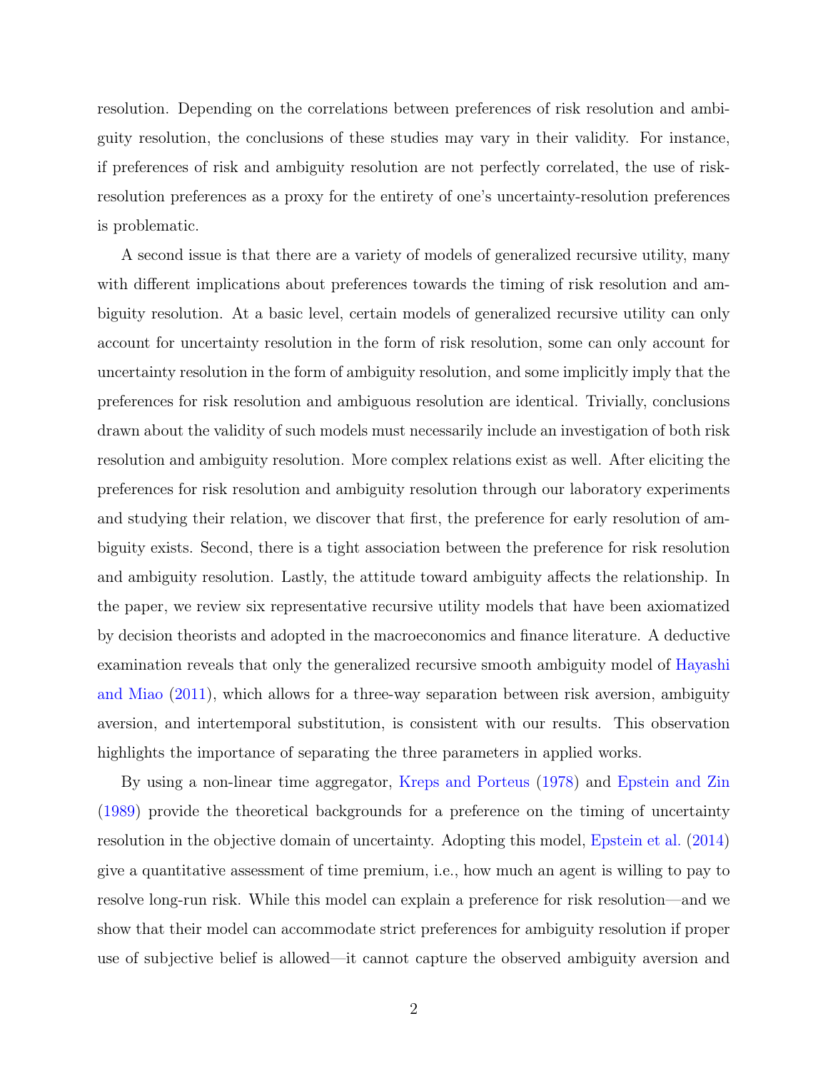resolution. Depending on the correlations between preferences of risk resolution and ambiguity resolution, the conclusions of these studies may vary in their validity. For instance, if preferences of risk and ambiguity resolution are not perfectly correlated, the use of risk-resolution preferences as a proxy for the entirety of one's uncertainty-resolution preferences is problematic.

A second issue is that there are a variety of models of generalized recursive utility, many with different implications about preferences towards the timing of risk resolution and ambiguity resolution. At a basic level, certain models of generalized recursive utility can only account for uncertainty resolution in the form of risk resolution, some can only account for uncertainty resolution in the form of ambiguity resolution, and some implicitly imply that the preferences for risk resolution and ambiguous resolution are identical. Trivially, conclusions drawn about the validity of such models must necessarily include an investigation of both risk resolution and ambiguity resolution. More complex relations exist as well. After eliciting the preferences for risk resolution and ambiguity resolution through our laboratory experiments and studying their relation, we discover that first, the preference for early resolution of ambiguity exists. Second, there is a tight association between the preference for risk resolution and ambiguity resolution. Lastly, the attitude toward ambiguity affects the relationship. In the paper, we review six representative recursive utility models that have been axiomatized by decision theorists and adopted in the macroeconomics and finance literature. A deductive examination reveals that only the generalized recursive smooth ambiguity model of Hayashi and Miao (2011), which allows for a three-way separation between risk aversion, ambiguity aversion, and intertemporal substitution, is consistent with our results. This observation highlights the importance of separating the three parameters in applied works.

By using a non-linear time aggregator, Kreps and Porteus (1978) and Epstein and Zin (1989) provide the theoretical backgrounds for a preference on the timing of uncertainty resolution in the objective domain of uncertainty. Adopting this model, Epstein et al. (2014) give a quantitative assessment of time premium, i.e., how much an agent is willing to pay to resolve long-run risk. While this model can explain a preference for risk resolution—and we show that their model can accommodate strict preferences for ambiguity resolution if proper use of subjective belief is allowed—it cannot capture the observed ambiguity aversion and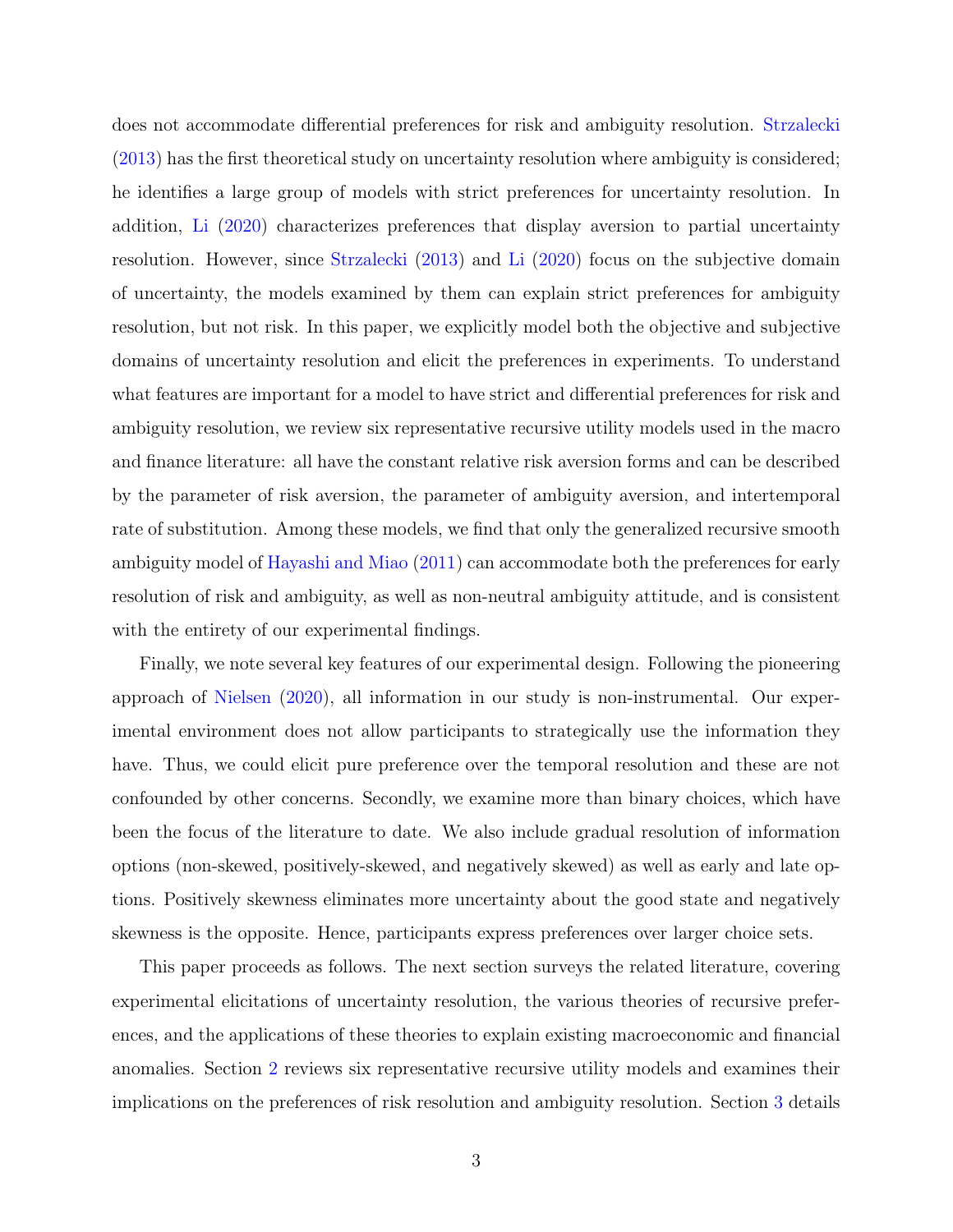does not accommodate differential preferences for risk and ambiguity resolution. Strzalecki (2013) has the first theoretical study on uncertainty resolution where ambiguity is considered; he identifies a large group of models with strict preferences for uncertainty resolution. In addition, Li (2020) characterizes preferences that display aversion to partial uncertainty resolution. However, since Strzalecki (2013) and Li (2020) focus on the subjective domain of uncertainty, the models examined by them can explain strict preferences for ambiguity resolution, but not risk. In this paper, we explicitly model both the objective and subjective domains of uncertainty resolution and elicit the preferences in experiments. To understand what features are important for a model to have strict and differential preferences for risk and ambiguity resolution, we review six representative recursive utility models used in the macro and finance literature: all have the constant relative risk aversion forms and can be described by the parameter of risk aversion, the parameter of ambiguity aversion, and intertemporal rate of substitution. Among these models, we find that only the generalized recursive smooth ambiguity model of Hayashi and Miao (2011) can accommodate both the preferences for early resolution of risk and ambiguity, as well as non-neutral ambiguity attitude, and is consistent with the entirety of our experimental findings.

Finally, we note several key features of our experimental design. Following the pioneering approach of Nielsen (2020), all information in our study is non-instrumental. Our experimental environment does not allow participants to strategically use the information they have. Thus, we could elicit pure preference over the temporal resolution and these are not confounded by other concerns. Secondly, we examine more than binary choices, which have been the focus of the literature to date. We also include gradual resolution of information options (non-skewed, positively-skewed, and negatively skewed) as well as early and late options. Positively skewness eliminates more uncertainty about the good state and negatively skewness is the opposite. Hence, participants express preferences over larger choice sets.

This paper proceeds as follows. The next section surveys the related literature, covering experimental elicitations of uncertainty resolution, the various theories of recursive preferences, and the applications of these theories to explain existing macroeconomic and financial anomalies. Section 2 reviews six representative recursive utility models and examines their implications on the preferences of risk resolution and ambiguity resolution. Section 3 details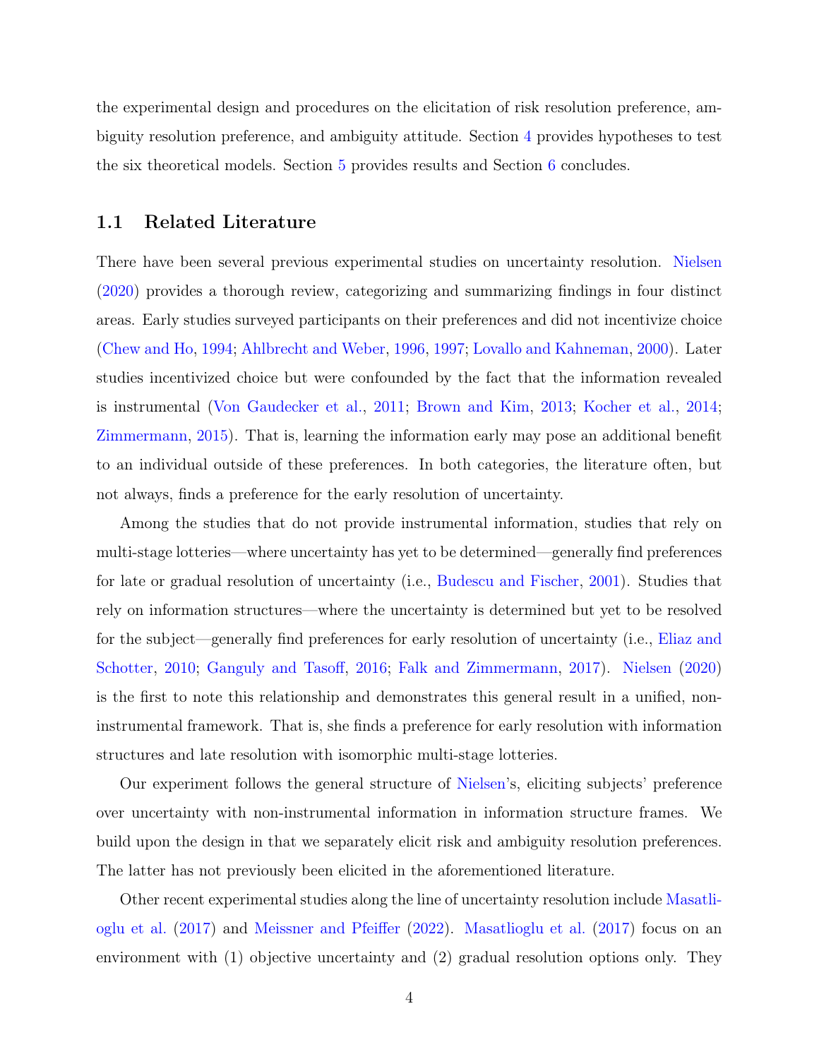the experimental design and procedures on the elicitation of risk resolution preference, ambiguity resolution preference, and ambiguity attitude. Section 4 provides hypotheses to test the six theoretical models. Section 5 provides results and Section 6 concludes.

## 1.1 Related Literature

There have been several previous experimental studies on uncertainty resolution. Nielsen (2020) provides a thorough review, categorizing and summarizing findings in four distinct areas. Early studies surveyed participants on their preferences and did not incentivize choice (Chew and Ho, 1994; Ahlbrecht and Weber, 1996, 1997; Lovallo and Kahneman, 2000). Later studies incentivized choice but were confounded by the fact that the information revealed is instrumental (Von Gaudecker et al., 2011; Brown and Kim, 2013; Kocher et al., 2014; Zimmermann, 2015). That is, learning the information early may pose an additional benefit to an individual outside of these preferences. In both categories, the literature often, but not always, finds a preference for the early resolution of uncertainty.

Among the studies that do not provide instrumental information, studies that rely on multi-stage lotteries—where uncertainty has yet to be determined—generally find preferences for late or gradual resolution of uncertainty (i.e., Budescu and Fischer, 2001). Studies that rely on information structures—where the uncertainty is determined but yet to be resolved for the subject—generally find preferences for early resolution of uncertainty (i.e., Eliaz and Schotter, 2010; Ganguly and Tasoff, 2016; Falk and Zimmermann, 2017). Nielsen (2020) is the first to note this relationship and demonstrates this general result in a unified, non-instrumental framework. That is, she finds a preference for early resolution with information structures and late resolution with isomorphic multi-stage lotteries.

Our experiment follows the general structure of Nielsen's, eliciting subjects' preference over uncertainty with non-instrumental information in information structure frames. We build upon the design in that we separately elicit risk and ambiguity resolution preferences. The latter has not previously been elicited in the aforementioned literature.

Other recent experimental studies along the line of uncertainty resolution include Masatlioglu et al. (2017) and Meissner and Pfeiffer (2022). Masatlioglu et al. (2017) focus on an environment with (1) objective uncertainty and (2) gradual resolution options only. They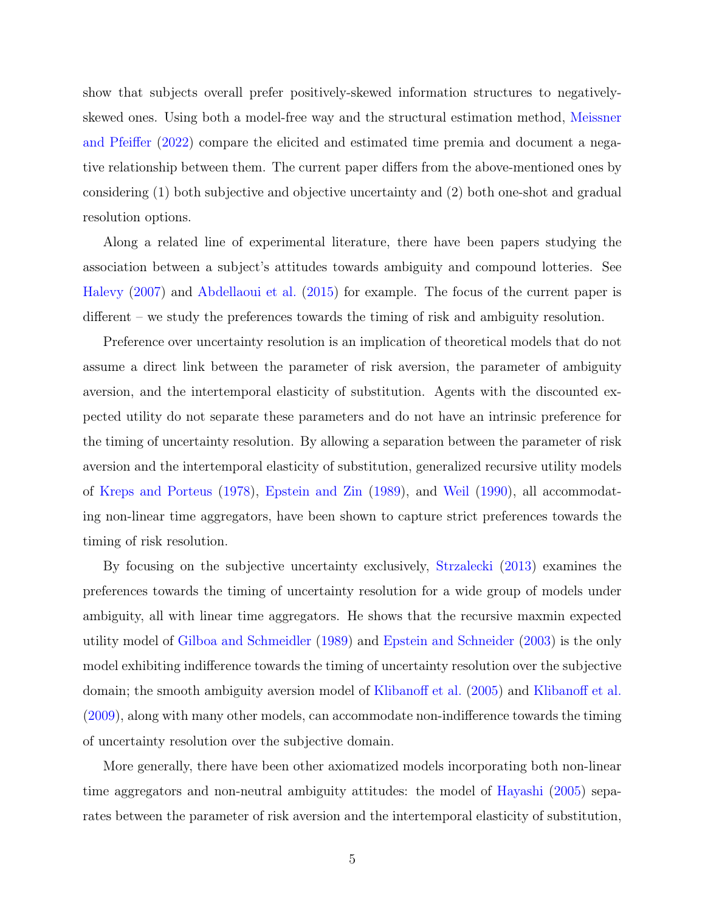show that subjects overall prefer positively-skewed information structures to negatively-skewed ones. Using both a model-free way and the structural estimation method, Meissner and Pfeiffer (2022) compare the elicited and estimated time premia and document a negative relationship between them. The current paper differs from the above-mentioned ones by considering (1) both subjective and objective uncertainty and (2) both one-shot and gradual resolution options.

Along a related line of experimental literature, there have been papers studying the association between a subject's attitudes towards ambiguity and compound lotteries. See Halevy (2007) and Abdellaoui et al. (2015) for example. The focus of the current paper is different – we study the preferences towards the timing of risk and ambiguity resolution.

Preference over uncertainty resolution is an implication of theoretical models that do not assume a direct link between the parameter of risk aversion, the parameter of ambiguity aversion, and the intertemporal elasticity of substitution. Agents with the discounted expected utility do not separate these parameters and do not have an intrinsic preference for the timing of uncertainty resolution. By allowing a separation between the parameter of risk aversion and the intertemporal elasticity of substitution, generalized recursive utility models of Kreps and Porteus (1978), Epstein and Zin (1989), and Weil (1990), all accommodating non-linear time aggregators, have been shown to capture strict preferences towards the timing of risk resolution.

By focusing on the subjective uncertainty exclusively, Strzalecki (2013) examines the preferences towards the timing of uncertainty resolution for a wide group of models under ambiguity, all with linear time aggregators. He shows that the recursive maxmin expected utility model of Gilboa and Schmeidler (1989) and Epstein and Schneider (2003) is the only model exhibiting indifference towards the timing of uncertainty resolution over the subjective domain; the smooth ambiguity aversion model of Klibanoff et al. (2005) and Klibanoff et al. (2009), along with many other models, can accommodate non-indifference towards the timing of uncertainty resolution over the subjective domain.

More generally, there have been other axiomatized models incorporating both non-linear time aggregators and non-neutral ambiguity attitudes: the model of Hayashi (2005) separates between the parameter of risk aversion and the intertemporal elasticity of substitution,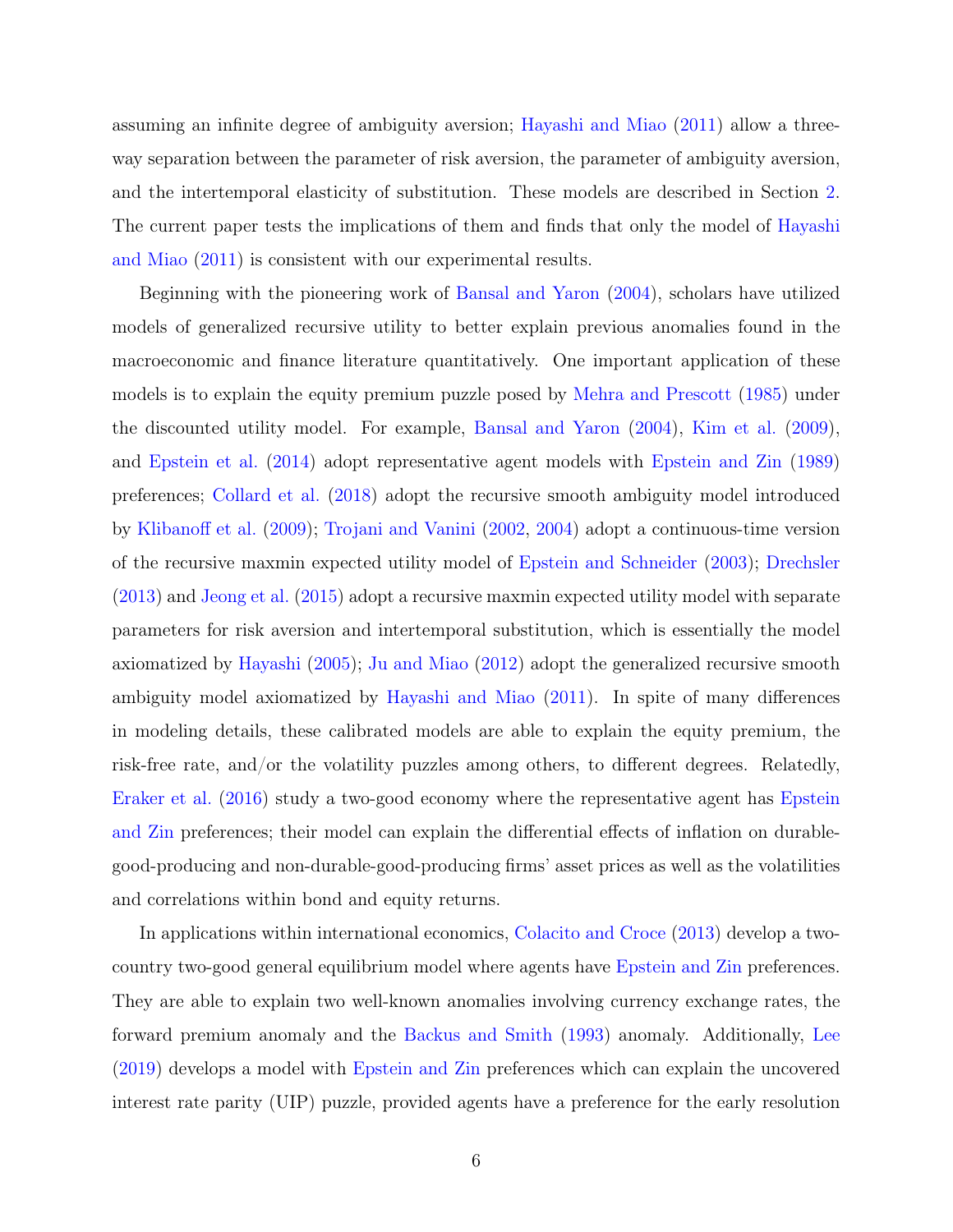assuming an infinite degree of ambiguity aversion; Hayashi and Miao (2011) allow a three-way separation between the parameter of risk aversion, the parameter of ambiguity aversion, and the intertemporal elasticity of substitution. These models are described in Section 2. The current paper tests the implications of them and finds that only the model of Hayashi and Miao (2011) is consistent with our experimental results.

Beginning with the pioneering work of Bansal and Yaron (2004), scholars have utilized models of generalized recursive utility to better explain previous anomalies found in the macroeconomic and finance literature quantitatively. One important application of these models is to explain the equity premium puzzle posed by Mehra and Prescott (1985) under the discounted utility model. For example, Bansal and Yaron (2004), Kim et al. (2009), and Epstein et al. (2014) adopt representative agent models with Epstein and Zin (1989) preferences; Collard et al. (2018) adopt the recursive smooth ambiguity model introduced by Klibanoff et al. (2009); Trojani and Vanini (2002, 2004) adopt a continuous-time version of the recursive maxmin expected utility model of Epstein and Schneider (2003); Drechsler (2013) and Jeong et al. (2015) adopt a recursive maxmin expected utility model with separate parameters for risk aversion and intertemporal substitution, which is essentially the model axiomatized by Hayashi (2005); Ju and Miao (2012) adopt the generalized recursive smooth ambiguity model axiomatized by Hayashi and Miao (2011). In spite of many differences in modeling details, these calibrated models are able to explain the equity premium, the risk-free rate, and/or the volatility puzzles among others, to different degrees. Relatedly, Eraker et al. (2016) study a two-good economy where the representative agent has Epstein and Zin preferences; their model can explain the differential effects of inflation on durable-good-producing and non-durable-good-producing firms' asset prices as well as the volatilities and correlations within bond and equity returns.

In applications within international economics, Colacito and Croce (2013) develop a two-country two-good general equilibrium model where agents have Epstein and Zin preferences. They are able to explain two well-known anomalies involving currency exchange rates, the forward premium anomaly and the Backus and Smith (1993) anomaly. Additionally, Lee (2019) develops a model with Epstein and Zin preferences which can explain the uncovered interest rate parity (UIP) puzzle, provided agents have a preference for the early resolution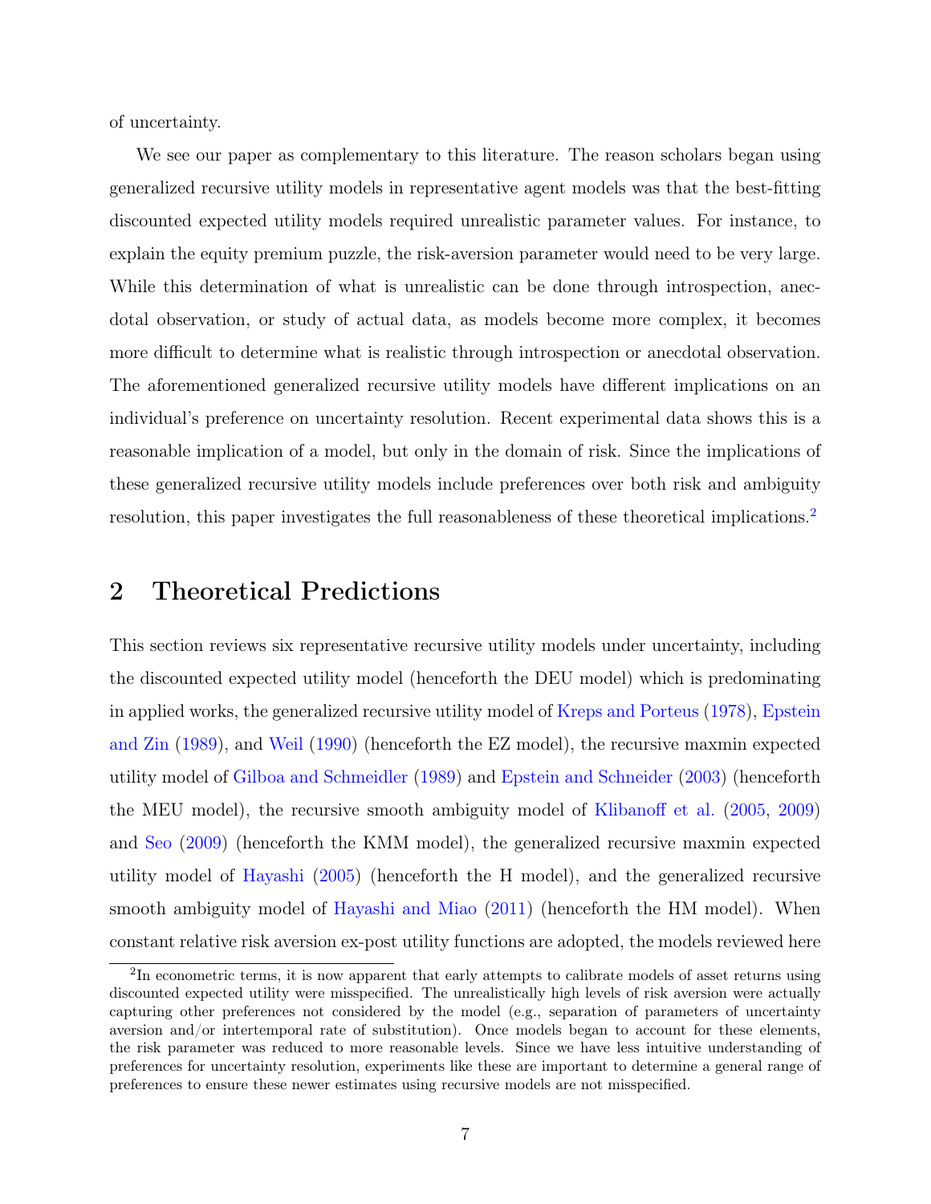of uncertainty.

We see our paper as complementary to this literature. The reason scholars began using generalized recursive utility models in representative agent models was that the best-fitting discounted expected utility models required unrealistic parameter values. For instance, to explain the equity premium puzzle, the risk-aversion parameter would need to be very large. While this determination of what is unrealistic can be done through introspection, anecdotal observation, or study of actual data, as models become more complex, it becomes more difficult to determine what is realistic through introspection or anecdotal observation. The aforementioned generalized recursive utility models have different implications on an individual's preference on uncertainty resolution. Recent experimental data shows this is a reasonable implication of a model, but only in the domain of risk. Since the implications of these generalized recursive utility models include preferences over both risk and ambiguity resolution, this paper investigates the full reasonableness of these theoretical implications.[2]

## 2 Theoretical Predictions

This section reviews six representative recursive utility models under uncertainty, including the discounted expected utility model (henceforth the DEU model) which is predominating in applied works, the generalized recursive utility model of Kreps and Porteus (1978), Epstein and Zin (1989), and Weil (1990) (henceforth the EZ model), the recursive maxmin expected utility model of Gilboa and Schmeidler (1989) and Epstein and Schneider (2003) (henceforth the MEU model), the recursive smooth ambiguity model of Klibanoff et al. (2005, 2009) and Seo (2009) (henceforth the KMM model), the generalized recursive maxmin expected utility model of Hayashi (2005) (henceforth the H model), and the generalized recursive smooth ambiguity model of Hayashi and Miao (2011) (henceforth the HM model). When constant relative risk aversion ex-post utility functions are adopted, the models reviewed here

[2] In econometric terms, it is now apparent that early attempts to calibrate models of asset returns using discounted expected utility were misspecified. The unrealistically high levels of risk aversion were actually capturing other preferences not considered by the model (e.g., separation of parameters of uncertainty aversion and/or intertemporal rate of substitution). Once models began to account for these elements, the risk parameter was reduced to more reasonable levels. Since we have less intuitive understanding of preferences for uncertainty resolution, experiments like these are important to determine a general range of preferences to ensure these newer estimates using recursive models are not misspecified.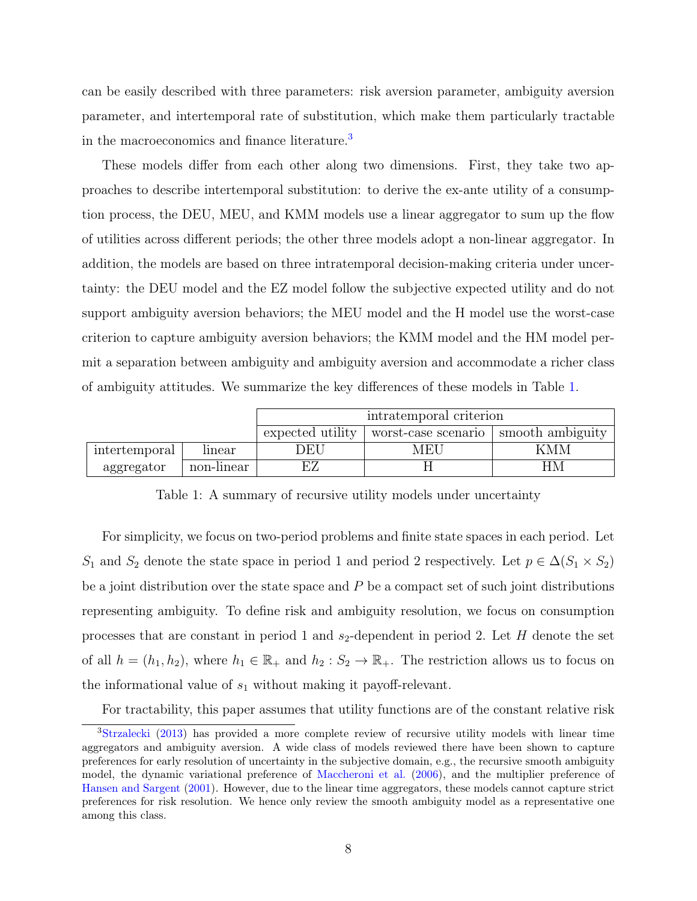can be easily described with three parameters: risk aversion parameter, ambiguity aversion parameter, and intertemporal rate of substitution, which make them particularly tractable in the macroeconomics and finance literature.[3]

These models differ from each other along two dimensions. First, they take two approaches to describe intertemporal substitution: to derive the ex-ante utility of a consumption process, the DEU, MEU, and KMM models use a linear aggregator to sum up the flow of utilities across different periods; the other three models adopt a non-linear aggregator. In addition, the models are based on three intratemporal decision-making criteria under uncertainty: the DEU model and the EZ model follow the subjective expected utility and do not support ambiguity aversion behaviors; the MEU model and the H model use the worst-case criterion to capture ambiguity aversion behaviors; the KMM model and the HM model permit a separation between ambiguity and ambiguity aversion and accommodate a richer class of ambiguity attitudes. We summarize the key differences of these models in Table 1.

| | | intratemporal criterion | | |
|---|---|---|---|---|
| | | expected utility | worst-case scenario | smooth ambiguity |
| intertemporal aggregator | linear | DEU | MEU | KMM |
| | non-linear | EZ | H | HM |

Table 1: A summary of recursive utility models under uncertainty

For simplicity, we focus on two-period problems and finite state spaces in each period. Let $S_1$ and $S_2$ denote the state space in period 1 and period 2 respectively. Let $p \in \Delta(S_1 \times S_2)$ be a joint distribution over the state space and $P$ be a compact set of such joint distributions representing ambiguity. To define risk and ambiguity resolution, we focus on consumption processes that are constant in period 1 and $s_2$-dependent in period 2. Let $H$ denote the set of all $h = (h_1, h_2)$, where $h_1 \in \mathbb{R}_+$ and $h_2 : S_2 \to \mathbb{R}_+$. The restriction allows us to focus on the informational value of $s_1$ without making it payoff-relevant.

For tractability, this paper assumes that utility functions are of the constant relative risk

[3] Strzalecki (2013) has provided a more complete review of recursive utility models with linear time aggregators and ambiguity aversion. A wide class of models reviewed there have been shown to capture preferences for early resolution of uncertainty in the subjective domain, e.g., the recursive smooth ambiguity model, the dynamic variational preference of Maccheroni et al. (2006), and the multiplier preference of Hansen and Sargent (2001). However, due to the linear time aggregators, these models cannot capture strict preferences for risk resolution. We hence only review the smooth ambiguity model as a representative one among this class.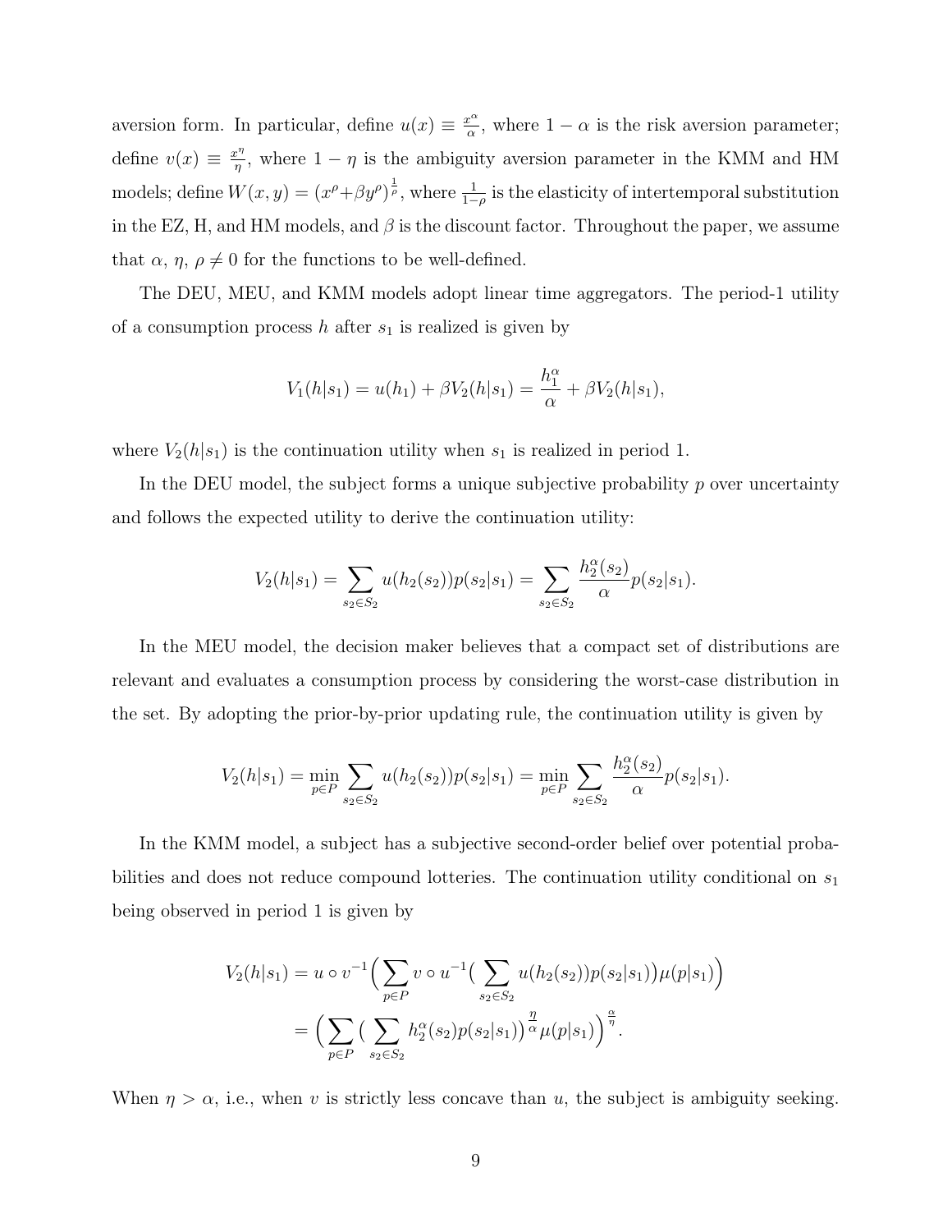aversion form. In particular, define $u(x) \equiv \frac{x^\alpha}{\alpha}$, where $1-\alpha$ is the risk aversion parameter; define $v(x) \equiv \frac{x^\eta}{\eta}$, where $1-\eta$ is the ambiguity aversion parameter in the KMM and HM models; define $W(x, y) = (x^\rho + \beta y^\rho)^{\frac{1}{\rho}}$, where $\frac{1}{1-\rho}$ is the elasticity of intertemporal substitution in the EZ, H, and HM models, and $\beta$ is the discount factor. Throughout the paper, we assume that $\alpha$, $\eta$, $\rho \neq 0$ for the functions to be well-defined.

The DEU, MEU, and KMM models adopt linear time aggregators. The period-1 utility of a consumption process $h$ after $s_1$ is realized is given by

$$V_1(h|s_1) = u(h_1) + \beta V_2(h|s_1) = \frac{h_1^\alpha}{\alpha} + \beta V_2(h|s_1),$$

where $V_2(h|s_1)$ is the continuation utility when $s_1$ is realized in period 1.

In the DEU model, the subject forms a unique subjective probability $p$ over uncertainty and follows the expected utility to derive the continuation utility:

$$V_2(h|s_1) = \sum_{s_2 \in S_2} u(h_2(s_2)) p(s_2|s_1) = \sum_{s_2 \in S_2} \frac{h_2^\alpha(s_2)}{\alpha} p(s_2|s_1).$$

In the MEU model, the decision maker believes that a compact set of distributions are relevant and evaluates a consumption process by considering the worst-case distribution in the set. By adopting the prior-by-prior updating rule, the continuation utility is given by

$$V_2(h|s_1) = \min_{p \in P} \sum_{s_2 \in S_2} u(h_2(s_2)) p(s_2|s_1) = \min_{p \in P} \sum_{s_2 \in S_2} \frac{h_2^\alpha(s_2)}{\alpha} p(s_2|s_1).$$

In the KMM model, a subject has a subjective second-order belief over potential probabilities and does not reduce compound lotteries. The continuation utility conditional on $s_1$ being observed in period 1 is given by

$$\begin{aligned} V_2(h|s_1) &= u \circ v^{-1}\Big(\sum_{p \in P} v \circ u^{-1}\big(\sum_{s_2 \in S_2} u(h_2(s_2)) p(s_2|s_1)\big)\mu(p|s_1)\Big) \\ &= \Big(\sum_{p \in P}\big(\sum_{s_2 \in S_2} h_2^\alpha(s_2) p(s_2|s_1)\big)^{\frac{\eta}{\alpha}} \mu(p|s_1)\Big)^{\frac{\alpha}{\eta}}. \end{aligned}$$

When $\eta > \alpha$, i.e., when $v$ is strictly less concave than $u$, the subject is ambiguity seeking.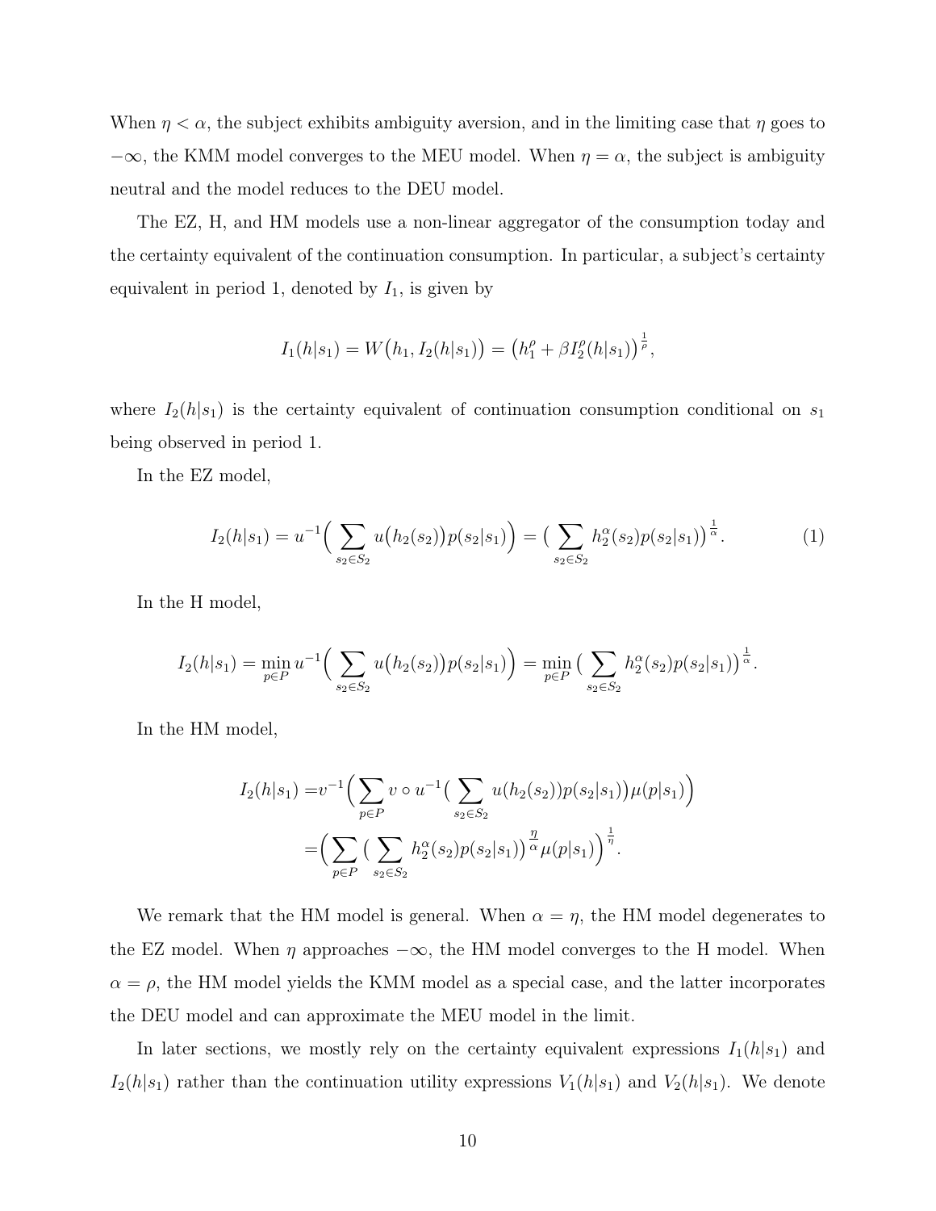When $\eta < \alpha$, the subject exhibits ambiguity aversion, and in the limiting case that $\eta$ goes to $-\infty$, the KMM model converges to the MEU model. When $\eta = \alpha$, the subject is ambiguity neutral and the model reduces to the DEU model.

The EZ, H, and HM models use a non-linear aggregator of the consumption today and the certainty equivalent of the continuation consumption. In particular, a subject's certainty equivalent in period 1, denoted by $I_1$, is given by

$$I_1(h|s_1) = W\big(h_1, I_2(h|s_1)\big) = \big(h_1^\rho + \beta I_2^\rho(h|s_1)\big)^{\frac{1}{\rho}},$$

where $I_2(h|s_1)$ is the certainty equivalent of continuation consumption conditional on $s_1$ being observed in period 1.

In the EZ model,

$$I_2(h|s_1) = u^{-1}\Big(\sum_{s_2 \in S_2} u\big(h_2(s_2)\big)p(s_2|s_1)\Big) = \big(\sum_{s_2 \in S_2} h_2^\alpha(s_2)p(s_2|s_1)\big)^{\frac{1}{\alpha}}. \tag{1}$$

In the H model,

$$I_2(h|s_1) = \min_{p \in P} u^{-1}\Big(\sum_{s_2 \in S_2} u\big(h_2(s_2)\big)p(s_2|s_1)\Big) = \min_{p \in P}\big(\sum_{s_2 \in S_2} h_2^\alpha(s_2)p(s_2|s_1)\big)^{\frac{1}{\alpha}}.$$

In the HM model,

$$\begin{aligned} I_2(h|s_1) =& v^{-1}\Big(\sum_{p \in P} v \circ u^{-1}\big(\sum_{s_2 \in S_2} u(h_2(s_2))p(s_2|s_1)\big)\mu(p|s_1)\Big) \\ =& \Big(\sum_{p \in P}\big(\sum_{s_2 \in S_2} h_2^\alpha(s_2)p(s_2|s_1)\big)^{\frac{\eta}{\alpha}}\mu(p|s_1)\Big)^{\frac{1}{\eta}}. \end{aligned}$$

We remark that the HM model is general. When $\alpha = \eta$, the HM model degenerates to the EZ model. When $\eta$ approaches $-\infty$, the HM model converges to the H model. When $\alpha = \rho$, the HM model yields the KMM model as a special case, and the latter incorporates the DEU model and can approximate the MEU model in the limit.

In later sections, we mostly rely on the certainty equivalent expressions $I_1(h|s_1)$ and $I_2(h|s_1)$ rather than the continuation utility expressions $V_1(h|s_1)$ and $V_2(h|s_1)$. We denote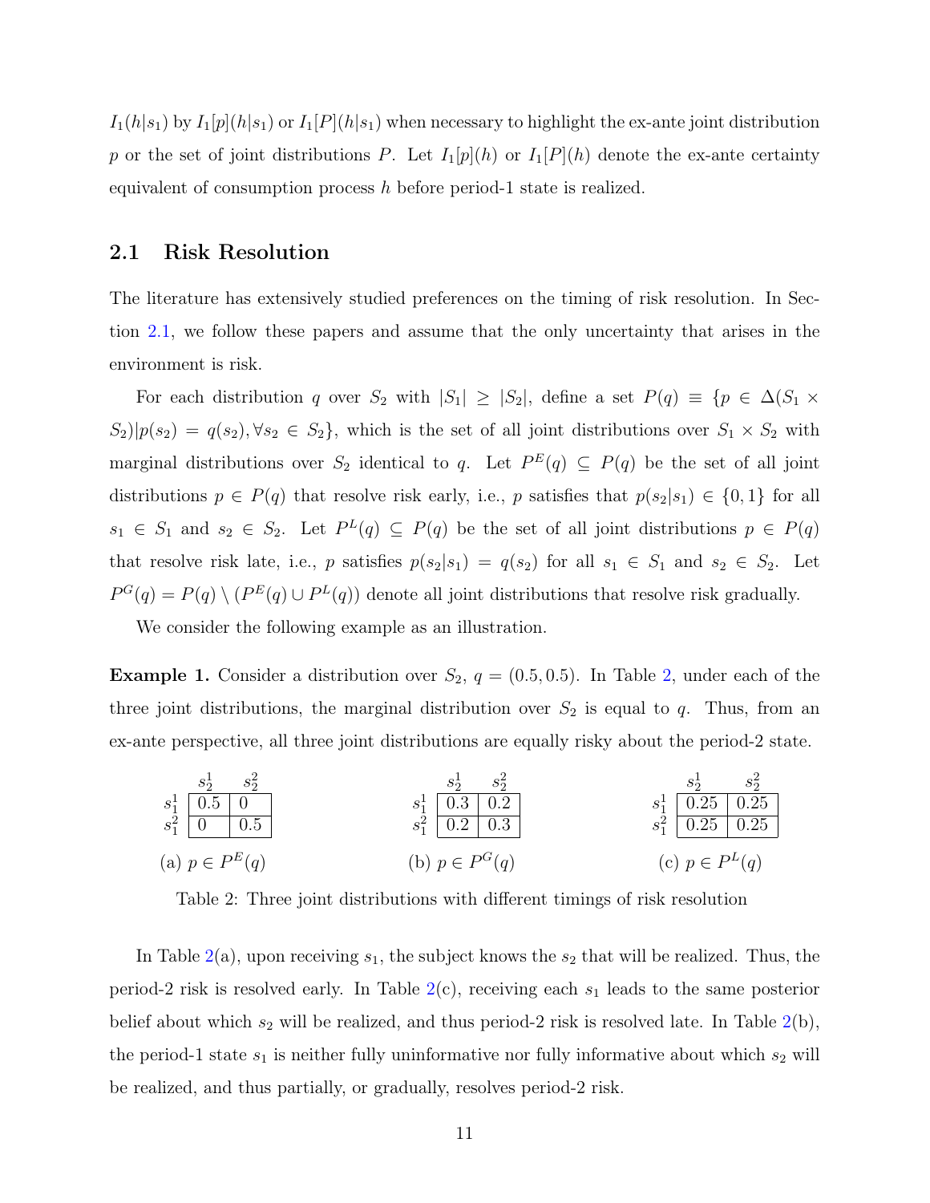$I_1(h|s_1)$ by $I_1[p](h|s_1)$ or $I_1[P](h|s_1)$ when necessary to highlight the ex-ante joint distribution $p$ or the set of joint distributions $P$. Let $I_1[p](h)$ or $I_1[P](h)$ denote the ex-ante certainty equivalent of consumption process $h$ before period-1 state is realized.

## 2.1 Risk Resolution

The literature has extensively studied preferences on the timing of risk resolution. In Section 2.1, we follow these papers and assume that the only uncertainty that arises in the environment is risk.

For each distribution $q$ over $S_2$ with $|S_1| \geq |S_2|$, define a set $P(q) \equiv \{p \in \Delta(S_1 \times S_2) | p(s_2) = q(s_2), \forall s_2 \in S_2\}$, which is the set of all joint distributions over $S_1 \times S_2$ with marginal distributions over $S_2$ identical to $q$. Let $P^E(q) \subseteq P(q)$ be the set of all joint distributions $p \in P(q)$ that resolve risk early, i.e., $p$ satisfies that $p(s_2|s_1) \in \{0, 1\}$ for all $s_1 \in S_1$ and $s_2 \in S_2$. Let $P^L(q) \subseteq P(q)$ be the set of all joint distributions $p \in P(q)$ that resolve risk late, i.e., $p$ satisfies $p(s_2|s_1) = q(s_2)$ for all $s_1 \in S_1$ and $s_2 \in S_2$. Let $P^G(q) = P(q) \setminus (P^E(q) \cup P^L(q))$ denote all joint distributions that resolve risk gradually.

We consider the following example as an illustration.

**Example 1.** Consider a distribution over $S_2$, $q = (0.5, 0.5)$. In Table 2, under each of the three joint distributions, the marginal distribution over $S_2$ is equal to $q$. Thus, from an ex-ante perspective, all three joint distributions are equally risky about the period-2 state.

(a) $p \in P^E(q)$

| | $s_2^1$ | $s_2^2$ |
|---|---|---|
| $s_1^1$ | 0.5 | 0 |
| $s_1^2$ | 0 | 0.5 |

(b) $p \in P^G(q)$

| | $s_2^1$ | $s_2^2$ |
|---|---|---|
| $s_1^1$ | 0.3 | 0.2 |
| $s_1^2$ | 0.2 | 0.3 |

(c) $p \in P^L(q)$

| | $s_2^1$ | $s_2^2$ |
|---|---|---|
| $s_1^1$ | 0.25 | 0.25 |
| $s_1^2$ | 0.25 | 0.25 |

Table 2: Three joint distributions with different timings of risk resolution

In Table 2(a), upon receiving $s_1$, the subject knows the $s_2$ that will be realized. Thus, the period-2 risk is resolved early. In Table 2(c), receiving each $s_1$ leads to the same posterior belief about which $s_2$ will be realized, and thus period-2 risk is resolved late. In Table 2(b), the period-1 state $s_1$ is neither fully uninformative nor fully informative about which $s_2$ will be realized, and thus partially, or gradually, resolves period-2 risk.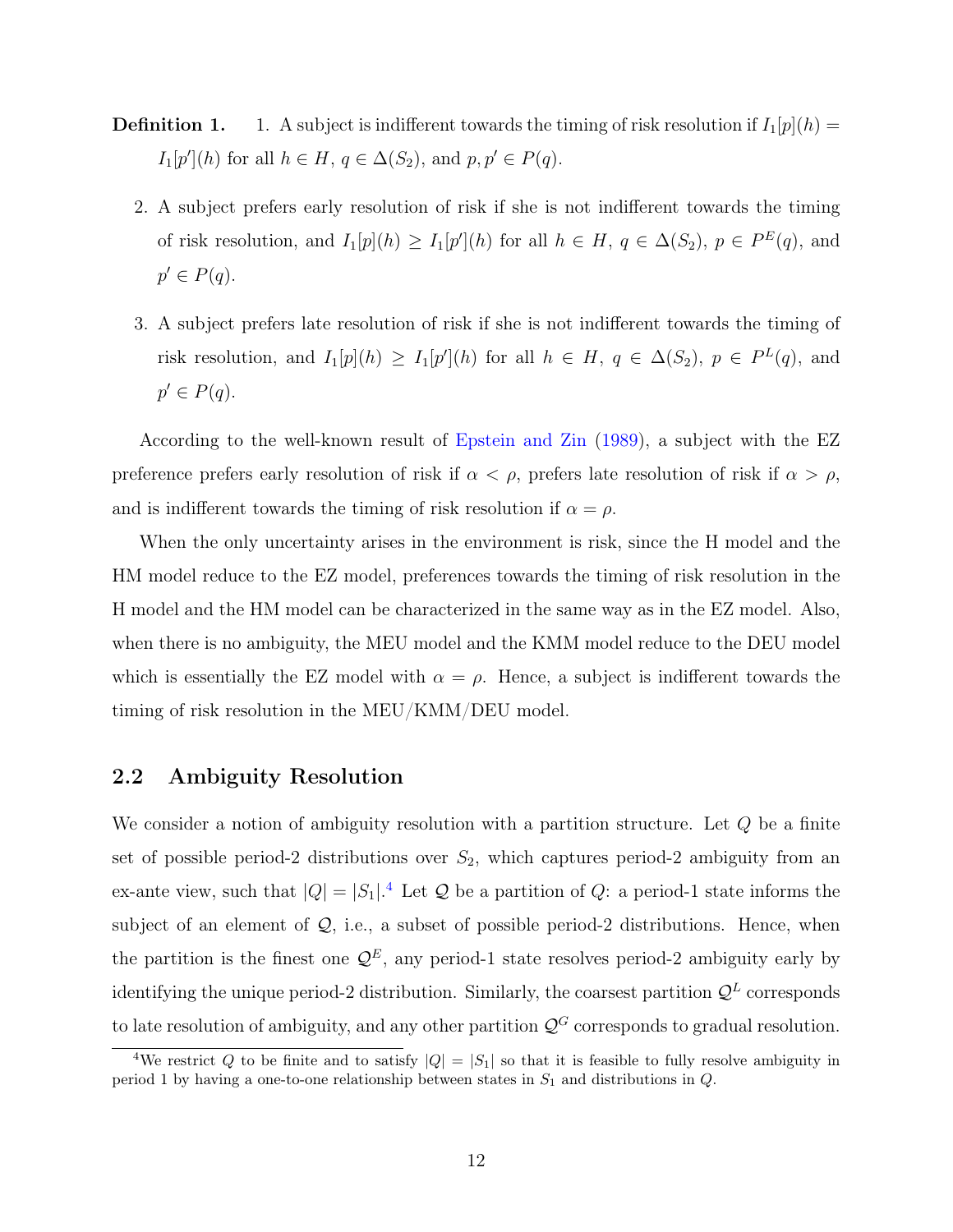**Definition 1.**

1. A subject is indifferent towards the timing of risk resolution if $I_1[p](h) = I_1[p'](h)$ for all $h \in H$, $q \in \Delta(S_2)$, and $p, p' \in P(q)$.
2. A subject prefers early resolution of risk if she is not indifferent towards the timing of risk resolution, and $I_1[p](h) \geq I_1[p'](h)$ for all $h \in H$, $q \in \Delta(S_2)$, $p \in P^E(q)$, and $p' \in P(q)$.
3. A subject prefers late resolution of risk if she is not indifferent towards the timing of risk resolution, and $I_1[p](h) \geq I_1[p'](h)$ for all $h \in H$, $q \in \Delta(S_2)$, $p \in P^L(q)$, and $p' \in P(q)$.

According to the well-known result of Epstein and Zin (1989), a subject with the EZ preference prefers early resolution of risk if $\alpha < \rho$, prefers late resolution of risk if $\alpha > \rho$, and is indifferent towards the timing of risk resolution if $\alpha = \rho$.

When the only uncertainty arises in the environment is risk, since the H model and the HM model reduce to the EZ model, preferences towards the timing of risk resolution in the H model and the HM model can be characterized in the same way as in the EZ model. Also, when there is no ambiguity, the MEU model and the KMM model reduce to the DEU model which is essentially the EZ model with $\alpha = \rho$. Hence, a subject is indifferent towards the timing of risk resolution in the MEU/KMM/DEU model.

## 2.2 Ambiguity Resolution

We consider a notion of ambiguity resolution with a partition structure. Let $Q$ be a finite set of possible period-2 distributions over $S_2$, which captures period-2 ambiguity from an ex-ante view, such that $|Q| = |S_1|$.[4] Let $\mathcal{Q}$ be a partition of $Q$: a period-1 state informs the subject of an element of $\mathcal{Q}$, i.e., a subset of possible period-2 distributions. Hence, when the partition is the finest one $\mathcal{Q}^E$, any period-1 state resolves period-2 ambiguity early by identifying the unique period-2 distribution. Similarly, the coarsest partition $\mathcal{Q}^L$ corresponds to late resolution of ambiguity, and any other partition $\mathcal{Q}^G$ corresponds to gradual resolution.

[4] We restrict $Q$ to be finite and to satisfy $|Q| = |S_1|$ so that it is feasible to fully resolve ambiguity in period 1 by having a one-to-one relationship between states in $S_1$ and distributions in $Q$.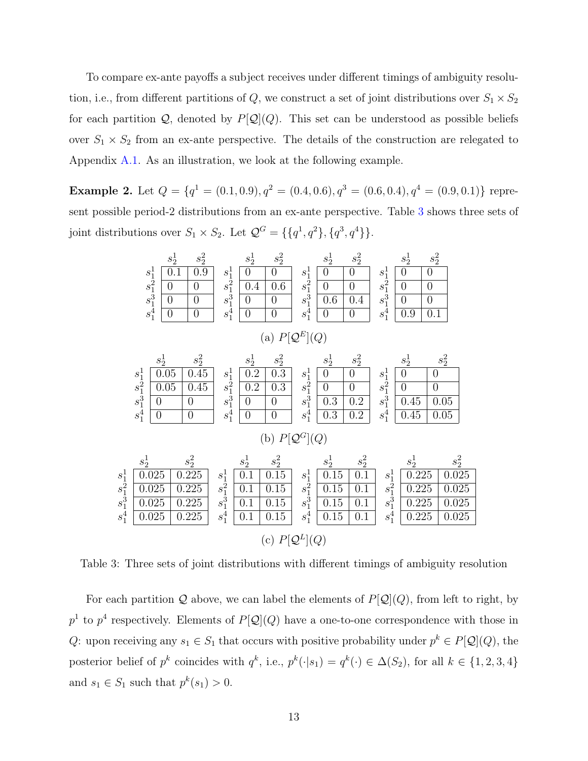To compare ex-ante payoffs a subject receives under different timings of ambiguity resolution, i.e., from different partitions of $Q$, we construct a set of joint distributions over $S_1 \times S_2$ for each partition $\mathcal{Q}$, denoted by $P[\mathcal{Q}](Q)$. This set can be understood as possible beliefs over $S_1 \times S_2$ from an ex-ante perspective. The details of the construction are relegated to Appendix A.1. As an illustration, we look at the following example.

**Example 2.** Let $Q = \{q^1 = (0.1, 0.9), q^2 = (0.4, 0.6), q^3 = (0.6, 0.4), q^4 = (0.9, 0.1)\}$ represent possible period-2 distributions from an ex-ante perspective. Table 3 shows three sets of joint distributions over $S_1 \times S_2$. Let $\mathcal{Q}^G = \{\{q^1, q^2\}, \{q^3, q^4\}\}$.

|  | $s_2^1$ | $s_2^2$ |  | $s_2^1$ | $s_2^2$ |  | $s_2^1$ | $s_2^2$ |  | $s_2^1$ | $s_2^2$ |
|---|---|---|---|---|---|---|---|---|---|---|---|
| $s_1^1$ | 0.1 | 0.9 | $s_1^1$ | 0 | 0 | $s_1^1$ | 0 | 0 | $s_1^1$ | 0 | 0 |
| $s_1^2$ | 0 | 0 | $s_1^2$ | 0.4 | 0.6 | $s_1^2$ | 0 | 0 | $s_1^2$ | 0 | 0 |
| $s_1^3$ | 0 | 0 | $s_1^3$ | 0 | 0 | $s_1^3$ | 0.6 | 0.4 | $s_1^3$ | 0 | 0 |
| $s_1^4$ | 0 | 0 | $s_1^4$ | 0 | 0 | $s_1^4$ | 0 | 0 | $s_1^4$ | 0.9 | 0.1 |

(a) $P[\mathcal{Q}^E](Q)$

|  | $s_2^1$ | $s_2^2$ |  | $s_2^1$ | $s_2^2$ |  | $s_2^1$ | $s_2^2$ |  | $s_2^1$ | $s_2^2$ |
|---|---|---|---|---|---|---|---|---|---|---|---|
| $s_1^1$ | 0.05 | 0.45 | $s_1^1$ | 0.2 | 0.3 | $s_1^1$ | 0 | 0 | $s_1^1$ | 0 | 0 |
| $s_1^2$ | 0.05 | 0.45 | $s_1^2$ | 0.2 | 0.3 | $s_1^2$ | 0 | 0 | $s_1^2$ | 0 | 0 |
| $s_1^3$ | 0 | 0 | $s_1^3$ | 0 | 0 | $s_1^3$ | 0.3 | 0.2 | $s_1^3$ | 0.45 | 0.05 |
| $s_1^4$ | 0 | 0 | $s_1^4$ | 0 | 0 | $s_1^4$ | 0.3 | 0.2 | $s_1^4$ | 0.45 | 0.05 |

(b) $P[\mathcal{Q}^G](Q)$

|  | $s_2^1$ | $s_2^2$ |  | $s_2^1$ | $s_2^2$ |  | $s_2^1$ | $s_2^2$ |  | $s_2^1$ | $s_2^2$ |
|---|---|---|---|---|---|---|---|---|---|---|---|
| $s_1^1$ | 0.025 | 0.225 | $s_1^1$ | 0.1 | 0.15 | $s_1^1$ | 0.15 | 0.1 | $s_1^1$ | 0.225 | 0.025 |
| $s_1^2$ | 0.025 | 0.225 | $s_1^2$ | 0.1 | 0.15 | $s_1^2$ | 0.15 | 0.1 | $s_1^2$ | 0.225 | 0.025 |
| $s_1^3$ | 0.025 | 0.225 | $s_1^3$ | 0.1 | 0.15 | $s_1^3$ | 0.15 | 0.1 | $s_1^3$ | 0.225 | 0.025 |
| $s_1^4$ | 0.025 | 0.225 | $s_1^4$ | 0.1 | 0.15 | $s_1^4$ | 0.15 | 0.1 | $s_1^4$ | 0.225 | 0.025 |

(c) $P[\mathcal{Q}^L](Q)$

Table 3: Three sets of joint distributions with different timings of ambiguity resolution

For each partition $\mathcal{Q}$ above, we can label the elements of $P[\mathcal{Q}](Q)$, from left to right, by $p^1$ to $p^4$ respectively. Elements of $P[\mathcal{Q}](Q)$ have a one-to-one correspondence with those in $Q$: upon receiving any $s_1 \in S_1$ that occurs with positive probability under $p^k \in P[\mathcal{Q}](Q)$, the posterior belief of $p^k$ coincides with $q^k$, i.e., $p^k(\cdot|s_1) = q^k(\cdot) \in \Delta(S_2)$, for all $k \in \{1, 2, 3, 4\}$ and $s_1 \in S_1$ such that $p^k(s_1) > 0$.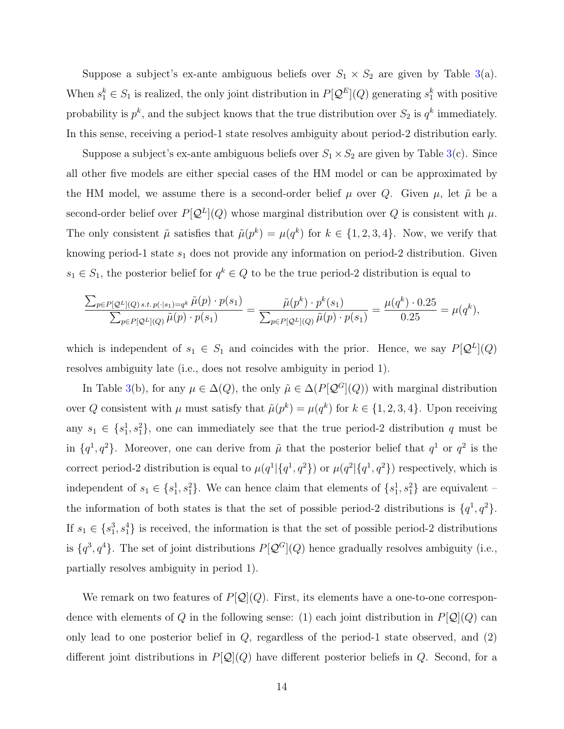Suppose a subject's ex-ante ambiguous beliefs over $S_1 \times S_2$ are given by Table 3(a). When $s_1^k \in S_1$ is realized, the only joint distribution in $P[\mathcal{Q}^E](Q)$ generating $s_1^k$ with positive probability is $p^k$, and the subject knows that the true distribution over $S_2$ is $q^k$ immediately. In this sense, receiving a period-1 state resolves ambiguity about period-2 distribution early.

Suppose a subject's ex-ante ambiguous beliefs over $S_1 \times S_2$ are given by Table 3(c). Since all other five models are either special cases of the HM model or can be approximated by the HM model, we assume there is a second-order belief $\mu$ over $Q$. Given $\mu$, let $\tilde{\mu}$ be a second-order belief over $P[\mathcal{Q}^L](Q)$ whose marginal distribution over $Q$ is consistent with $\mu$. The only consistent $\tilde{\mu}$ satisfies that $\tilde{\mu}(p^k) = \mu(q^k)$ for $k \in \{1, 2, 3, 4\}$. Now, we verify that knowing period-1 state $s_1$ does not provide any information on period-2 distribution. Given $s_1 \in S_1$, the posterior belief for $q^k \in Q$ to be the true period-2 distribution is equal to

$$\frac{\sum_{p \in P[\mathcal{Q}^L](Q) \, s.t. \, p(\cdot|s_1) = q^k} \tilde{\mu}(p) \cdot p(s_1)}{\sum_{p \in P[\mathcal{Q}^L](Q)} \tilde{\mu}(p) \cdot p(s_1)} = \frac{\tilde{\mu}(p^k) \cdot p^k(s_1)}{\sum_{p \in P[\mathcal{Q}^L](Q)} \tilde{\mu}(p) \cdot p(s_1)} = \frac{\mu(q^k) \cdot 0.25}{0.25} = \mu(q^k),$$

which is independent of $s_1 \in S_1$ and coincides with the prior. Hence, we say $P[\mathcal{Q}^L](Q)$ resolves ambiguity late (i.e., does not resolve ambiguity in period 1).

In Table 3(b), for any $\mu \in \Delta(Q)$, the only $\tilde{\mu} \in \Delta(P[\mathcal{Q}^G](Q))$ with marginal distribution over $Q$ consistent with $\mu$ must satisfy that $\tilde{\mu}(p^k) = \mu(q^k)$ for $k \in \{1, 2, 3, 4\}$. Upon receiving any $s_1 \in \{s_1^1, s_1^2\}$, one can immediately see that the true period-2 distribution $q$ must be in $\{q^1, q^2\}$. Moreover, one can derive from $\tilde{\mu}$ that the posterior belief that $q^1$ or $q^2$ is the correct period-2 distribution is equal to $\mu(q^1|\{q^1, q^2\})$ or $\mu(q^2|\{q^1, q^2\})$ respectively, which is independent of $s_1 \in \{s_1^1, s_1^2\}$. We can hence claim that elements of $\{s_1^1, s_1^2\}$ are equivalent – the information of both states is that the set of possible period-2 distributions is $\{q^1, q^2\}$. If $s_1 \in \{s_1^3, s_1^4\}$ is received, the information is that the set of possible period-2 distributions is $\{q^3, q^4\}$. The set of joint distributions $P[\mathcal{Q}^G](Q)$ hence gradually resolves ambiguity (i.e., partially resolves ambiguity in period 1).

We remark on two features of $P[\mathcal{Q}](Q)$. First, its elements have a one-to-one correspondence with elements of $Q$ in the following sense: (1) each joint distribution in $P[\mathcal{Q}](Q)$ can only lead to one posterior belief in $Q$, regardless of the period-1 state observed, and (2) different joint distributions in $P[\mathcal{Q}](Q)$ have different posterior beliefs in $Q$. Second, for a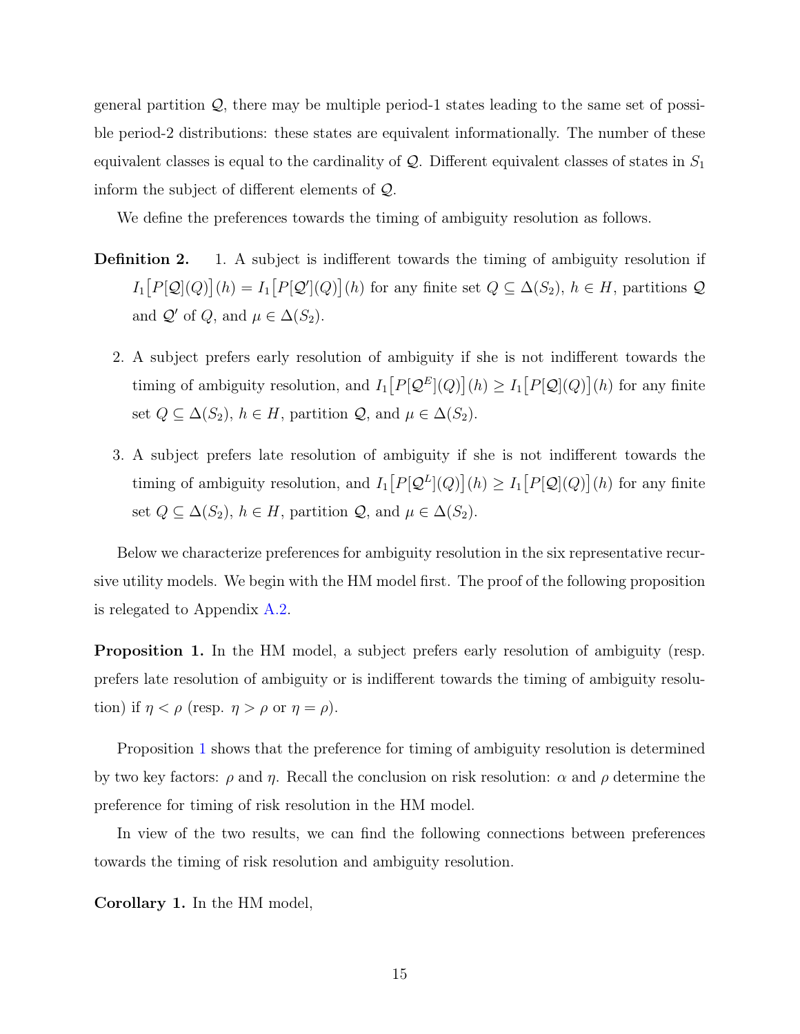general partition $\mathcal{Q}$, there may be multiple period-1 states leading to the same set of possible period-2 distributions: these states are equivalent informationally. The number of these equivalent classes is equal to the cardinality of $\mathcal{Q}$. Different equivalent classes of states in $S_1$ inform the subject of different elements of $\mathcal{Q}$.

We define the preferences towards the timing of ambiguity resolution as follows.

**Definition 2.**

1. A subject is indifferent towards the timing of ambiguity resolution if $I_1\big[P[\mathcal{Q}](Q)\big](h) = I_1\big[P[\mathcal{Q}'](Q)\big](h)$ for any finite set $Q \subseteq \Delta(S_2)$, $h \in H$, partitions $\mathcal{Q}$ and $\mathcal{Q}'$ of $Q$, and $\mu \in \Delta(S_2)$.

2. A subject prefers early resolution of ambiguity if she is not indifferent towards the timing of ambiguity resolution, and $I_1\big[P[\mathcal{Q}^E](Q)\big](h) \geq I_1\big[P[\mathcal{Q}](Q)\big](h)$ for any finite set $Q \subseteq \Delta(S_2)$, $h \in H$, partition $\mathcal{Q}$, and $\mu \in \Delta(S_2)$.

3. A subject prefers late resolution of ambiguity if she is not indifferent towards the timing of ambiguity resolution, and $I_1\big[P[\mathcal{Q}^L](Q)\big](h) \geq I_1\big[P[\mathcal{Q}](Q)\big](h)$ for any finite set $Q \subseteq \Delta(S_2)$, $h \in H$, partition $\mathcal{Q}$, and $\mu \in \Delta(S_2)$.

Below we characterize preferences for ambiguity resolution in the six representative recursive utility models. We begin with the HM model first. The proof of the following proposition is relegated to Appendix A.2.

**Proposition 1.** In the HM model, a subject prefers early resolution of ambiguity (resp. prefers late resolution of ambiguity or is indifferent towards the timing of ambiguity resolution) if $\eta < \rho$ (resp. $\eta > \rho$ or $\eta = \rho$).

Proposition 1 shows that the preference for timing of ambiguity resolution is determined by two key factors: $\rho$ and $\eta$. Recall the conclusion on risk resolution: $\alpha$ and $\rho$ determine the preference for timing of risk resolution in the HM model.

In view of the two results, we can find the following connections between preferences towards the timing of risk resolution and ambiguity resolution.

**Corollary 1.** In the HM model,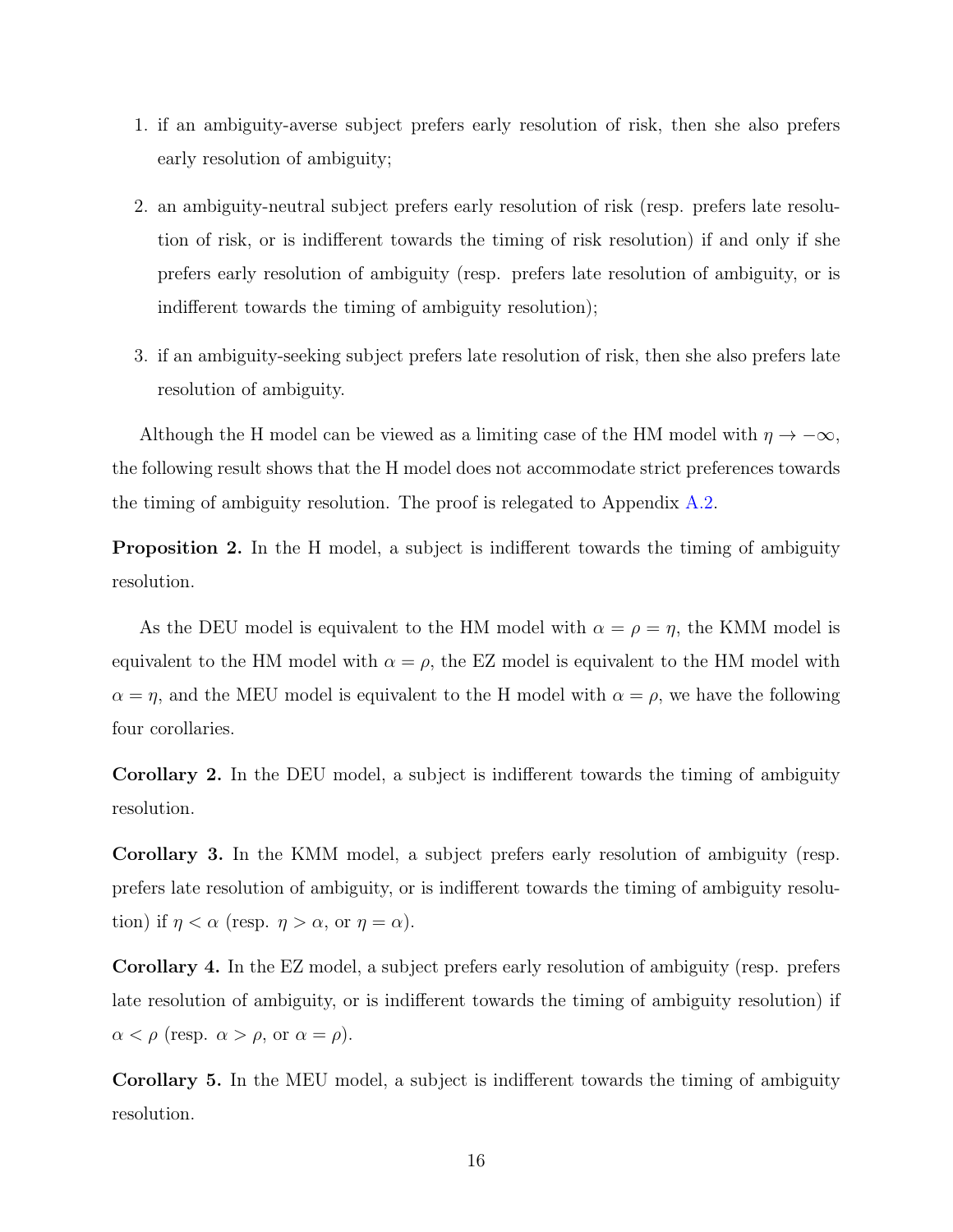1. if an ambiguity-averse subject prefers early resolution of risk, then she also prefers early resolution of ambiguity;
2. an ambiguity-neutral subject prefers early resolution of risk (resp. prefers late resolution of risk, or is indifferent towards the timing of risk resolution) if and only if she prefers early resolution of ambiguity (resp. prefers late resolution of ambiguity, or is indifferent towards the timing of ambiguity resolution);
3. if an ambiguity-seeking subject prefers late resolution of risk, then she also prefers late resolution of ambiguity.

Although the H model can be viewed as a limiting case of the HM model with $\eta \to -\infty$, the following result shows that the H model does not accommodate strict preferences towards the timing of ambiguity resolution. The proof is relegated to Appendix A.2.

**Proposition 2.** In the H model, a subject is indifferent towards the timing of ambiguity resolution.

As the DEU model is equivalent to the HM model with $\alpha = \rho = \eta$, the KMM model is equivalent to the HM model with $\alpha = \rho$, the EZ model is equivalent to the HM model with $\alpha = \eta$, and the MEU model is equivalent to the H model with $\alpha = \rho$, we have the following four corollaries.

**Corollary 2.** In the DEU model, a subject is indifferent towards the timing of ambiguity resolution.

**Corollary 3.** In the KMM model, a subject prefers early resolution of ambiguity (resp. prefers late resolution of ambiguity, or is indifferent towards the timing of ambiguity resolution) if $\eta < \alpha$ (resp. $\eta > \alpha$, or $\eta = \alpha$).

**Corollary 4.** In the EZ model, a subject prefers early resolution of ambiguity (resp. prefers late resolution of ambiguity, or is indifferent towards the timing of ambiguity resolution) if $\alpha < \rho$ (resp. $\alpha > \rho$, or $\alpha = \rho$).

**Corollary 5.** In the MEU model, a subject is indifferent towards the timing of ambiguity resolution.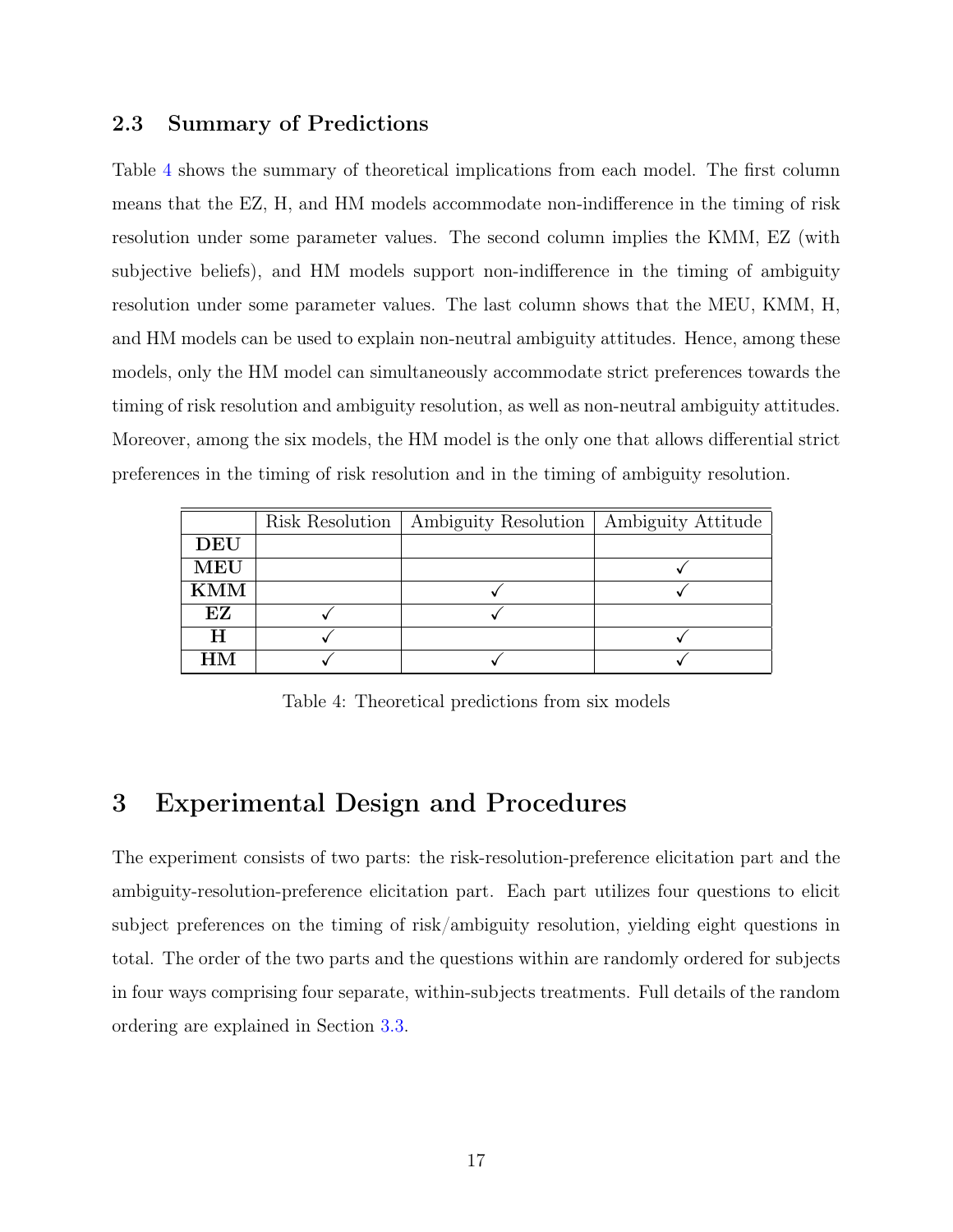### 2.3 Summary of Predictions

Table 4 shows the summary of theoretical implications from each model. The first column means that the EZ, H, and HM models accommodate non-indifference in the timing of risk resolution under some parameter values. The second column implies the KMM, EZ (with subjective beliefs), and HM models support non-indifference in the timing of ambiguity resolution under some parameter values. The last column shows that the MEU, KMM, H, and HM models can be used to explain non-neutral ambiguity attitudes. Hence, among these models, only the HM model can simultaneously accommodate strict preferences towards the timing of risk resolution and ambiguity resolution, as well as non-neutral ambiguity attitudes. Moreover, among the six models, the HM model is the only one that allows differential strict preferences in the timing of risk resolution and in the timing of ambiguity resolution.

| | Risk Resolution | Ambiguity Resolution | Ambiguity Attitude |
|---|---|---|---|
| **DEU** | | | |
| **MEU** | | | ✓ |
| **KMM** | | ✓ | ✓ |
| **EZ** | ✓ | ✓ | |
| **H** | ✓ | | ✓ |
| **HM** | ✓ | ✓ | ✓ |

Table 4: Theoretical predictions from six models

# 3 Experimental Design and Procedures

The experiment consists of two parts: the risk-resolution-preference elicitation part and the ambiguity-resolution-preference elicitation part. Each part utilizes four questions to elicit subject preferences on the timing of risk/ambiguity resolution, yielding eight questions in total. The order of the two parts and the questions within are randomly ordered for subjects in four ways comprising four separate, within-subjects treatments. Full details of the random ordering are explained in Section 3.3.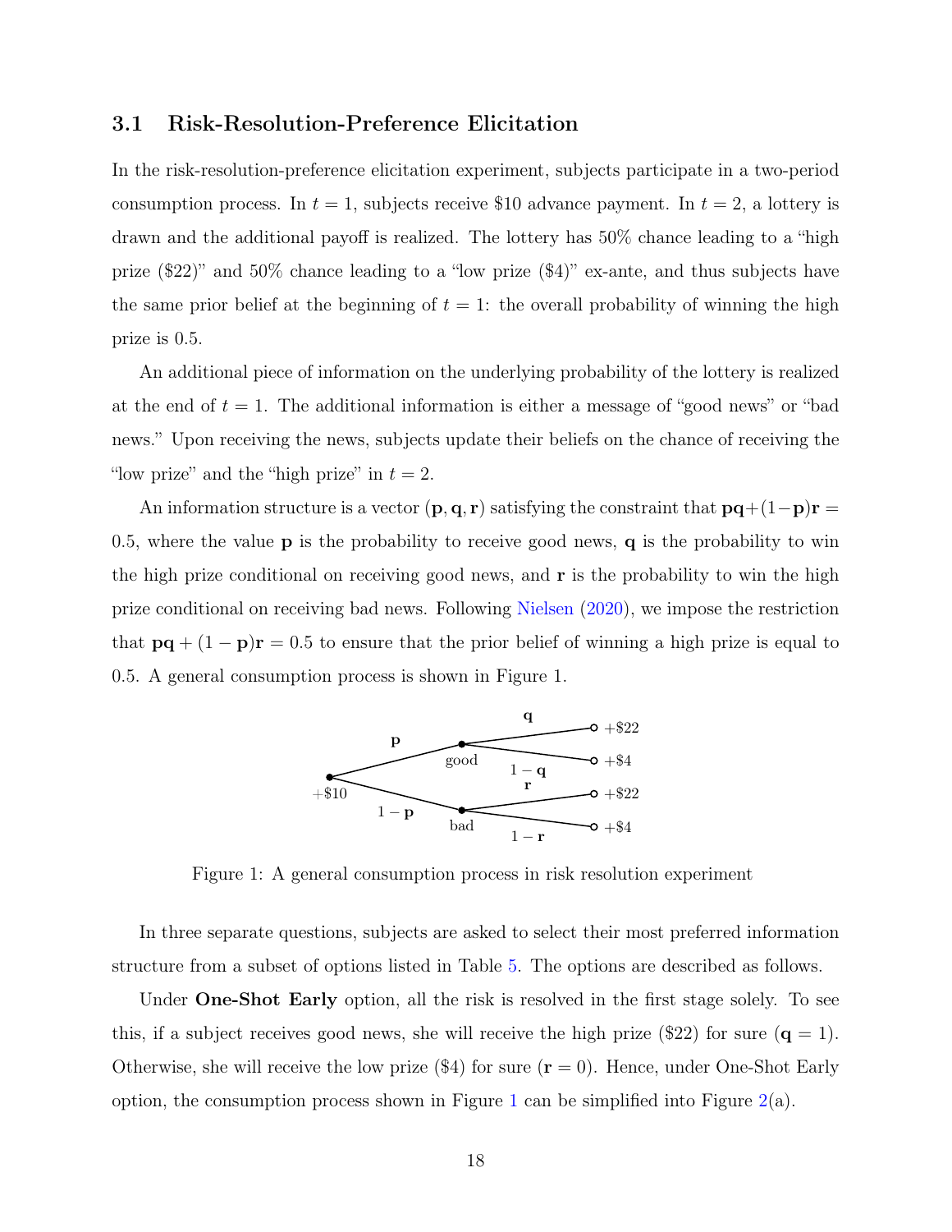### 3.1 Risk-Resolution-Preference Elicitation

In the risk-resolution-preference elicitation experiment, subjects participate in a two-period consumption process. In $t = 1$, subjects receive \$10 advance payment. In $t = 2$, a lottery is drawn and the additional payoff is realized. The lottery has 50% chance leading to a "high prize (\$22)" and 50% chance leading to a "low prize (\$4)" ex-ante, and thus subjects have the same prior belief at the beginning of $t = 1$: the overall probability of winning the high prize is 0.5.

An additional piece of information on the underlying probability of the lottery is realized at the end of $t = 1$. The additional information is either a message of "good news" or "bad news." Upon receiving the news, subjects update their beliefs on the chance of receiving the "low prize" and the "high prize" in $t = 2$.

An information structure is a vector $(\mathbf{p}, \mathbf{q}, \mathbf{r})$ satisfying the constraint that $\mathbf{pq} + (1 - \mathbf{p})\mathbf{r} = 0.5$, where the value $\mathbf{p}$ is the probability to receive good news, $\mathbf{q}$ is the probability to win the high prize conditional on receiving good news, and $\mathbf{r}$ is the probability to win the high prize conditional on receiving bad news. Following Nielsen (2020), we impose the restriction that $\mathbf{pq} + (1 - \mathbf{p})\mathbf{r} = 0.5$ to ensure that the prior belief of winning a high prize is equal to 0.5. A general consumption process is shown in Figure 1.

Figure 1: A general consumption process in risk resolution experiment

In three separate questions, subjects are asked to select their most preferred information structure from a subset of options listed in Table 5. The options are described as follows.

Under **One-Shot Early** option, all the risk is resolved in the first stage solely. To see this, if a subject receives good news, she will receive the high prize (\$22) for sure ($\mathbf{q} = 1$). Otherwise, she will receive the low prize (\$4) for sure ($\mathbf{r} = 0$). Hence, under One-Shot Early option, the consumption process shown in Figure 1 can be simplified into Figure 2(a).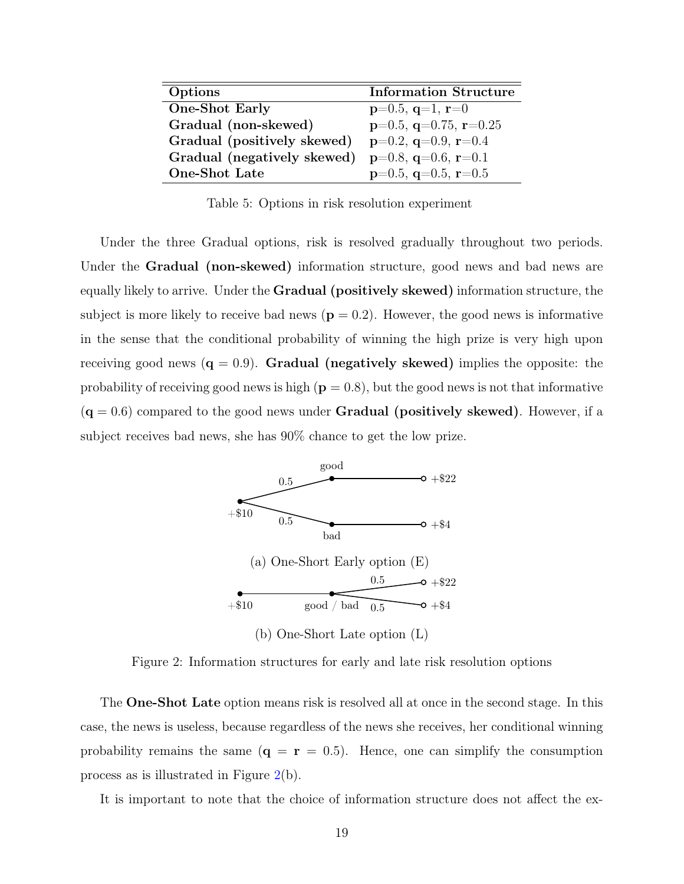| Options | Information Structure |
|---|---|
| **One-Shot Early** | $\mathbf{p}$=0.5, $\mathbf{q}$=1, $\mathbf{r}$=0 |
| **Gradual (non-skewed)** | $\mathbf{p}$=0.5, $\mathbf{q}$=0.75, $\mathbf{r}$=0.25 |
| **Gradual (positively skewed)** | $\mathbf{p}$=0.2, $\mathbf{q}$=0.9, $\mathbf{r}$=0.4 |
| **Gradual (negatively skewed)** | $\mathbf{p}$=0.8, $\mathbf{q}$=0.6, $\mathbf{r}$=0.1 |
| **One-Shot Late** | $\mathbf{p}$=0.5, $\mathbf{q}$=0.5, $\mathbf{r}$=0.5 |

Table 5: Options in risk resolution experiment

Under the three Gradual options, risk is resolved gradually throughout two periods. Under the **Gradual (non-skewed)** information structure, good news and bad news are equally likely to arrive. Under the **Gradual (positively skewed)** information structure, the subject is more likely to receive bad news ($\mathbf{p} = 0.2$). However, the good news is informative in the sense that the conditional probability of winning the high prize is very high upon receiving good news ($\mathbf{q} = 0.9$). **Gradual (negatively skewed)** implies the opposite: the probability of receiving good news is high ($\mathbf{p} = 0.8$), but the good news is not that informative ($\mathbf{q} = 0.6$) compared to the good news under **Gradual (positively skewed)**. However, if a subject receives bad news, she has 90% chance to get the low prize.

(a) One-Short Early option (E)

(b) One-Short Late option (L)

Figure 2: Information structures for early and late risk resolution options

The **One-Shot Late** option means risk is resolved all at once in the second stage. In this case, the news is useless, because regardless of the news she receives, her conditional winning probability remains the same ($\mathbf{q} = \mathbf{r} = 0.5$). Hence, one can simplify the consumption process as is illustrated in Figure 2(b).

It is important to note that the choice of information structure does not affect the ex-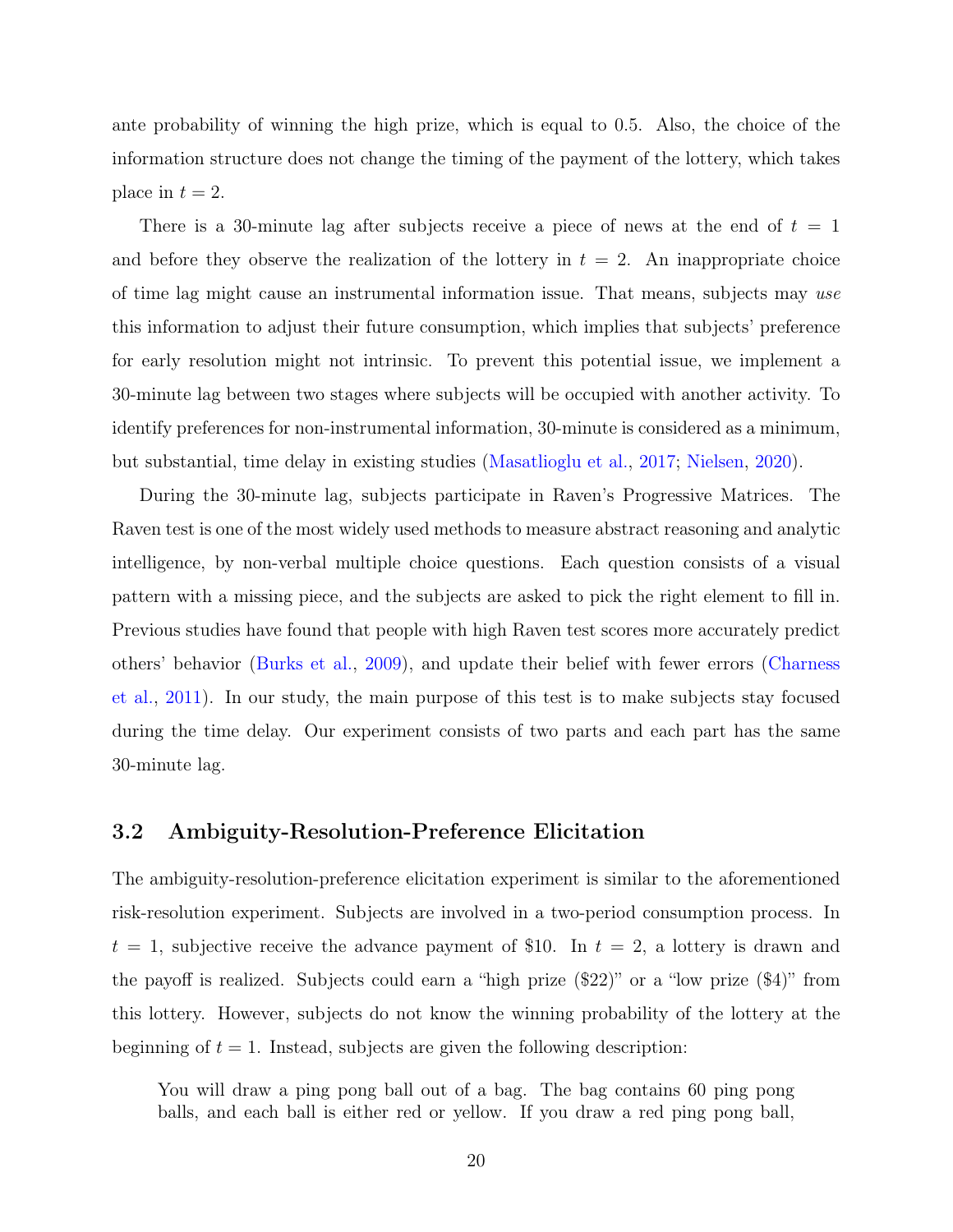ante probability of winning the high prize, which is equal to 0.5. Also, the choice of the information structure does not change the timing of the payment of the lottery, which takes place in $t = 2$.

There is a 30-minute lag after subjects receive a piece of news at the end of $t = 1$ and before they observe the realization of the lottery in $t = 2$. An inappropriate choice of time lag might cause an instrumental information issue. That means, subjects may *use* this information to adjust their future consumption, which implies that subjects' preference for early resolution might not intrinsic. To prevent this potential issue, we implement a 30-minute lag between two stages where subjects will be occupied with another activity. To identify preferences for non-instrumental information, 30-minute is considered as a minimum, but substantial, time delay in existing studies (Masatlioglu et al., 2017; Nielsen, 2020).

During the 30-minute lag, subjects participate in Raven's Progressive Matrices. The Raven test is one of the most widely used methods to measure abstract reasoning and analytic intelligence, by non-verbal multiple choice questions. Each question consists of a visual pattern with a missing piece, and the subjects are asked to pick the right element to fill in. Previous studies have found that people with high Raven test scores more accurately predict others' behavior (Burks et al., 2009), and update their belief with fewer errors (Charness et al., 2011). In our study, the main purpose of this test is to make subjects stay focused during the time delay. Our experiment consists of two parts and each part has the same 30-minute lag.

### 3.2 Ambiguity-Resolution-Preference Elicitation

The ambiguity-resolution-preference elicitation experiment is similar to the aforementioned risk-resolution experiment. Subjects are involved in a two-period consumption process. In $t = 1$, subjective receive the advance payment of $10. In $t = 2$, a lottery is drawn and the payoff is realized. Subjects could earn a "high prize ($22)" or a "low prize ($4)" from this lottery. However, subjects do not know the winning probability of the lottery at the beginning of $t = 1$. Instead, subjects are given the following description:

> You will draw a ping pong ball out of a bag. The bag contains 60 ping pong balls, and each ball is either red or yellow. If you draw a red ping pong ball,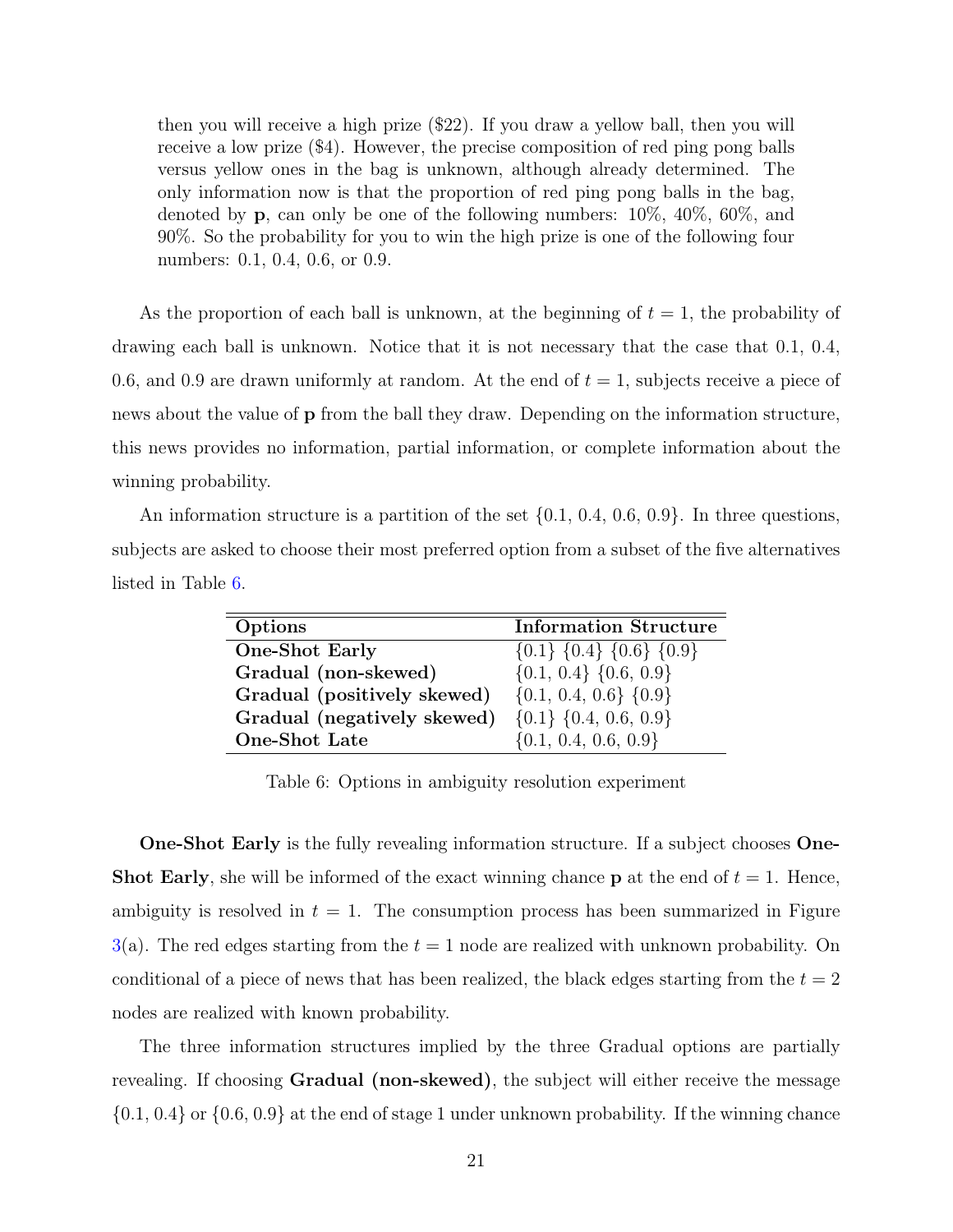> then you will receive a high prize ($22). If you draw a yellow ball, then you will receive a low prize ($4). However, the precise composition of red ping pong balls versus yellow ones in the bag is unknown, although already determined. The only information now is that the proportion of red ping pong balls in the bag, denoted by **p**, can only be one of the following numbers: 10%, 40%, 60%, and 90%. So the probability for you to win the high prize is one of the following four numbers: 0.1, 0.4, 0.6, or 0.9.

As the proportion of each ball is unknown, at the beginning of $t = 1$, the probability of drawing each ball is unknown. Notice that it is not necessary that the case that 0.1, 0.4, 0.6, and 0.9 are drawn uniformly at random. At the end of $t = 1$, subjects receive a piece of news about the value of **p** from the ball they draw. Depending on the information structure, this news provides no information, partial information, or complete information about the winning probability.

An information structure is a partition of the set $\{0.1, 0.4, 0.6, 0.9\}$. In three questions, subjects are asked to choose their most preferred option from a subset of the five alternatives listed in Table 6.

| **Options** | **Information Structure** |
|---|---|
| **One-Shot Early** | $\{0.1\}$ $\{0.4\}$ $\{0.6\}$ $\{0.9\}$ |
| **Gradual (non-skewed)** | $\{0.1, 0.4\}$ $\{0.6, 0.9\}$ |
| **Gradual (positively skewed)** | $\{0.1, 0.4, 0.6\}$ $\{0.9\}$ |
| **Gradual (negatively skewed)** | $\{0.1\}$ $\{0.4, 0.6, 0.9\}$ |
| **One-Shot Late** | $\{0.1, 0.4, 0.6, 0.9\}$ |

Table 6: Options in ambiguity resolution experiment

**One-Shot Early** is the fully revealing information structure. If a subject chooses **One-Shot Early**, she will be informed of the exact winning chance **p** at the end of $t = 1$. Hence, ambiguity is resolved in $t = 1$. The consumption process has been summarized in Figure 3(a). The red edges starting from the $t = 1$ node are realized with unknown probability. On conditional of a piece of news that has been realized, the black edges starting from the $t = 2$ nodes are realized with known probability.

The three information structures implied by the three Gradual options are partially revealing. If choosing **Gradual (non-skewed)**, the subject will either receive the message $\{0.1, 0.4\}$ or $\{0.6, 0.9\}$ at the end of stage 1 under unknown probability. If the winning chance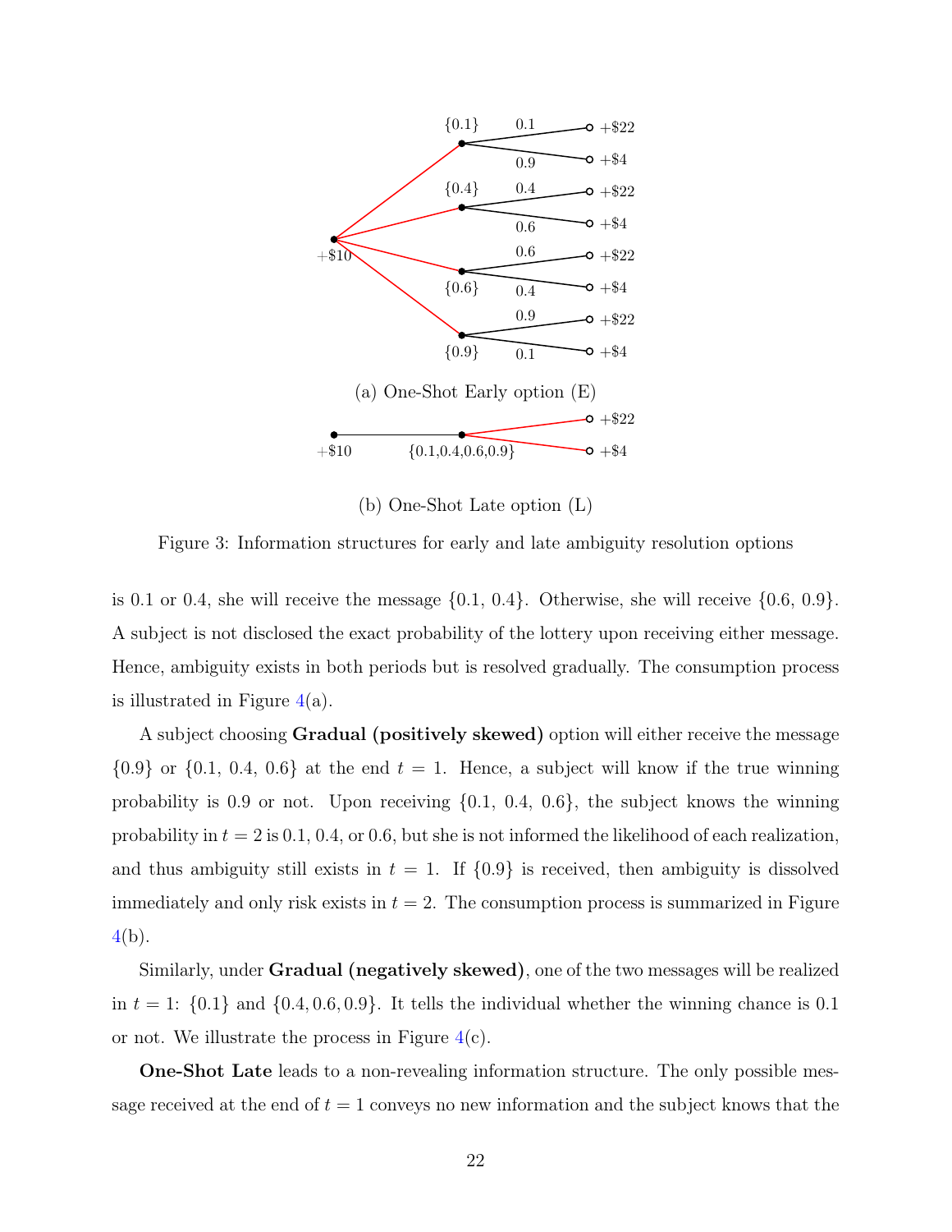(a) One-Shot Early option (E)

(b) One-Shot Late option (L)

Figure 3: Information structures for early and late ambiguity resolution options

is 0.1 or 0.4, she will receive the message {0.1, 0.4}. Otherwise, she will receive {0.6, 0.9}. A subject is not disclosed the exact probability of the lottery upon receiving either message. Hence, ambiguity exists in both periods but is resolved gradually. The consumption process is illustrated in Figure 4(a).

A subject choosing **Gradual (positively skewed)** option will either receive the message {0.9} or {0.1, 0.4, 0.6} at the end $t = 1$. Hence, a subject will know if the true winning probability is 0.9 or not. Upon receiving {0.1, 0.4, 0.6}, the subject knows the winning probability in $t = 2$ is 0.1, 0.4, or 0.6, but she is not informed the likelihood of each realization, and thus ambiguity still exists in $t = 1$. If {0.9} is received, then ambiguity is dissolved immediately and only risk exists in $t = 2$. The consumption process is summarized in Figure 4(b).

Similarly, under **Gradual (negatively skewed)**, one of the two messages will be realized in $t = 1$: {0.1} and {0.4, 0.6, 0.9}. It tells the individual whether the winning chance is 0.1 or not. We illustrate the process in Figure 4(c).

**One-Shot Late** leads to a non-revealing information structure. The only possible message received at the end of $t = 1$ conveys no new information and the subject knows that the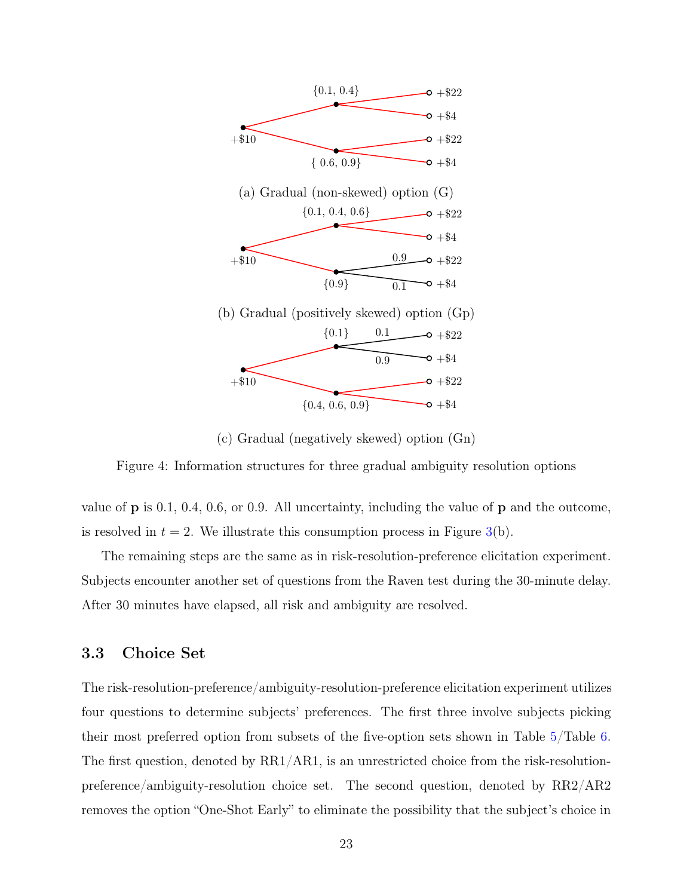{0.1, 0.4}

+$22

+$4

+$10

+$22

+$4

{ 0.6, 0.9}

(a) Gradual (non-skewed) option (G)

{0.1, 0.4, 0.6}

+$22

+$4

+$10

0.9

+$22

0.1

+$4

{0.9}

(b) Gradual (positively skewed) option (Gp)

{0.1}

0.1

+$22

0.9

+$4

+$10

+$22

+$4

{0.4, 0.6, 0.9}

(c) Gradual (negatively skewed) option (Gn)

Figure 4: Information structures for three gradual ambiguity resolution options

value of **p** is 0.1, 0.4, 0.6, or 0.9. All uncertainty, including the value of **p** and the outcome, is resolved in $t = 2$. We illustrate this consumption process in Figure 3(b).

The remaining steps are the same as in risk-resolution-preference elicitation experiment. Subjects encounter another set of questions from the Raven test during the 30-minute delay. After 30 minutes have elapsed, all risk and ambiguity are resolved.

### 3.3 Choice Set

The risk-resolution-preference/ambiguity-resolution-preference elicitation experiment utilizes four questions to determine subjects' preferences. The first three involve subjects picking their most preferred option from subsets of the five-option sets shown in Table 5/Table 6. The first question, denoted by RR1/AR1, is an unrestricted choice from the risk-resolution-preference/ambiguity-resolution choice set. The second question, denoted by RR2/AR2 removes the option "One-Shot Early" to eliminate the possibility that the subject's choice in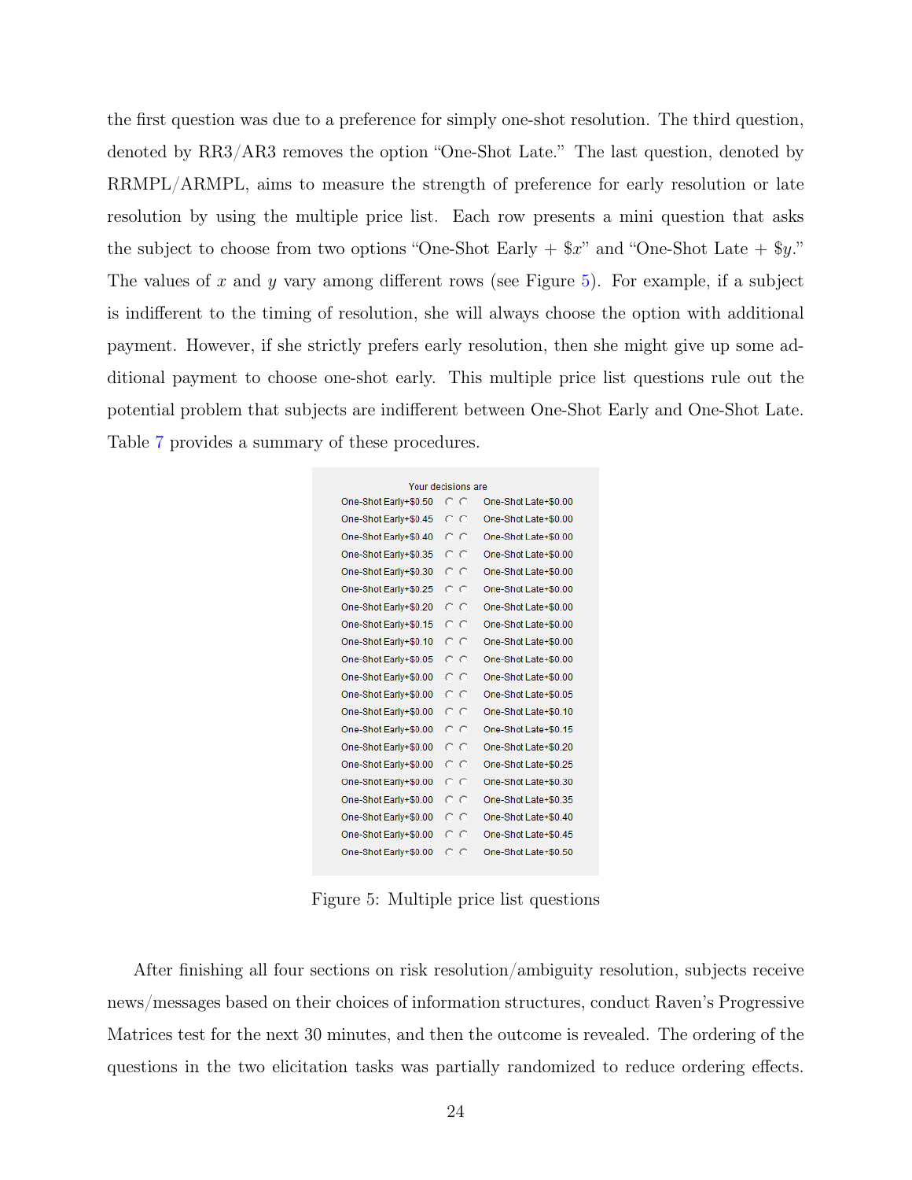the first question was due to a preference for simply one-shot resolution. The third question, denoted by RR3/AR3 removes the option "One-Shot Late." The last question, denoted by RRMPL/ARMPL, aims to measure the strength of preference for early resolution or late resolution by using the multiple price list. Each row presents a mini question that asks the subject to choose from two options "One-Shot Early + $\$x$" and "One-Shot Late + $\$y$." The values of $x$ and $y$ vary among different rows (see Figure 5). For example, if a subject is indifferent to the timing of resolution, she will always choose the option with additional payment. However, if she strictly prefers early resolution, then she might give up some additional payment to choose one-shot early. This multiple price list questions rule out the potential problem that subjects are indifferent between One-Shot Early and One-Shot Late. Table 7 provides a summary of these procedures.

Your decisions are

| | | |
|---|---|---|
| One-Shot Early+$0.50 | ○ ○ | One-Shot Late+$0.00 |
| One-Shot Early+$0.45 | ○ ○ | One-Shot Late+$0.00 |
| One-Shot Early+$0.40 | ○ ○ | One-Shot Late+$0.00 |
| One-Shot Early+$0.35 | ○ ○ | One-Shot Late+$0.00 |
| One-Shot Early+$0.30 | ○ ○ | One-Shot Late+$0.00 |
| One-Shot Early+$0.25 | ○ ○ | One-Shot Late+$0.00 |
| One-Shot Early+$0.20 | ○ ○ | One-Shot Late+$0.00 |
| One-Shot Early+$0.15 | ○ ○ | One-Shot Late+$0.00 |
| One-Shot Early+$0.10 | ○ ○ | One-Shot Late+$0.00 |
| One-Shot Early+$0.05 | ○ ○ | One-Shot Late+$0.00 |
| One-Shot Early+$0.00 | ○ ○ | One-Shot Late+$0.00 |
| One-Shot Early+$0.00 | ○ ○ | One-Shot Late+$0.05 |
| One-Shot Early+$0.00 | ○ ○ | One-Shot Late+$0.10 |
| One-Shot Early+$0.00 | ○ ○ | One-Shot Late+$0.15 |
| One-Shot Early+$0.00 | ○ ○ | One-Shot Late+$0.20 |
| One-Shot Early+$0.00 | ○ ○ | One-Shot Late+$0.25 |
| One-Shot Early+$0.00 | ○ ○ | One-Shot Late+$0.30 |
| One-Shot Early+$0.00 | ○ ○ | One-Shot Late+$0.35 |
| One-Shot Early+$0.00 | ○ ○ | One-Shot Late+$0.40 |
| One-Shot Early+$0.00 | ○ ○ | One-Shot Late+$0.45 |
| One-Shot Early+$0.00 | ○ ○ | One-Shot Late+$0.50 |

Figure 5: Multiple price list questions

After finishing all four sections on risk resolution/ambiguity resolution, subjects receive news/messages based on their choices of information structures, conduct Raven's Progressive Matrices test for the next 30 minutes, and then the outcome is revealed. The ordering of the questions in the two elicitation tasks was partially randomized to reduce ordering effects.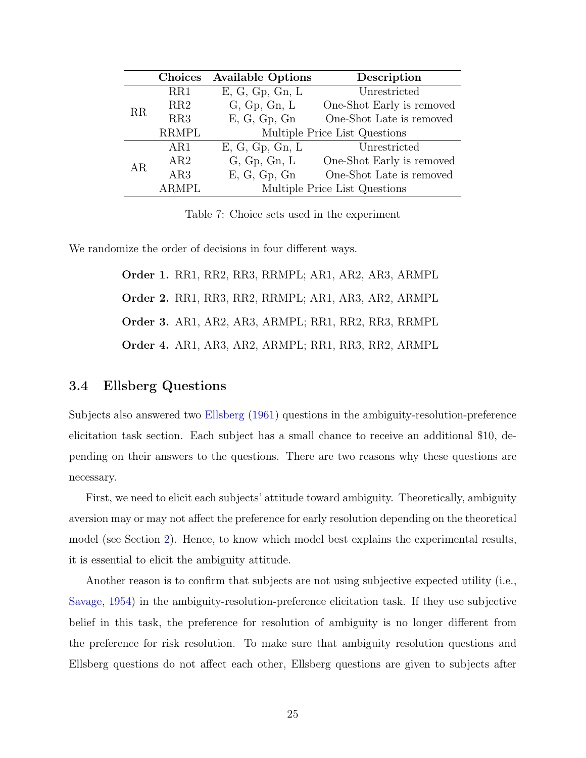| | Choices | Available Options | Description |
|---|---|---|---|
| RR | RR1 | E, G, Gp, Gn, L | Unrestricted |
| | RR2 | G, Gp, Gn, L | One-Shot Early is removed |
| | RR3 | E, G, Gp, Gn | One-Shot Late is removed |
| | RRMPL | Multiple Price List Questions | |
| AR | AR1 | E, G, Gp, Gn, L | Unrestricted |
| | AR2 | G, Gp, Gn, L | One-Shot Early is removed |
| | AR3 | E, G, Gp, Gn | One-Shot Late is removed |
| | ARMPL | Multiple Price List Questions | |

Table 7: Choice sets used in the experiment

We randomize the order of decisions in four different ways.

**Order 1.** RR1, RR2, RR3, RRMPL; AR1, AR2, AR3, ARMPL

**Order 2.** RR1, RR3, RR2, RRMPL; AR1, AR3, AR2, ARMPL

**Order 3.** AR1, AR2, AR3, ARMPL; RR1, RR2, RR3, RRMPL

**Order 4.** AR1, AR3, AR2, ARMPL; RR1, RR3, RR2, ARMPL

### 3.4 Ellsberg Questions

Subjects also answered two Ellsberg (1961) questions in the ambiguity-resolution-preference elicitation task section. Each subject has a small chance to receive an additional $10, depending on their answers to the questions. There are two reasons why these questions are necessary.

First, we need to elicit each subjects' attitude toward ambiguity. Theoretically, ambiguity aversion may or may not affect the preference for early resolution depending on the theoretical model (see Section 2). Hence, to know which model best explains the experimental results, it is essential to elicit the ambiguity attitude.

Another reason is to confirm that subjects are not using subjective expected utility (i.e., Savage, 1954) in the ambiguity-resolution-preference elicitation task. If they use subjective belief in this task, the preference for resolution of ambiguity is no longer different from the preference for risk resolution. To make sure that ambiguity resolution questions and Ellsberg questions do not affect each other, Ellsberg questions are given to subjects after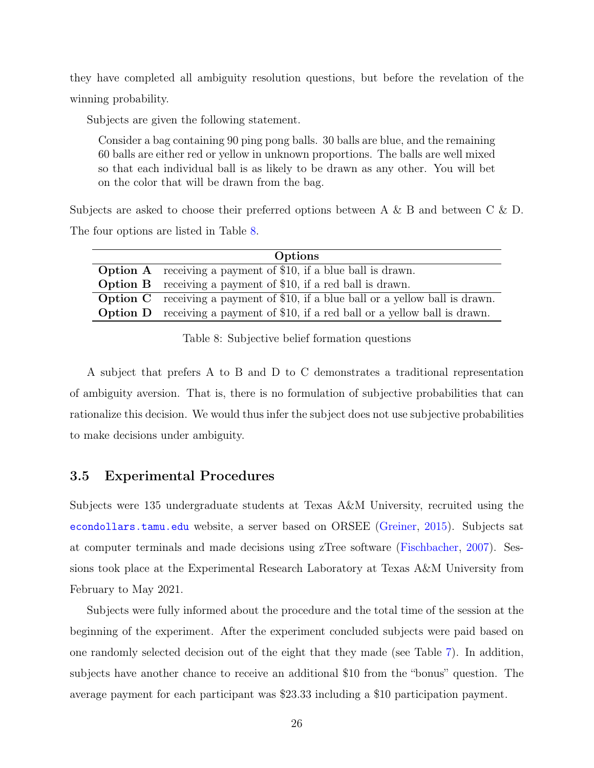they have completed all ambiguity resolution questions, but before the revelation of the winning probability.

Subjects are given the following statement.

> Consider a bag containing 90 ping pong balls. 30 balls are blue, and the remaining 60 balls are either red or yellow in unknown proportions. The balls are well mixed so that each individual ball is as likely to be drawn as any other. You will bet on the color that will be drawn from the bag.

Subjects are asked to choose their preferred options between A & B and between C & D. The four options are listed in Table 8.

| Options | |
|---|---|
| **Option A** | receiving a payment of \$10, if a blue ball is drawn. |
| **Option B** | receiving a payment of \$10, if a red ball is drawn. |
| **Option C** | receiving a payment of \$10, if a blue ball or a yellow ball is drawn. |
| **Option D** | receiving a payment of \$10, if a red ball or a yellow ball is drawn. |

Table 8: Subjective belief formation questions

A subject that prefers A to B and D to C demonstrates a traditional representation of ambiguity aversion. That is, there is no formulation of subjective probabilities that can rationalize this decision. We would thus infer the subject does not use subjective probabilities to make decisions under ambiguity.

### 3.5 Experimental Procedures

Subjects were 135 undergraduate students at Texas A&M University, recruited using the econdollars.tamu.edu website, a server based on ORSEE (Greiner, 2015). Subjects sat at computer terminals and made decisions using zTree software (Fischbacher, 2007). Sessions took place at the Experimental Research Laboratory at Texas A&M University from February to May 2021.

Subjects were fully informed about the procedure and the total time of the session at the beginning of the experiment. After the experiment concluded subjects were paid based on one randomly selected decision out of the eight that they made (see Table 7). In addition, subjects have another chance to receive an additional \$10 from the "bonus" question. The average payment for each participant was \$23.33 including a \$10 participation payment.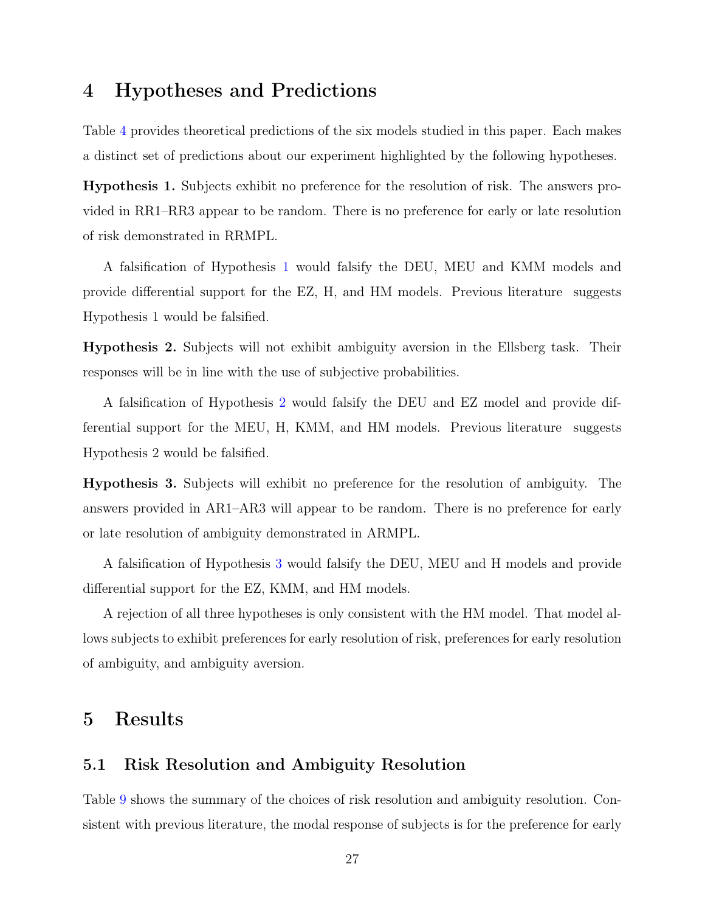# 4 Hypotheses and Predictions

Table 4 provides theoretical predictions of the six models studied in this paper. Each makes a distinct set of predictions about our experiment highlighted by the following hypotheses.

**Hypothesis 1.** Subjects exhibit no preference for the resolution of risk. The answers provided in RR1–RR3 appear to be random. There is no preference for early or late resolution of risk demonstrated in RRMPL.

A falsification of Hypothesis 1 would falsify the DEU, MEU and KMM models and provide differential support for the EZ, H, and HM models. Previous literature  suggests Hypothesis 1 would be falsified.

**Hypothesis 2.** Subjects will not exhibit ambiguity aversion in the Ellsberg task. Their responses will be in line with the use of subjective probabilities.

A falsification of Hypothesis 2 would falsify the DEU and EZ model and provide differential support for the MEU, H, KMM, and HM models. Previous literature  suggests Hypothesis 2 would be falsified.

**Hypothesis 3.** Subjects will exhibit no preference for the resolution of ambiguity. The answers provided in AR1–AR3 will appear to be random. There is no preference for early or late resolution of ambiguity demonstrated in ARMPL.

A falsification of Hypothesis 3 would falsify the DEU, MEU and H models and provide differential support for the EZ, KMM, and HM models.

A rejection of all three hypotheses is only consistent with the HM model. That model allows subjects to exhibit preferences for early resolution of risk, preferences for early resolution of ambiguity, and ambiguity aversion.

# 5 Results

## 5.1 Risk Resolution and Ambiguity Resolution

Table 9 shows the summary of the choices of risk resolution and ambiguity resolution. Consistent with previous literature, the modal response of subjects is for the preference for early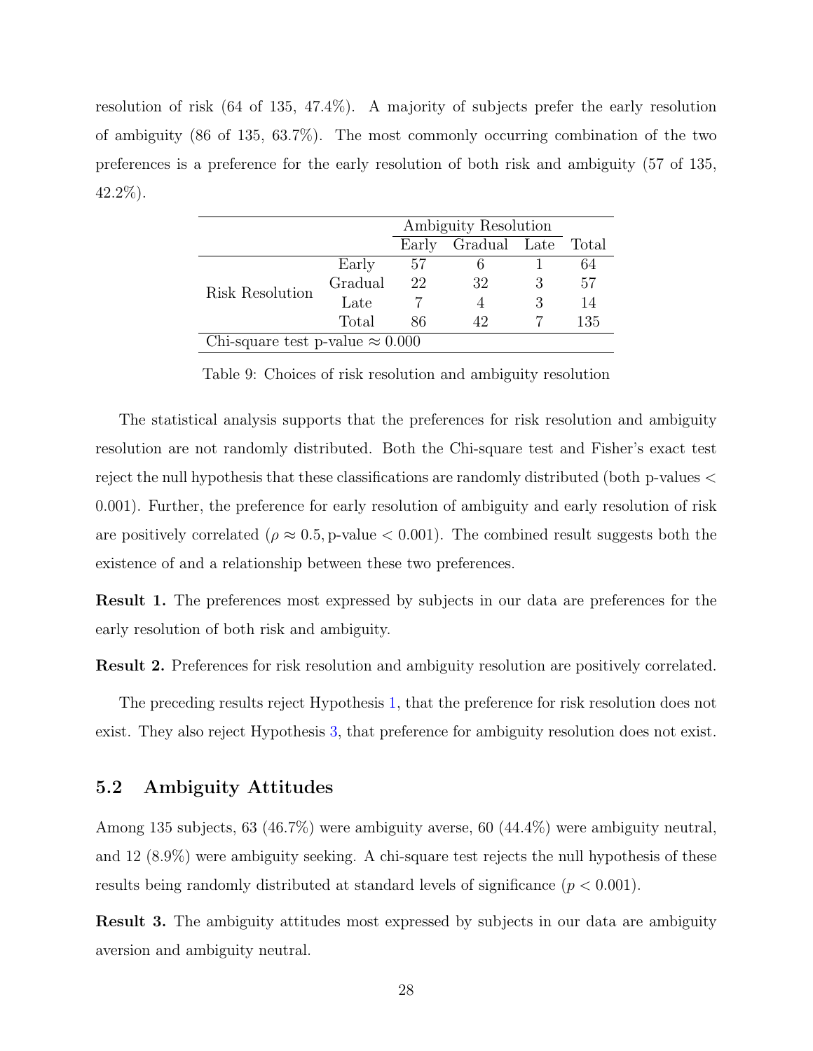resolution of risk (64 of 135, 47.4%). A majority of subjects prefer the early resolution of ambiguity (86 of 135, 63.7%). The most commonly occurring combination of the two preferences is a preference for the early resolution of both risk and ambiguity (57 of 135, 42.2%).

| | | Ambiguity Resolution | | | |
|---|---|---|---|---|---|
| | | Early | Gradual | Late | Total |
| Risk Resolution | Early | 57 | 6 | 1 | 64 |
| | Gradual | 22 | 32 | 3 | 57 |
| | Late | 7 | 4 | 3 | 14 |
| | Total | 86 | 42 | 7 | 135 |
| Chi-square test p-value $\approx 0.000$ | | | | | |

Table 9: Choices of risk resolution and ambiguity resolution

The statistical analysis supports that the preferences for risk resolution and ambiguity resolution are not randomly distributed. Both the Chi-square test and Fisher's exact test reject the null hypothesis that these classifications are randomly distributed (both p-values $<$ 0.001). Further, the preference for early resolution of ambiguity and early resolution of risk are positively correlated ($\rho \approx 0.5$, p-value $< 0.001$). The combined result suggests both the existence of and a relationship between these two preferences.

**Result 1.** The preferences most expressed by subjects in our data are preferences for the early resolution of both risk and ambiguity.

**Result 2.** Preferences for risk resolution and ambiguity resolution are positively correlated.

The preceding results reject Hypothesis 1, that the preference for risk resolution does not exist. They also reject Hypothesis 3, that preference for ambiguity resolution does not exist.

## 5.2 Ambiguity Attitudes

Among 135 subjects, 63 (46.7%) were ambiguity averse, 60 (44.4%) were ambiguity neutral, and 12 (8.9%) were ambiguity seeking. A chi-square test rejects the null hypothesis of these results being randomly distributed at standard levels of significance ($p < 0.001$).

**Result 3.** The ambiguity attitudes most expressed by subjects in our data are ambiguity aversion and ambiguity neutral.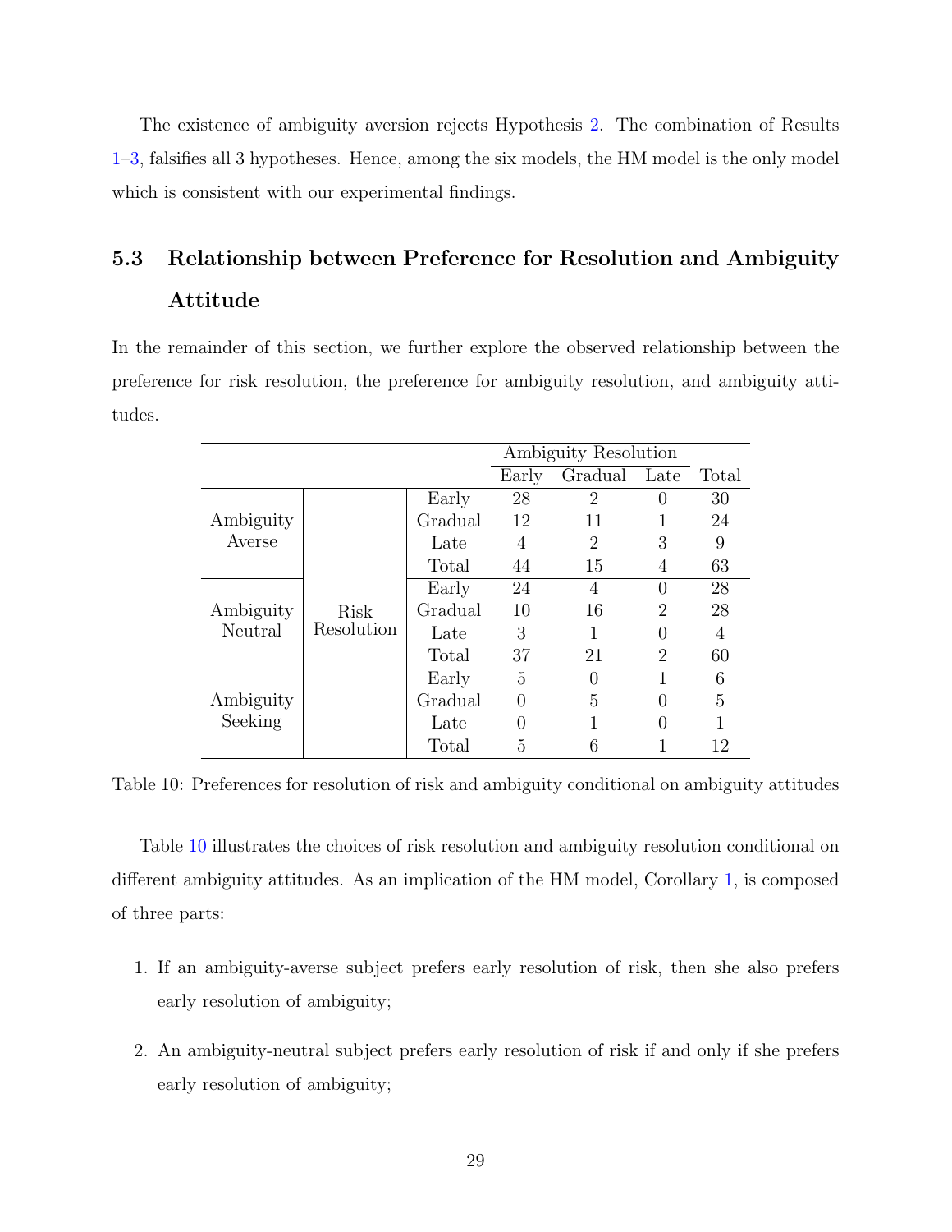The existence of ambiguity aversion rejects Hypothesis 2. The combination of Results 1–3, falsifies all 3 hypotheses. Hence, among the six models, the HM model is the only model which is consistent with our experimental findings.

## 5.3 Relationship between Preference for Resolution and Ambiguity Attitude

In the remainder of this section, we further explore the observed relationship between the preference for risk resolution, the preference for ambiguity resolution, and ambiguity attitudes.

| | | | Ambiguity Resolution | | | |
|---|---|---|---|---|---|---|
| | | | Early | Gradual | Late | Total |
| Ambiguity Averse | Risk Resolution | Early | 28 | 2 | 0 | 30 |
| | | Gradual | 12 | 11 | 1 | 24 |
| | | Late | 4 | 2 | 3 | 9 |
| | | Total | 44 | 15 | 4 | 63 |
| Ambiguity Neutral | | Early | 24 | 4 | 0 | 28 |
| | | Gradual | 10 | 16 | 2 | 28 |
| | | Late | 3 | 1 | 0 | 4 |
| | | Total | 37 | 21 | 2 | 60 |
| Ambiguity Seeking | | Early | 5 | 0 | 1 | 6 |
| | | Gradual | 0 | 5 | 0 | 5 |
| | | Late | 0 | 1 | 0 | 1 |
| | | Total | 5 | 6 | 1 | 12 |

Table 10: Preferences for resolution of risk and ambiguity conditional on ambiguity attitudes

Table 10 illustrates the choices of risk resolution and ambiguity resolution conditional on different ambiguity attitudes. As an implication of the HM model, Corollary 1, is composed of three parts:

1. If an ambiguity-averse subject prefers early resolution of risk, then she also prefers early resolution of ambiguity;
2. An ambiguity-neutral subject prefers early resolution of risk if and only if she prefers early resolution of ambiguity;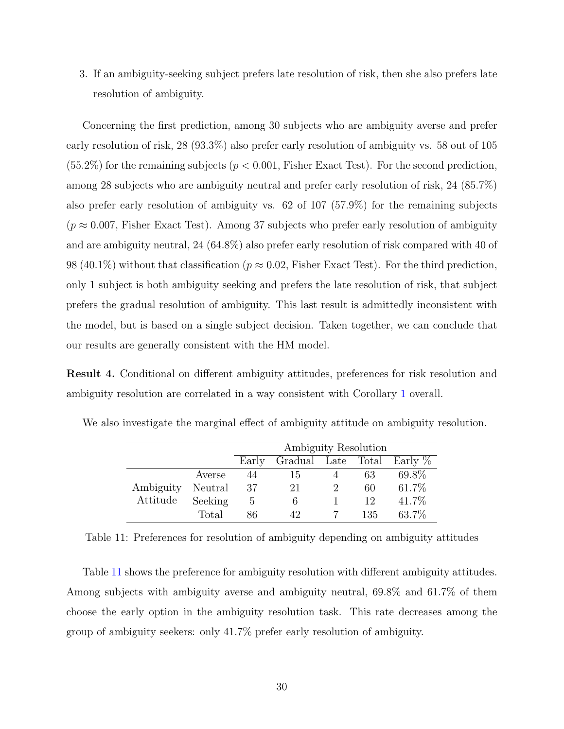3. If an ambiguity-seeking subject prefers late resolution of risk, then she also prefers late resolution of ambiguity.

Concerning the first prediction, among 30 subjects who are ambiguity averse and prefer early resolution of risk, 28 (93.3%) also prefer early resolution of ambiguity vs. 58 out of 105 (55.2%) for the remaining subjects ($p < 0.001$, Fisher Exact Test). For the second prediction, among 28 subjects who are ambiguity neutral and prefer early resolution of risk, 24 (85.7%) also prefer early resolution of ambiguity vs. 62 of 107 (57.9%) for the remaining subjects ($p \approx 0.007$, Fisher Exact Test). Among 37 subjects who prefer early resolution of ambiguity and are ambiguity neutral, 24 (64.8%) also prefer early resolution of risk compared with 40 of 98 (40.1%) without that classification ($p \approx 0.02$, Fisher Exact Test). For the third prediction, only 1 subject is both ambiguity seeking and prefers the late resolution of risk, that subject prefers the gradual resolution of ambiguity. This last result is admittedly inconsistent with the model, but is based on a single subject decision. Taken together, we can conclude that our results are generally consistent with the HM model.

**Result 4.** Conditional on different ambiguity attitudes, preferences for risk resolution and ambiguity resolution are correlated in a way consistent with Corollary 1 overall.

We also investigate the marginal effect of ambiguity attitude on ambiguity resolution.

| | | Ambiguity Resolution | | | | |
|---|---|---|---|---|---|---|
| | | Early | Gradual | Late | Total | Early % |
| Ambiguity Attitude | Averse | 44 | 15 | 4 | 63 | 69.8% |
| | Neutral | 37 | 21 | 2 | 60 | 61.7% |
| | Seeking | 5 | 6 | 1 | 12 | 41.7% |
| | Total | 86 | 42 | 7 | 135 | 63.7% |

Table 11: Preferences for resolution of ambiguity depending on ambiguity attitudes

Table 11 shows the preference for ambiguity resolution with different ambiguity attitudes. Among subjects with ambiguity averse and ambiguity neutral, 69.8% and 61.7% of them choose the early option in the ambiguity resolution task. This rate decreases among the group of ambiguity seekers: only 41.7% prefer early resolution of ambiguity.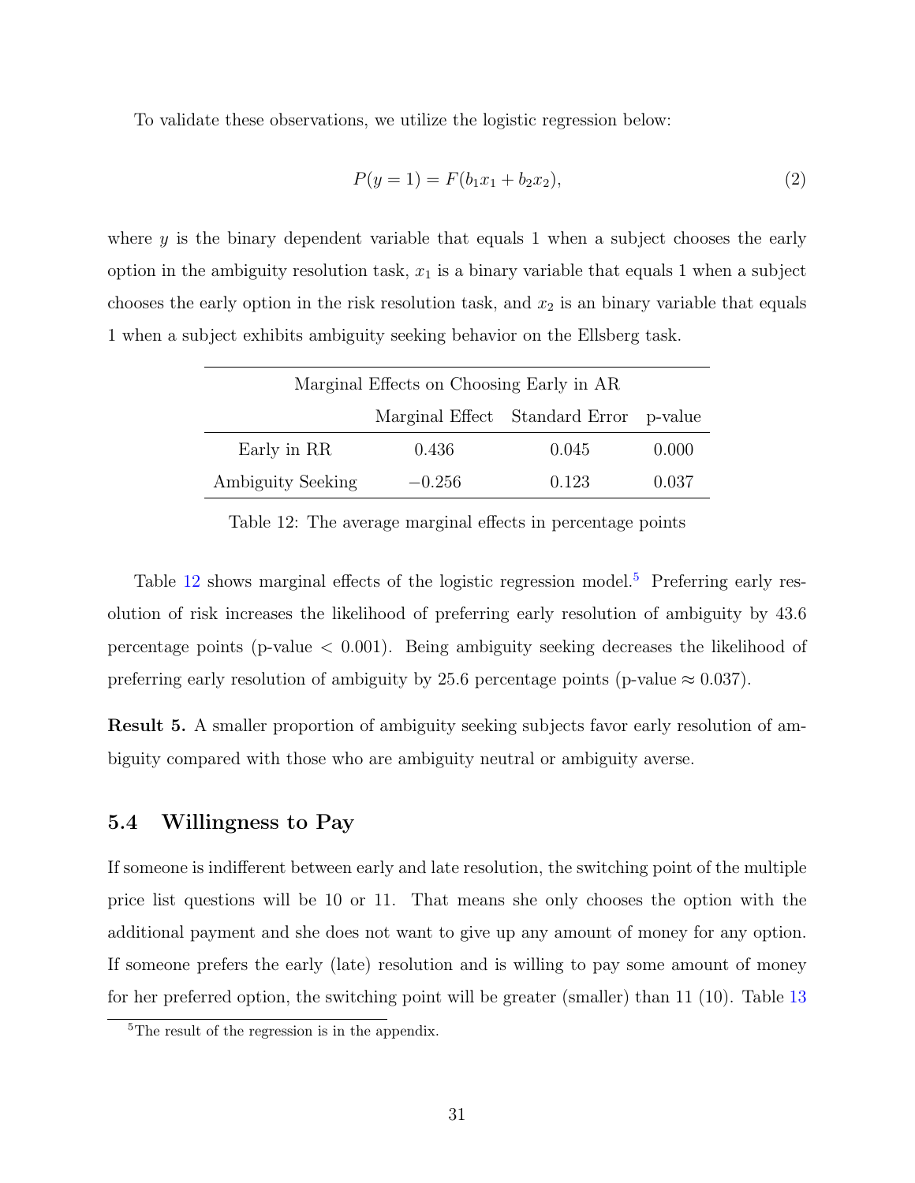To validate these observations, we utilize the logistic regression below:

$$P(y = 1) = F(b_1 x_1 + b_2 x_2), \tag{2}$$

where $y$ is the binary dependent variable that equals 1 when a subject chooses the early option in the ambiguity resolution task, $x_1$ is a binary variable that equals 1 when a subject chooses the early option in the risk resolution task, and $x_2$ is an binary variable that equals 1 when a subject exhibits ambiguity seeking behavior on the Ellsberg task.

| Marginal Effects on Choosing Early in AR | | | |
|---|---|---|---|
| | Marginal Effect | Standard Error | p-value |
| Early in RR | 0.436 | 0.045 | 0.000 |
| Ambiguity Seeking | $-0.256$ | 0.123 | 0.037 |

Table 12: The average marginal effects in percentage points

Table 12 shows marginal effects of the logistic regression model.[5] Preferring early resolution of risk increases the likelihood of preferring early resolution of ambiguity by 43.6 percentage points (p-value $< 0.001$). Being ambiguity seeking decreases the likelihood of preferring early resolution of ambiguity by 25.6 percentage points (p-value $\approx 0.037$).

**Result 5.** A smaller proportion of ambiguity seeking subjects favor early resolution of ambiguity compared with those who are ambiguity neutral or ambiguity averse.

### 5.4 Willingness to Pay

If someone is indifferent between early and late resolution, the switching point of the multiple price list questions will be 10 or 11. That means she only chooses the option with the additional payment and she does not want to give up any amount of money for any option. If someone prefers the early (late) resolution and is willing to pay some amount of money for her preferred option, the switching point will be greater (smaller) than 11 (10). Table 13

[5] The result of the regression is in the appendix.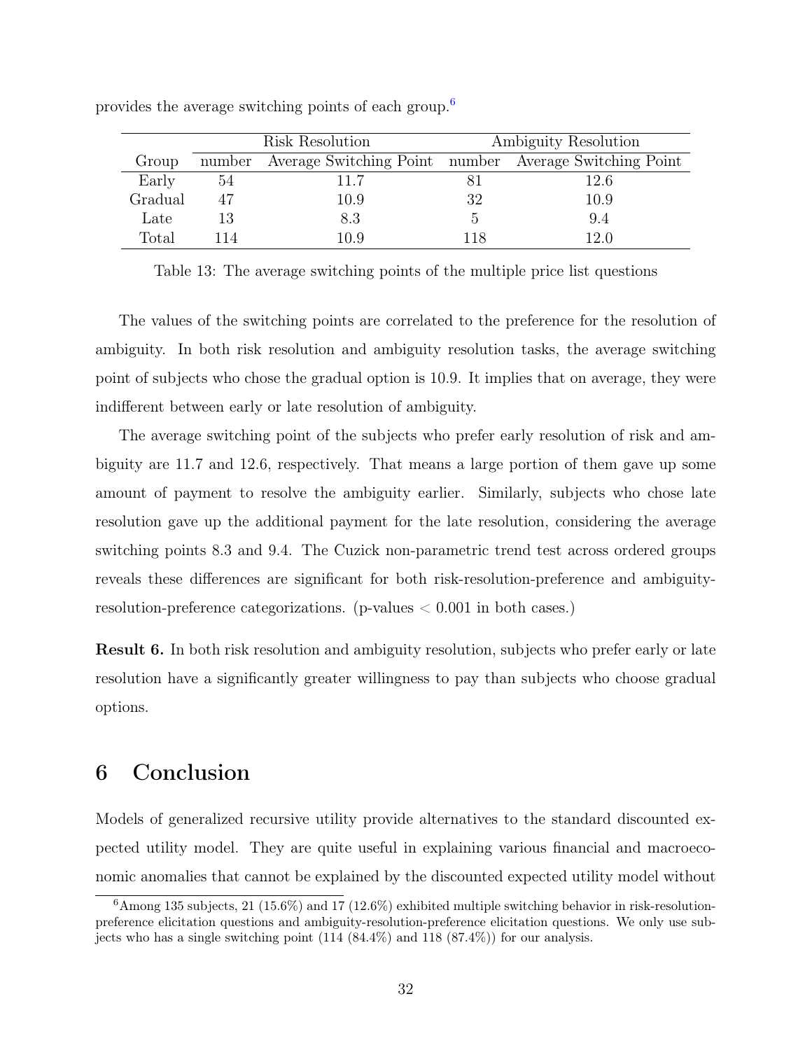provides the average switching points of each group.[6]

| | Risk Resolution | | Ambiguity Resolution | |
|---|---|---|---|---|
| Group | number | Average Switching Point | number | Average Switching Point |
| Early | 54 | 11.7 | 81 | 12.6 |
| Gradual | 47 | 10.9 | 32 | 10.9 |
| Late | 13 | 8.3 | 5 | 9.4 |
| Total | 114 | 10.9 | 118 | 12.0 |

Table 13: The average switching points of the multiple price list questions

The values of the switching points are correlated to the preference for the resolution of ambiguity. In both risk resolution and ambiguity resolution tasks, the average switching point of subjects who chose the gradual option is 10.9. It implies that on average, they were indifferent between early or late resolution of ambiguity.

The average switching point of the subjects who prefer early resolution of risk and ambiguity are 11.7 and 12.6, respectively. That means a large portion of them gave up some amount of payment to resolve the ambiguity earlier. Similarly, subjects who chose late resolution gave up the additional payment for the late resolution, considering the average switching points 8.3 and 9.4. The Cuzick non-parametric trend test across ordered groups reveals these differences are significant for both risk-resolution-preference and ambiguity-resolution-preference categorizations. (p-values $< 0.001$ in both cases.)

**Result 6.** In both risk resolution and ambiguity resolution, subjects who prefer early or late resolution have a significantly greater willingness to pay than subjects who choose gradual options.

# 6 Conclusion

Models of generalized recursive utility provide alternatives to the standard discounted expected utility model. They are quite useful in explaining various financial and macroeconomic anomalies that cannot be explained by the discounted expected utility model without

[6] Among 135 subjects, 21 (15.6%) and 17 (12.6%) exhibited multiple switching behavior in risk-resolution-preference elicitation questions and ambiguity-resolution-preference elicitation questions. We only use subjects who has a single switching point (114 (84.4%) and 118 (87.4%)) for our analysis.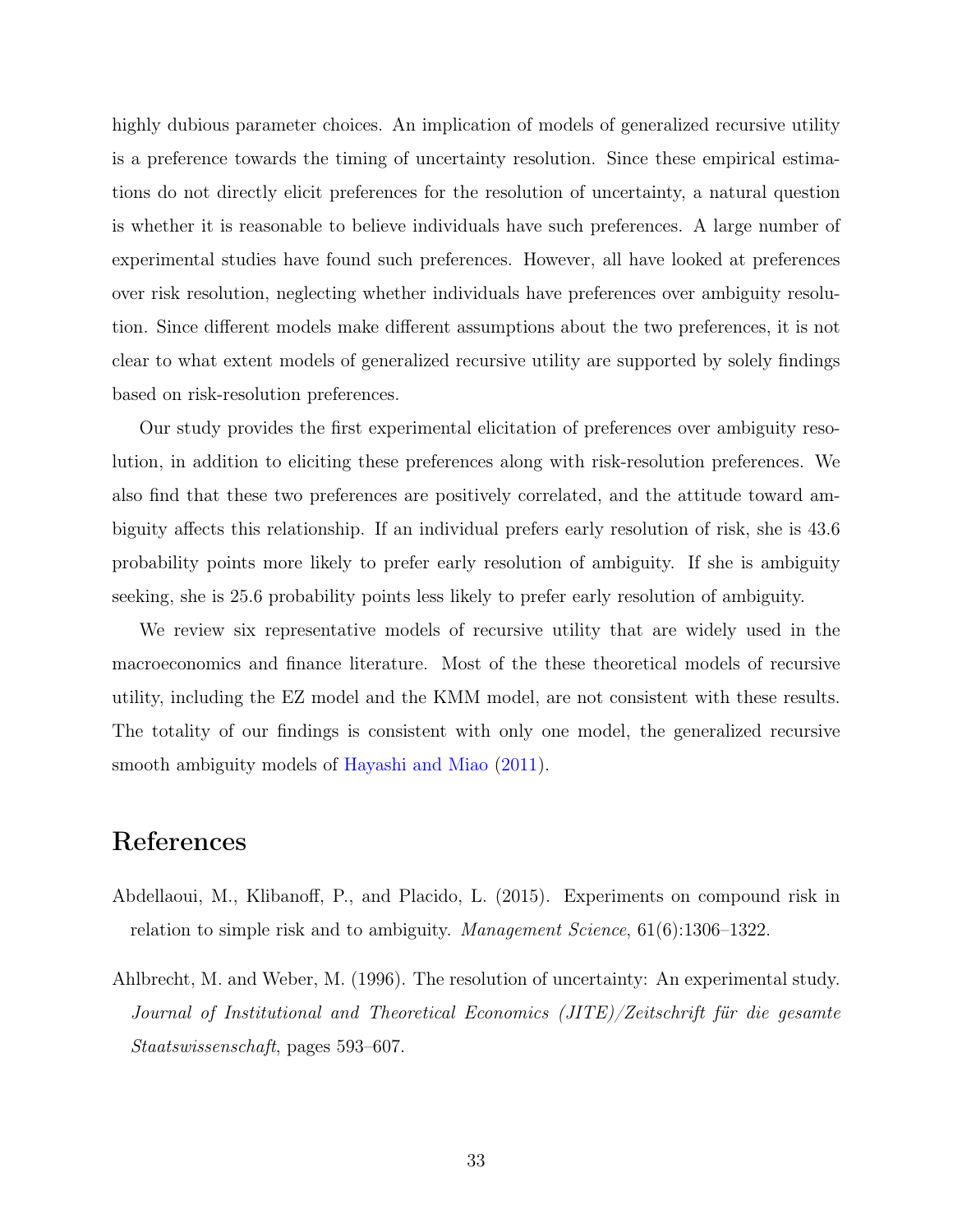highly dubious parameter choices. An implication of models of generalized recursive utility is a preference towards the timing of uncertainty resolution. Since these empirical estimations do not directly elicit preferences for the resolution of uncertainty, a natural question is whether it is reasonable to believe individuals have such preferences. A large number of experimental studies have found such preferences. However, all have looked at preferences over risk resolution, neglecting whether individuals have preferences over ambiguity resolution. Since different models make different assumptions about the two preferences, it is not clear to what extent models of generalized recursive utility are supported by solely findings based on risk-resolution preferences.

Our study provides the first experimental elicitation of preferences over ambiguity resolution, in addition to eliciting these preferences along with risk-resolution preferences. We also find that these two preferences are positively correlated, and the attitude toward ambiguity affects this relationship. If an individual prefers early resolution of risk, she is 43.6 probability points more likely to prefer early resolution of ambiguity. If she is ambiguity seeking, she is 25.6 probability points less likely to prefer early resolution of ambiguity.

We review six representative models of recursive utility that are widely used in the macroeconomics and finance literature. Most of the these theoretical models of recursive utility, including the EZ model and the KMM model, are not consistent with these results. The totality of our findings is consistent with only one model, the generalized recursive smooth ambiguity models of Hayashi and Miao (2011).

# References

Abdellaoui, M., Klibanoff, P., and Placido, L. (2015). Experiments on compound risk in relation to simple risk and to ambiguity. *Management Science*, 61(6):1306–1322.

Ahlbrecht, M. and Weber, M. (1996). The resolution of uncertainty: An experimental study. *Journal of Institutional and Theoretical Economics (JITE)/Zeitschrift für die gesamte Staatswissenschaft*, pages 593–607.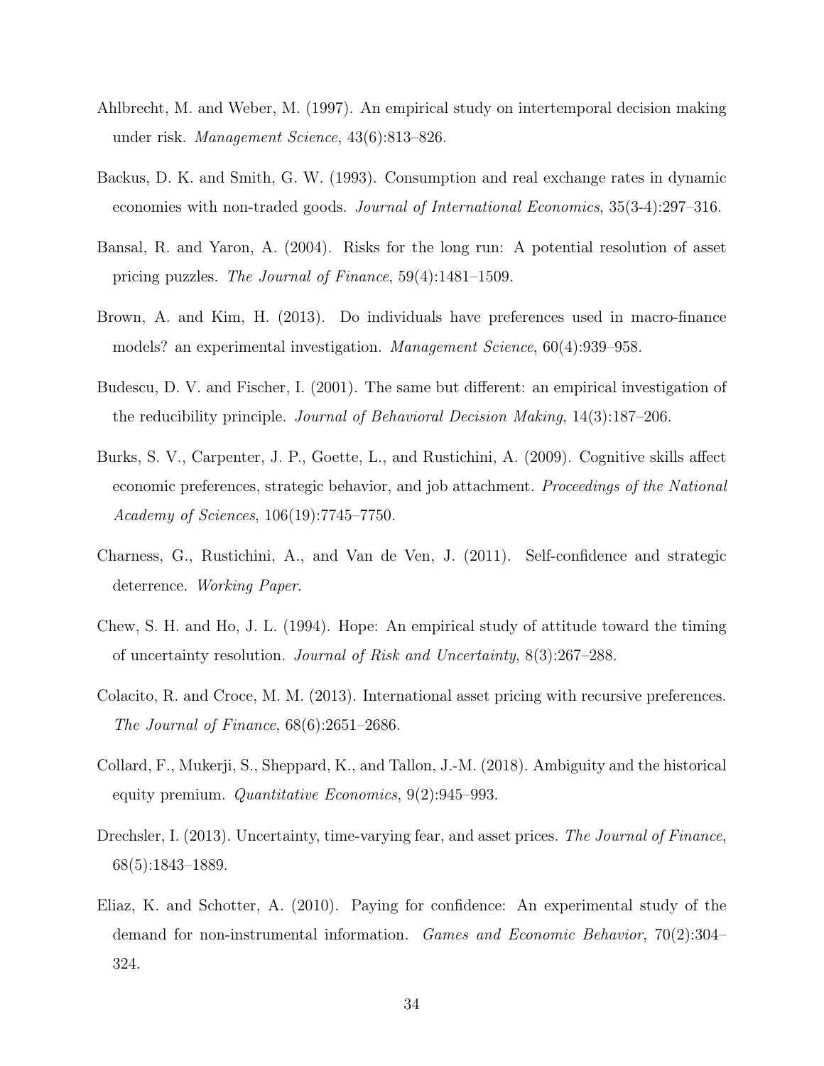Ahlbrecht, M. and Weber, M. (1997). An empirical study on intertemporal decision making under risk. *Management Science*, 43(6):813–826.

Backus, D. K. and Smith, G. W. (1993). Consumption and real exchange rates in dynamic economies with non-traded goods. *Journal of International Economics*, 35(3-4):297–316.

Bansal, R. and Yaron, A. (2004). Risks for the long run: A potential resolution of asset pricing puzzles. *The Journal of Finance*, 59(4):1481–1509.

Brown, A. and Kim, H. (2013). Do individuals have preferences used in macro-finance models? an experimental investigation. *Management Science*, 60(4):939–958.

Budescu, D. V. and Fischer, I. (2001). The same but different: an empirical investigation of the reducibility principle. *Journal of Behavioral Decision Making*, 14(3):187–206.

Burks, S. V., Carpenter, J. P., Goette, L., and Rustichini, A. (2009). Cognitive skills affect economic preferences, strategic behavior, and job attachment. *Proceedings of the National Academy of Sciences*, 106(19):7745–7750.

Charness, G., Rustichini, A., and Van de Ven, J. (2011). Self-confidence and strategic deterrence. *Working Paper*.

Chew, S. H. and Ho, J. L. (1994). Hope: An empirical study of attitude toward the timing of uncertainty resolution. *Journal of Risk and Uncertainty*, 8(3):267–288.

Colacito, R. and Croce, M. M. (2013). International asset pricing with recursive preferences. *The Journal of Finance*, 68(6):2651–2686.

Collard, F., Mukerji, S., Sheppard, K., and Tallon, J.-M. (2018). Ambiguity and the historical equity premium. *Quantitative Economics*, 9(2):945–993.

Drechsler, I. (2013). Uncertainty, time-varying fear, and asset prices. *The Journal of Finance*, 68(5):1843–1889.

Eliaz, K. and Schotter, A. (2010). Paying for confidence: An experimental study of the demand for non-instrumental information. *Games and Economic Behavior*, 70(2):304–324.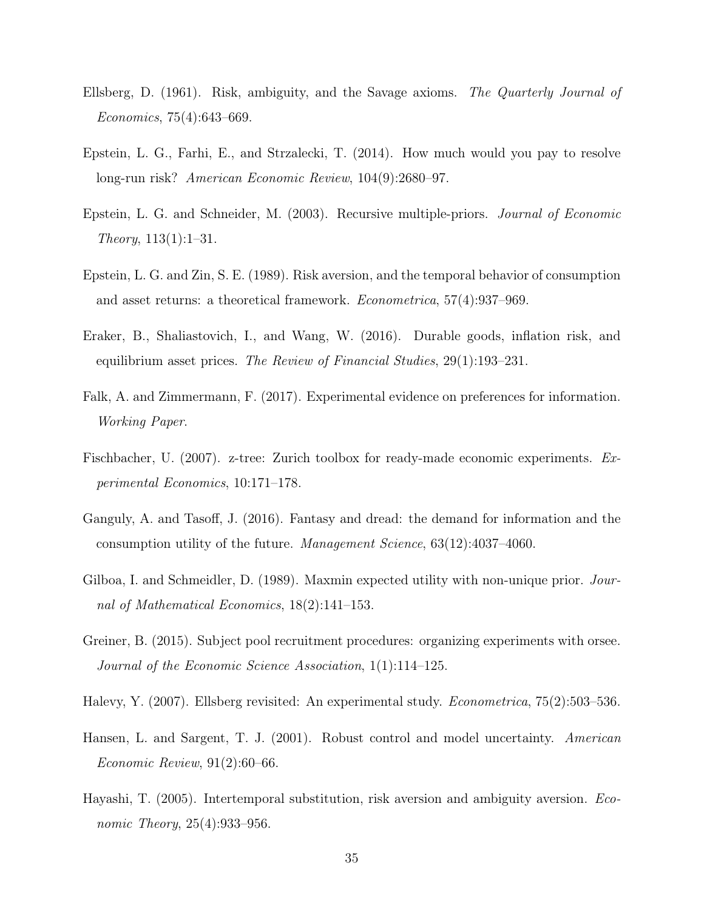Ellsberg, D. (1961). Risk, ambiguity, and the Savage axioms. *The Quarterly Journal of Economics*, 75(4):643–669.

Epstein, L. G., Farhi, E., and Strzalecki, T. (2014). How much would you pay to resolve long-run risk? *American Economic Review*, 104(9):2680–97.

Epstein, L. G. and Schneider, M. (2003). Recursive multiple-priors. *Journal of Economic Theory*, 113(1):1–31.

Epstein, L. G. and Zin, S. E. (1989). Risk aversion, and the temporal behavior of consumption and asset returns: a theoretical framework. *Econometrica*, 57(4):937–969.

Eraker, B., Shaliastovich, I., and Wang, W. (2016). Durable goods, inflation risk, and equilibrium asset prices. *The Review of Financial Studies*, 29(1):193–231.

Falk, A. and Zimmermann, F. (2017). Experimental evidence on preferences for information. *Working Paper*.

Fischbacher, U. (2007). z-tree: Zurich toolbox for ready-made economic experiments. *Experimental Economics*, 10:171–178.

Ganguly, A. and Tasoff, J. (2016). Fantasy and dread: the demand for information and the consumption utility of the future. *Management Science*, 63(12):4037–4060.

Gilboa, I. and Schmeidler, D. (1989). Maxmin expected utility with non-unique prior. *Journal of Mathematical Economics*, 18(2):141–153.

Greiner, B. (2015). Subject pool recruitment procedures: organizing experiments with orsee. *Journal of the Economic Science Association*, 1(1):114–125.

Halevy, Y. (2007). Ellsberg revisited: An experimental study. *Econometrica*, 75(2):503–536.

Hansen, L. and Sargent, T. J. (2001). Robust control and model uncertainty. *American Economic Review*, 91(2):60–66.

Hayashi, T. (2005). Intertemporal substitution, risk aversion and ambiguity aversion. *Economic Theory*, 25(4):933–956.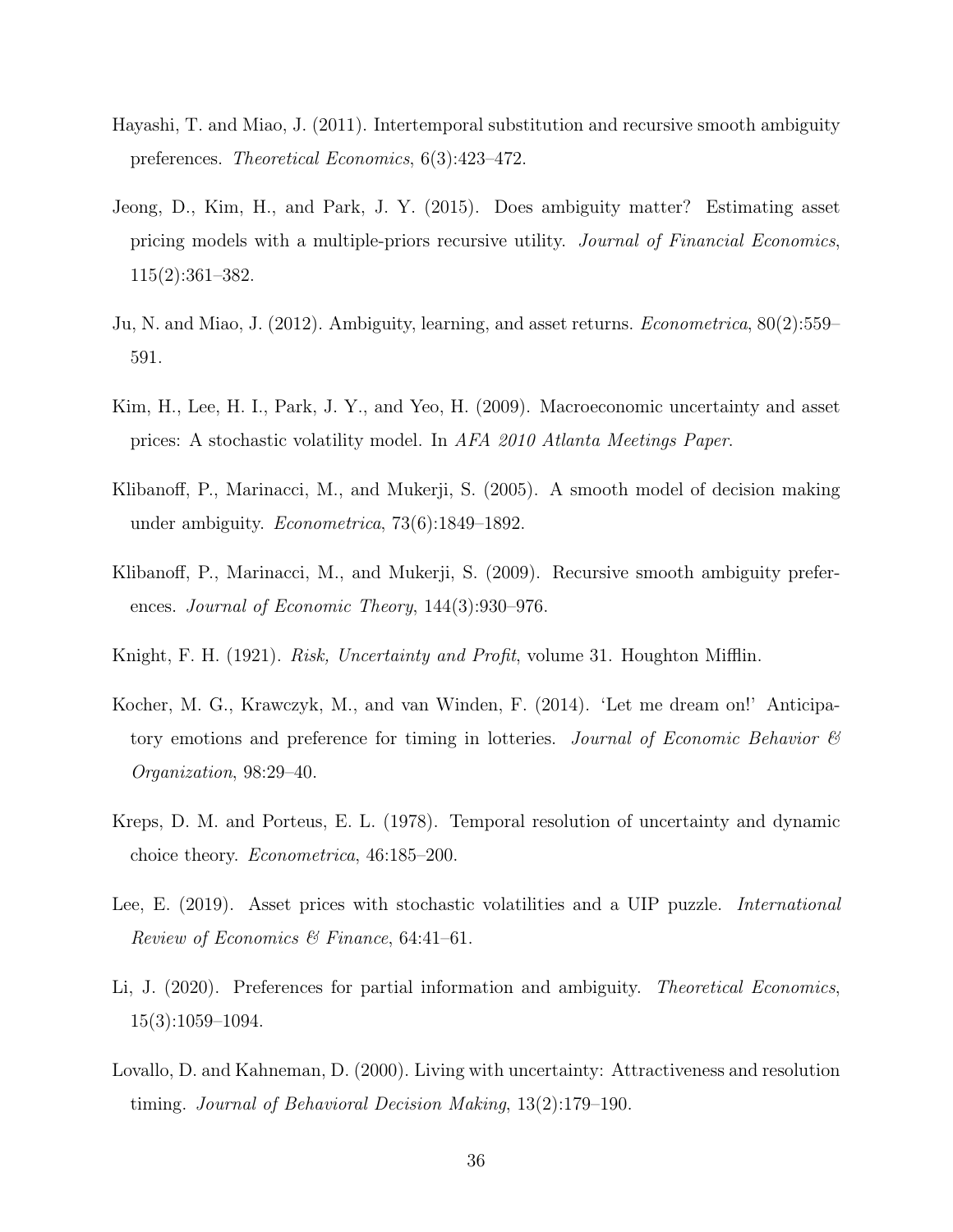Hayashi, T. and Miao, J. (2011). Intertemporal substitution and recursive smooth ambiguity preferences. *Theoretical Economics*, 6(3):423–472.

Jeong, D., Kim, H., and Park, J. Y. (2015). Does ambiguity matter? Estimating asset pricing models with a multiple-priors recursive utility. *Journal of Financial Economics*, 115(2):361–382.

Ju, N. and Miao, J. (2012). Ambiguity, learning, and asset returns. *Econometrica*, 80(2):559–591.

Kim, H., Lee, H. I., Park, J. Y., and Yeo, H. (2009). Macroeconomic uncertainty and asset prices: A stochastic volatility model. In *AFA 2010 Atlanta Meetings Paper*.

Klibanoff, P., Marinacci, M., and Mukerji, S. (2005). A smooth model of decision making under ambiguity. *Econometrica*, 73(6):1849–1892.

Klibanoff, P., Marinacci, M., and Mukerji, S. (2009). Recursive smooth ambiguity preferences. *Journal of Economic Theory*, 144(3):930–976.

Knight, F. H. (1921). *Risk, Uncertainty and Profit*, volume 31. Houghton Mifflin.

Kocher, M. G., Krawczyk, M., and van Winden, F. (2014). 'Let me dream on!' Anticipatory emotions and preference for timing in lotteries. *Journal of Economic Behavior & Organization*, 98:29–40.

Kreps, D. M. and Porteus, E. L. (1978). Temporal resolution of uncertainty and dynamic choice theory. *Econometrica*, 46:185–200.

Lee, E. (2019). Asset prices with stochastic volatilities and a UIP puzzle. *International Review of Economics & Finance*, 64:41–61.

Li, J. (2020). Preferences for partial information and ambiguity. *Theoretical Economics*, 15(3):1059–1094.

Lovallo, D. and Kahneman, D. (2000). Living with uncertainty: Attractiveness and resolution timing. *Journal of Behavioral Decision Making*, 13(2):179–190.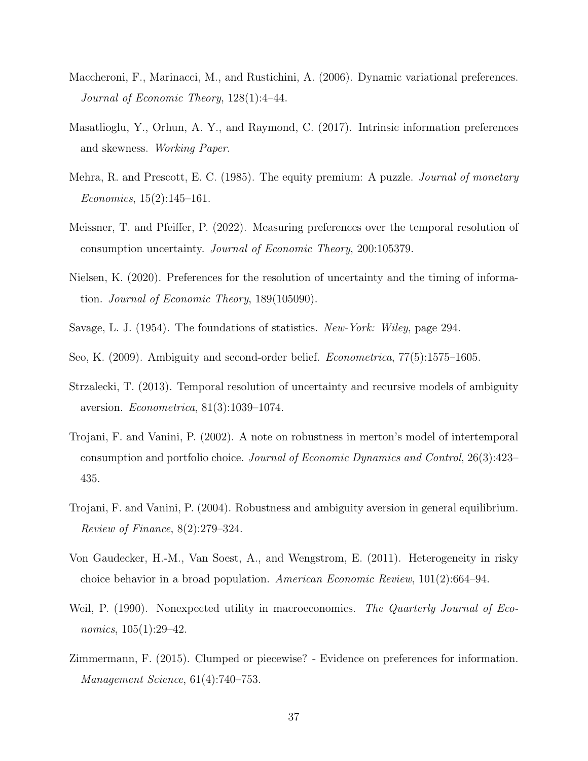Maccheroni, F., Marinacci, M., and Rustichini, A. (2006). Dynamic variational preferences. *Journal of Economic Theory*, 128(1):4–44.

Masatlioglu, Y., Orhun, A. Y., and Raymond, C. (2017). Intrinsic information preferences and skewness. *Working Paper*.

Mehra, R. and Prescott, E. C. (1985). The equity premium: A puzzle. *Journal of monetary Economics*, 15(2):145–161.

Meissner, T. and Pfeiffer, P. (2022). Measuring preferences over the temporal resolution of consumption uncertainty. *Journal of Economic Theory*, 200:105379.

Nielsen, K. (2020). Preferences for the resolution of uncertainty and the timing of information. *Journal of Economic Theory*, 189(105090).

Savage, L. J. (1954). The foundations of statistics. *New-York: Wiley*, page 294.

Seo, K. (2009). Ambiguity and second-order belief. *Econometrica*, 77(5):1575–1605.

Strzalecki, T. (2013). Temporal resolution of uncertainty and recursive models of ambiguity aversion. *Econometrica*, 81(3):1039–1074.

Trojani, F. and Vanini, P. (2002). A note on robustness in merton's model of intertemporal consumption and portfolio choice. *Journal of Economic Dynamics and Control*, 26(3):423–435.

Trojani, F. and Vanini, P. (2004). Robustness and ambiguity aversion in general equilibrium. *Review of Finance*, 8(2):279–324.

Von Gaudecker, H.-M., Van Soest, A., and Wengstrom, E. (2011). Heterogeneity in risky choice behavior in a broad population. *American Economic Review*, 101(2):664–94.

Weil, P. (1990). Nonexpected utility in macroeconomics. *The Quarterly Journal of Economics*, 105(1):29–42.

Zimmermann, F. (2015). Clumped or piecewise? - Evidence on preferences for information. *Management Science*, 61(4):740–753.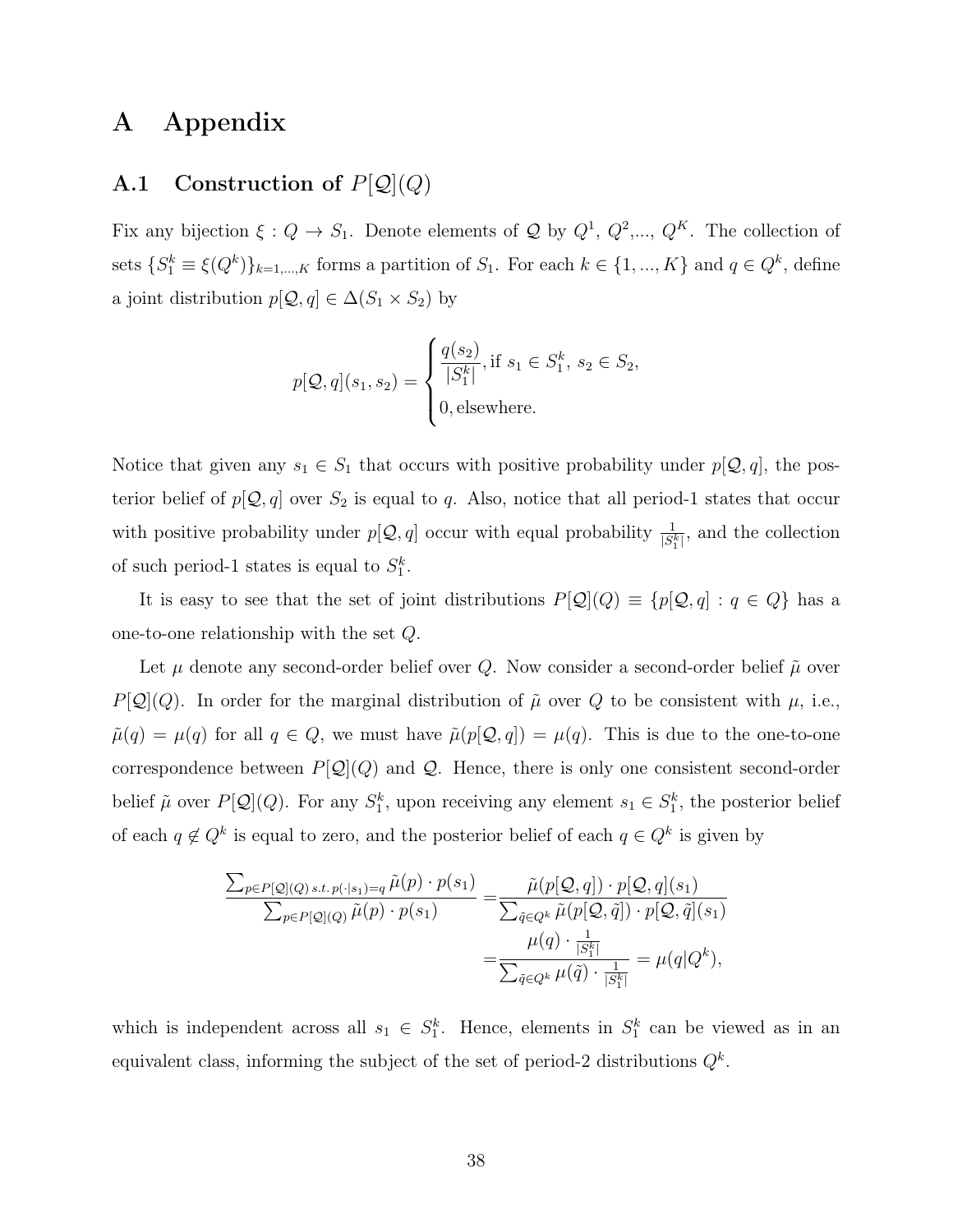# A Appendix

## A.1 Construction of $P[\mathcal{Q}](Q)$

Fix any bijection $\xi : Q \to S_1$. Denote elements of $\mathcal{Q}$ by $Q^1$, $Q^2$,..., $Q^K$. The collection of sets $\{S_1^k \equiv \xi(Q^k)\}_{k=1,...,K}$ forms a partition of $S_1$. For each $k \in \{1, ..., K\}$ and $q \in Q^k$, define a joint distribution $p[\mathcal{Q}, q] \in \Delta(S_1 \times S_2)$ by

$$p[\mathcal{Q}, q](s_1, s_2) = \begin{cases} \dfrac{q(s_2)}{|S_1^k|}, \text{if } s_1 \in S_1^k,\ s_2 \in S_2, \\ 0, \text{elsewhere.} \end{cases}$$

Notice that given any $s_1 \in S_1$ that occurs with positive probability under $p[\mathcal{Q}, q]$, the posterior belief of $p[\mathcal{Q}, q]$ over $S_2$ is equal to $q$. Also, notice that all period-1 states that occur with positive probability under $p[\mathcal{Q}, q]$ occur with equal probability $\frac{1}{|S_1^k|}$, and the collection of such period-1 states is equal to $S_1^k$.

It is easy to see that the set of joint distributions $P[\mathcal{Q}](Q) \equiv \{p[\mathcal{Q}, q] : q \in Q\}$ has a one-to-one relationship with the set $Q$.

Let $\mu$ denote any second-order belief over $Q$. Now consider a second-order belief $\tilde{\mu}$ over $P[\mathcal{Q}](Q)$. In order for the marginal distribution of $\tilde{\mu}$ over $Q$ to be consistent with $\mu$, i.e., $\tilde{\mu}(q) = \mu(q)$ for all $q \in Q$, we must have $\tilde{\mu}(p[\mathcal{Q}, q]) = \mu(q)$. This is due to the one-to-one correspondence between $P[\mathcal{Q}](Q)$ and $\mathcal{Q}$. Hence, there is only one consistent second-order belief $\tilde{\mu}$ over $P[\mathcal{Q}](Q)$. For any $S_1^k$, upon receiving any element $s_1 \in S_1^k$, the posterior belief of each $q \notin Q^k$ is equal to zero, and the posterior belief of each $q \in Q^k$ is given by

$$\begin{aligned}
\frac{\sum_{p \in P[\mathcal{Q}](Q)\, s.t.\, p(\cdot|s_1)=q} \tilde{\mu}(p) \cdot p(s_1)}{\sum_{p \in P[\mathcal{Q}](Q)} \tilde{\mu}(p) \cdot p(s_1)} =& \frac{\tilde{\mu}(p[\mathcal{Q}, q]) \cdot p[\mathcal{Q}, q](s_1)}{\sum_{\tilde{q} \in Q^k} \tilde{\mu}(p[\mathcal{Q}, \tilde{q}]) \cdot p[\mathcal{Q}, \tilde{q}](s_1)} \\
=& \frac{\mu(q) \cdot \frac{1}{|S_1^k|}}{\sum_{\tilde{q} \in Q^k} \mu(\tilde{q}) \cdot \frac{1}{|S_1^k|}} = \mu(q|Q^k),
\end{aligned}$$

which is independent across all $s_1 \in S_1^k$. Hence, elements in $S_1^k$ can be viewed as in an equivalent class, informing the subject of the set of period-2 distributions $Q^k$.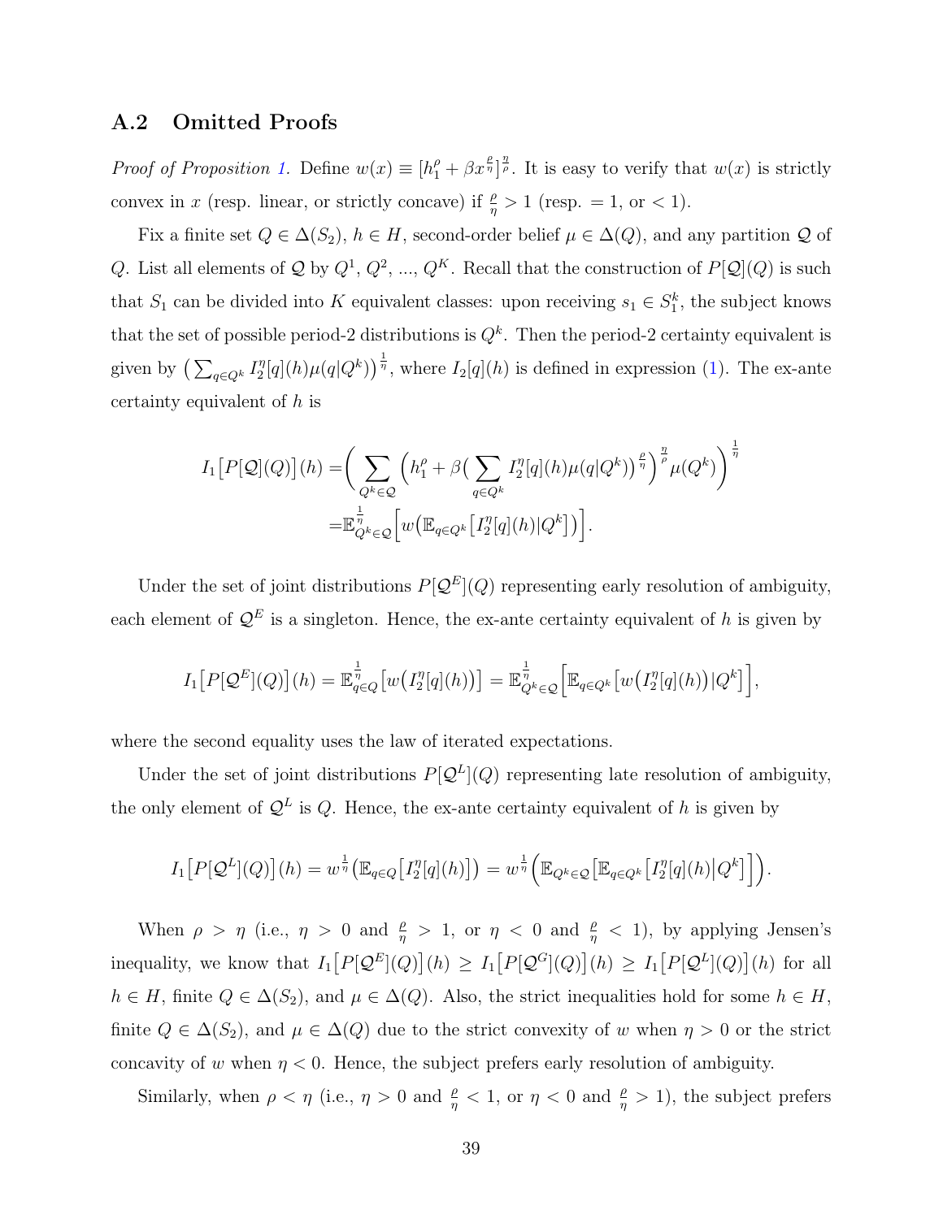## A.2 Omitted Proofs

*Proof of Proposition 1.* Define $w(x) \equiv [h_1^\rho + \beta x^{\frac{\rho}{\eta}}]^{\frac{\eta}{\rho}}$. It is easy to verify that $w(x)$ is strictly convex in $x$ (resp. linear, or strictly concave) if $\frac{\rho}{\eta} > 1$ (resp. $= 1$, or $< 1$).

Fix a finite set $Q \in \Delta(S_2)$, $h \in H$, second-order belief $\mu \in \Delta(Q)$, and any partition $\mathcal{Q}$ of $Q$. List all elements of $\mathcal{Q}$ by $Q^1$, $Q^2$, ..., $Q^K$. Recall that the construction of $P[\mathcal{Q}](Q)$ is such that $S_1$ can be divided into $K$ equivalent classes: upon receiving $s_1 \in S_1^k$, the subject knows that the set of possible period-2 distributions is $Q^k$. Then the period-2 certainty equivalent is given by $\big(\sum_{q\in Q^k} I_2^\eta[q](h)\mu(q|Q^k)\big)^{\frac{1}{\eta}}$, where $I_2[q](h)$ is defined in expression (1). The ex-ante certainty equivalent of $h$ is

$$
\begin{aligned}
I_1\big[P[\mathcal{Q}](Q)\big](h) =& \bigg( \sum_{Q^k\in\mathcal{Q}} \Big( h_1^\rho + \beta \big( \sum_{q\in Q^k} I_2^\eta[q](h)\mu(q|Q^k)\big)^{\frac{\rho}{\eta}}\Big)^{\frac{\eta}{\rho}} \mu(Q^k)\bigg)^{\frac{1}{\eta}} \\
=& \mathbb{E}^{\frac{1}{\eta}}_{Q^k\in\mathcal{Q}}\Big[ w\big(\mathbb{E}_{q\in Q^k}\big[I_2^\eta[q](h)|Q^k\big]\big)\Big].
\end{aligned}
$$

Under the set of joint distributions $P[\mathcal{Q}^E](Q)$ representing early resolution of ambiguity, each element of $\mathcal{Q}^E$ is a singleton. Hence, the ex-ante certainty equivalent of $h$ is given by

$$
I_1\big[P[\mathcal{Q}^E](Q)\big](h) = \mathbb{E}^{\frac{1}{\eta}}_{q\in Q}\big[w\big(I_2^\eta[q](h)\big)\big] = \mathbb{E}^{\frac{1}{\eta}}_{Q^k\in\mathcal{Q}}\Big[\mathbb{E}_{q\in Q^k}\big[w\big(I_2^\eta[q](h)\big)|Q^k\big]\Big],
$$

where the second equality uses the law of iterated expectations.

Under the set of joint distributions $P[\mathcal{Q}^L](Q)$ representing late resolution of ambiguity, the only element of $\mathcal{Q}^L$ is $Q$. Hence, the ex-ante certainty equivalent of $h$ is given by

$$
I_1\big[P[\mathcal{Q}^L](Q)\big](h) = w^{\frac{1}{\eta}}\big(\mathbb{E}_{q\in Q}\big[I_2^\eta[q](h)\big]\big) = w^{\frac{1}{\eta}}\Big(\mathbb{E}_{Q^k\in\mathcal{Q}}\big[\mathbb{E}_{q\in Q^k}\big[I_2^\eta[q](h)\big|Q^k\big]\big]\Big).
$$

When $\rho > \eta$ (i.e., $\eta > 0$ and $\frac{\rho}{\eta} > 1$, or $\eta < 0$ and $\frac{\rho}{\eta} < 1$), by applying Jensen's inequality, we know that $I_1\big[P[\mathcal{Q}^E](Q)\big](h) \geq I_1\big[P[\mathcal{Q}^G](Q)\big](h) \geq I_1\big[P[\mathcal{Q}^L](Q)\big](h)$ for all $h \in H$, finite $Q \in \Delta(S_2)$, and $\mu \in \Delta(Q)$. Also, the strict inequalities hold for some $h \in H$, finite $Q \in \Delta(S_2)$, and $\mu \in \Delta(Q)$ due to the strict convexity of $w$ when $\eta > 0$ or the strict concavity of $w$ when $\eta < 0$. Hence, the subject prefers early resolution of ambiguity.

Similarly, when $\rho < \eta$ (i.e., $\eta > 0$ and $\frac{\rho}{\eta} < 1$, or $\eta < 0$ and $\frac{\rho}{\eta} > 1$), the subject prefers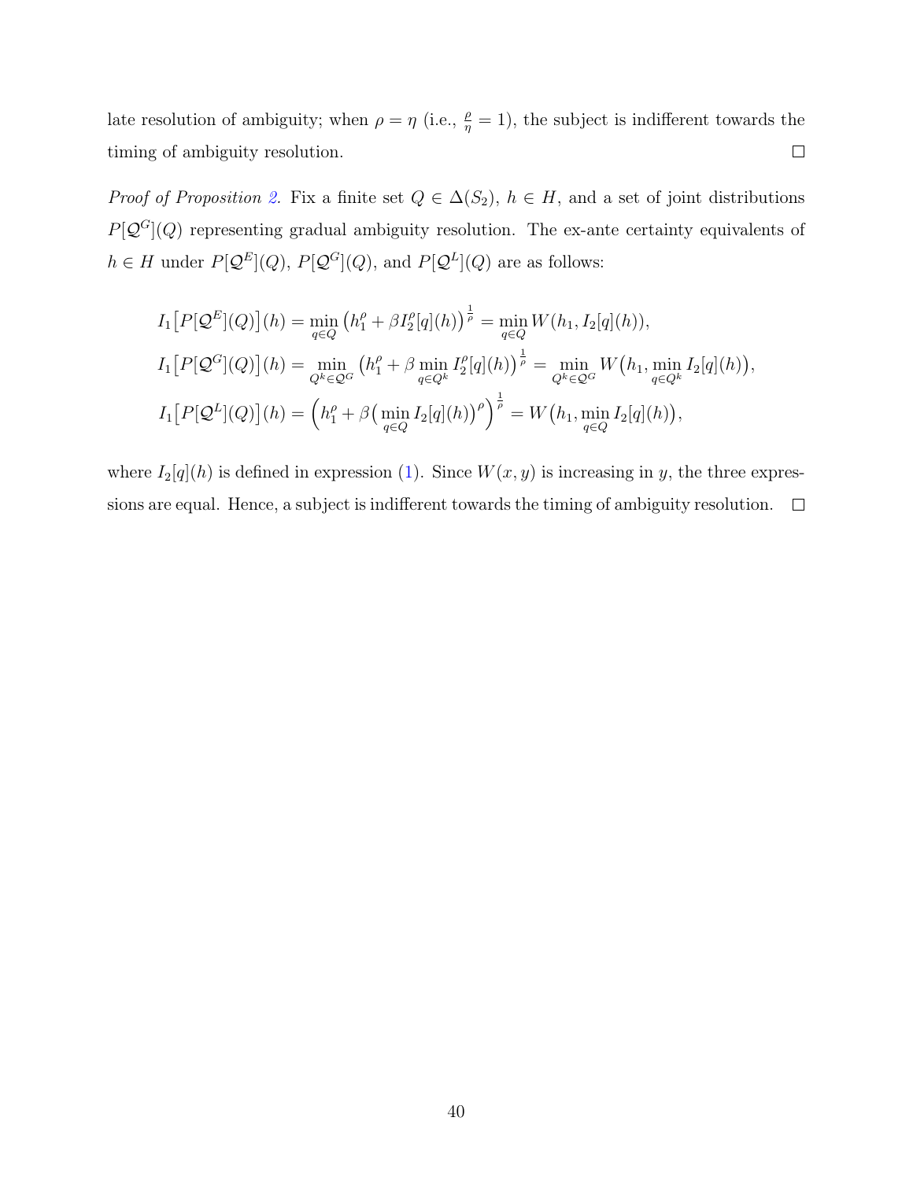late resolution of ambiguity; when $\rho = \eta$ (i.e., $\frac{\rho}{\eta} = 1$), the subject is indifferent towards the timing of ambiguity resolution. $\square$

*Proof of Proposition 2.* Fix a finite set $Q \in \Delta(S_2)$, $h \in H$, and a set of joint distributions $P[\mathcal{Q}^G](Q)$ representing gradual ambiguity resolution. The ex-ante certainty equivalents of $h \in H$ under $P[\mathcal{Q}^E](Q)$, $P[\mathcal{Q}^G](Q)$, and $P[\mathcal{Q}^L](Q)$ are as follows:

$$
\begin{aligned}
I_1\big[P[\mathcal{Q}^E](Q)\big](h) &= \min_{q \in Q} \left(h_1^\rho + \beta I_2^\rho[q](h)\right)^{\frac{1}{\rho}} = \min_{q \in Q} W(h_1, I_2[q](h)), \\
I_1\big[P[\mathcal{Q}^G](Q)\big](h) &= \min_{Q^k \in \mathcal{Q}^G} \left(h_1^\rho + \beta \min_{q \in Q^k} I_2^\rho[q](h)\right)^{\frac{1}{\rho}} = \min_{Q^k \in \mathcal{Q}^G} W\big(h_1, \min_{q \in Q^k} I_2[q](h)\big), \\
I_1\big[P[\mathcal{Q}^L](Q)\big](h) &= \left(h_1^\rho + \beta \big(\min_{q \in Q} I_2[q](h)\big)^\rho\right)^{\frac{1}{\rho}} = W\big(h_1, \min_{q \in Q} I_2[q](h)\big),
\end{aligned}
$$

where $I_2[q](h)$ is defined in expression (1). Since $W(x, y)$ is increasing in $y$, the three expressions are equal. Hence, a subject is indifferent towards the timing of ambiguity resolution. $\square$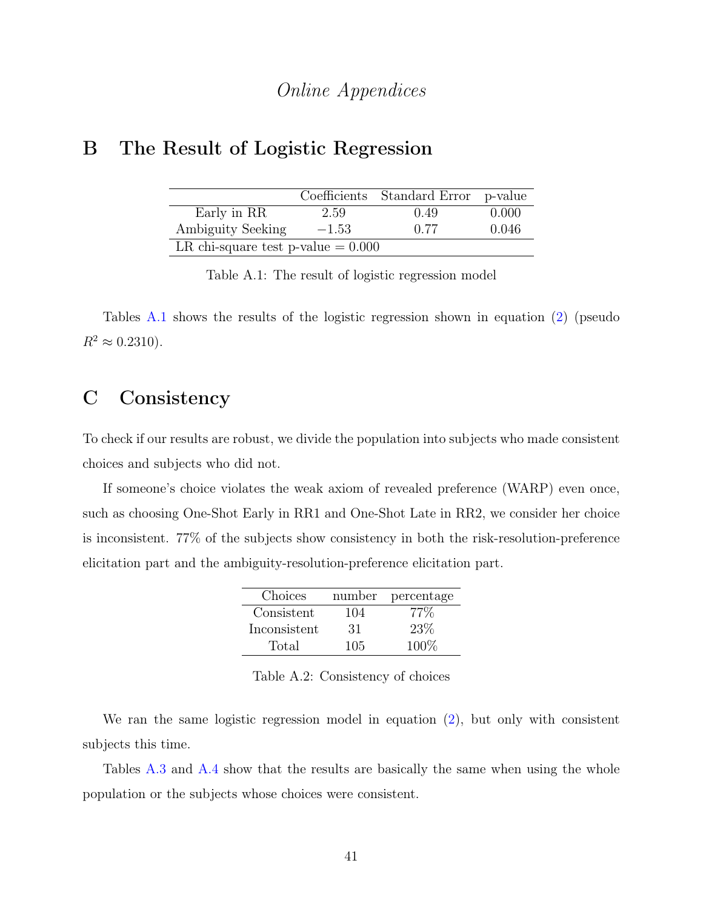*Online Appendices*

## B The Result of Logistic Regression

| | Coefficients | Standard Error | p-value |
|---|---|---|---|
| Early in RR | 2.59 | 0.49 | 0.000 |
| Ambiguity Seeking | $-1.53$ | 0.77 | 0.046 |
| LR chi-square test p-value = 0.000 | | | |

Table A.1: The result of logistic regression model

Tables A.1 shows the results of the logistic regression shown in equation (2) (pseudo $R^2 \approx 0.2310$).

## C Consistency

To check if our results are robust, we divide the population into subjects who made consistent choices and subjects who did not.

If someone's choice violates the weak axiom of revealed preference (WARP) even once, such as choosing One-Shot Early in RR1 and One-Shot Late in RR2, we consider her choice is inconsistent. 77% of the subjects show consistency in both the risk-resolution-preference elicitation part and the ambiguity-resolution-preference elicitation part.

| Choices | number | percentage |
|---|---|---|
| Consistent | 104 | 77% |
| Inconsistent | 31 | 23% |
| Total | 105 | 100% |

Table A.2: Consistency of choices

We ran the same logistic regression model in equation (2), but only with consistent subjects this time.

Tables A.3 and A.4 show that the results are basically the same when using the whole population or the subjects whose choices were consistent.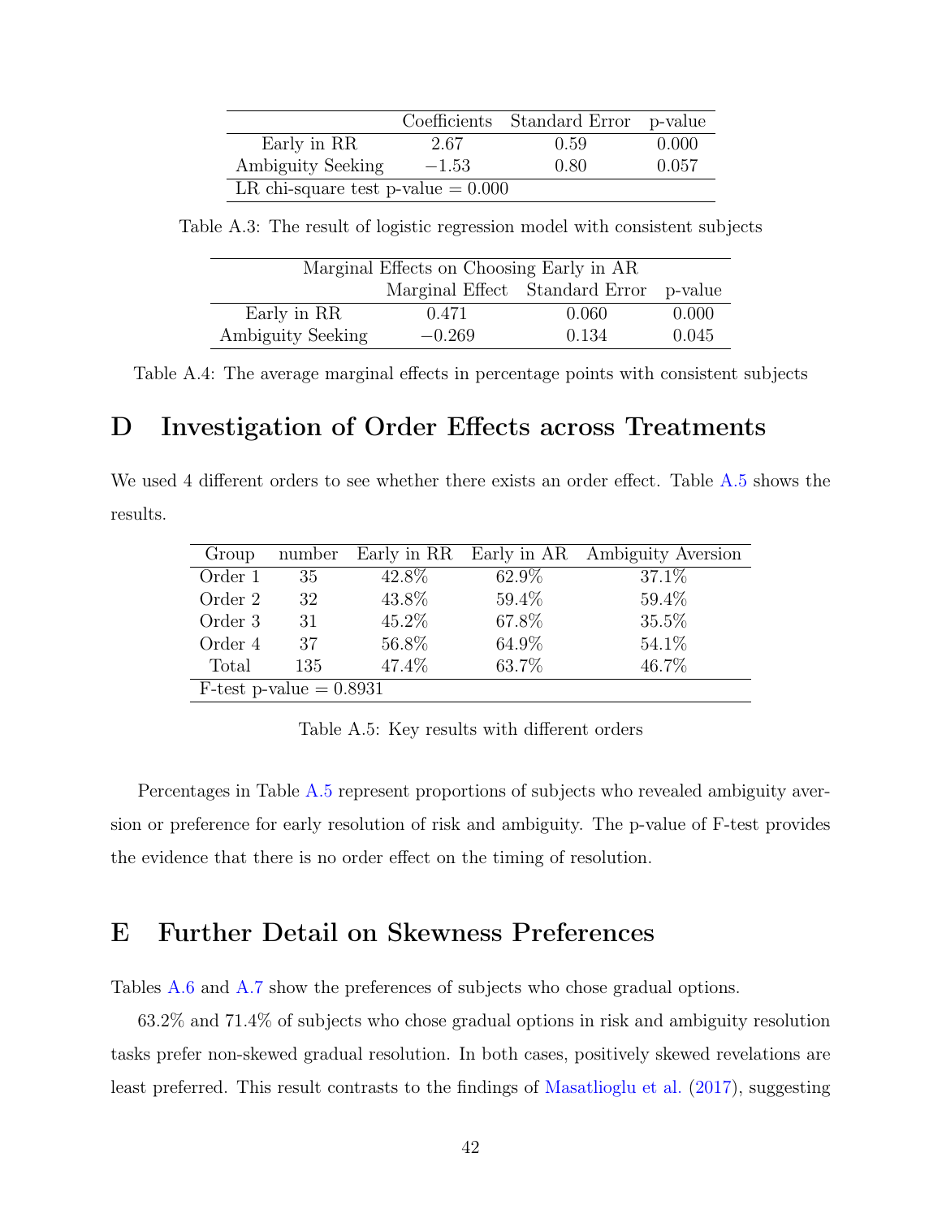| | Coefficients | Standard Error | p-value |
|---|---|---|---|
| Early in RR | 2.67 | 0.59 | 0.000 |
| Ambiguity Seeking | $-1.53$ | 0.80 | 0.057 |
| LR chi-square test p-value = 0.000 | | | |

Table A.3: The result of logistic regression model with consistent subjects

| Marginal Effects on Choosing Early in AR | | | |
|---|---|---|---|
| | Marginal Effect | Standard Error | p-value |
| Early in RR | 0.471 | 0.060 | 0.000 |
| Ambiguity Seeking | $-0.269$ | 0.134 | 0.045 |

Table A.4: The average marginal effects in percentage points with consistent subjects

# D Investigation of Order Effects across Treatments

We used 4 different orders to see whether there exists an order effect. Table A.5 shows the results.

| Group | number | Early in RR | Early in AR | Ambiguity Aversion |
|---|---|---|---|---|
| Order 1 | 35 | 42.8% | 62.9% | 37.1% |
| Order 2 | 32 | 43.8% | 59.4% | 59.4% |
| Order 3 | 31 | 45.2% | 67.8% | 35.5% |
| Order 4 | 37 | 56.8% | 64.9% | 54.1% |
| Total | 135 | 47.4% | 63.7% | 46.7% |
| F-test p-value = 0.8931 | | | | |

Table A.5: Key results with different orders

Percentages in Table A.5 represent proportions of subjects who revealed ambiguity aversion or preference for early resolution of risk and ambiguity. The p-value of F-test provides the evidence that there is no order effect on the timing of resolution.

# E Further Detail on Skewness Preferences

Tables A.6 and A.7 show the preferences of subjects who chose gradual options.

63.2% and 71.4% of subjects who chose gradual options in risk and ambiguity resolution tasks prefer non-skewed gradual resolution. In both cases, positively skewed revelations are least preferred. This result contrasts to the findings of Masatlioglu et al. (2017), suggesting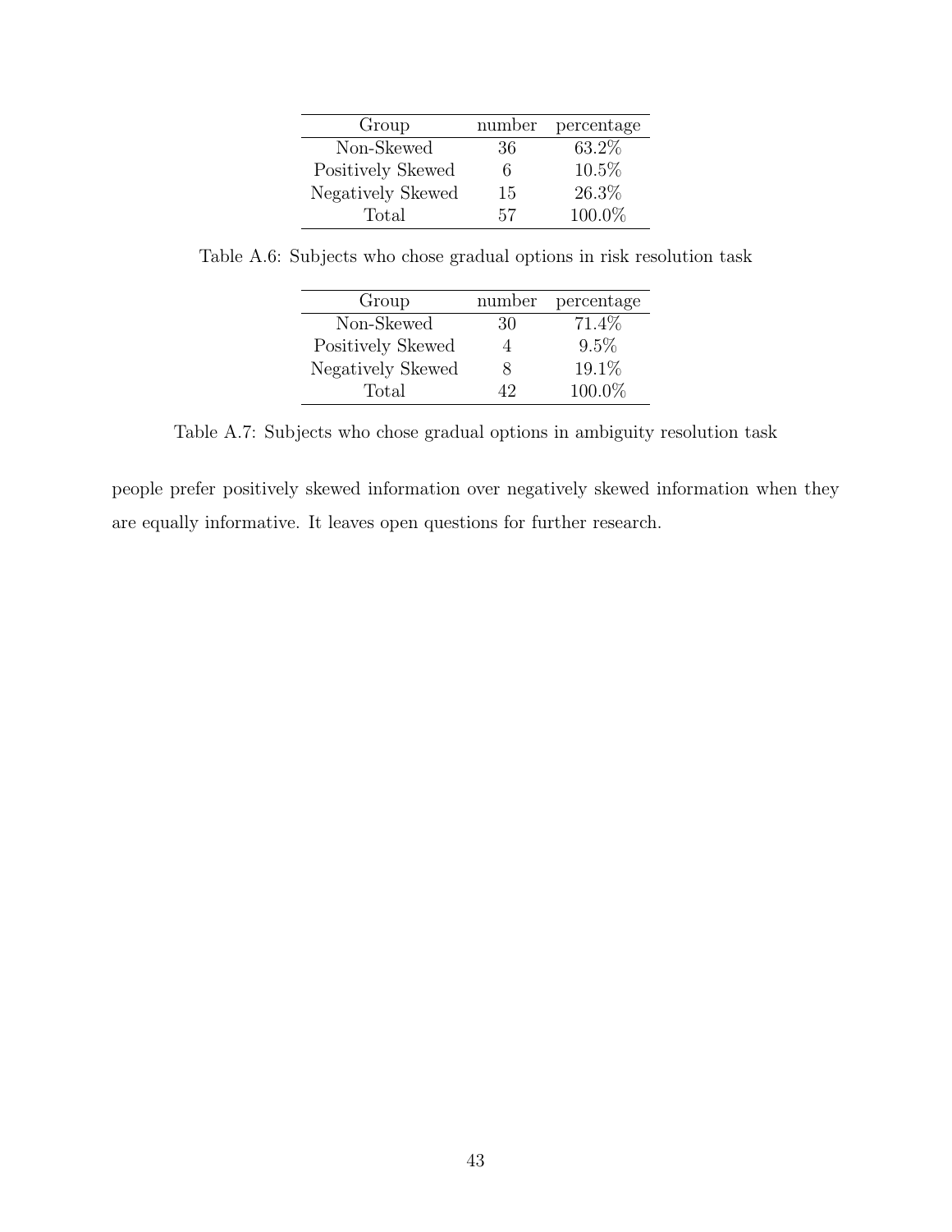| Group | number | percentage |
|---|---|---|
| Non-Skewed | 36 | 63.2% |
| Positively Skewed | 6 | 10.5% |
| Negatively Skewed | 15 | 26.3% |
| Total | 57 | 100.0% |

Table A.6: Subjects who chose gradual options in risk resolution task

| Group | number | percentage |
|---|---|---|
| Non-Skewed | 30 | 71.4% |
| Positively Skewed | 4 | 9.5% |
| Negatively Skewed | 8 | 19.1% |
| Total | 42 | 100.0% |

Table A.7: Subjects who chose gradual options in ambiguity resolution task

people prefer positively skewed information over negatively skewed information when they are equally informative. It leaves open questions for further research.